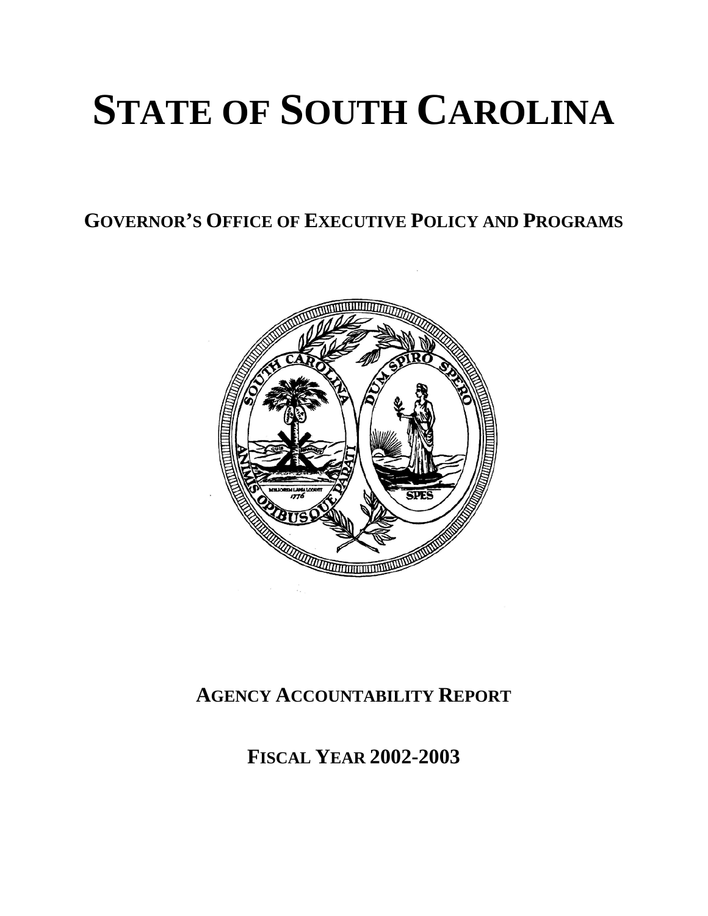# STATE OF SOUTH CAROLINA

## GOVERNOR'S OFFICE OF EXECUTIVE POLICY AND PROGRAMS

## AGENCY ACCOUNTABILITY REPORT

## FISCAL YEAR 2002-2003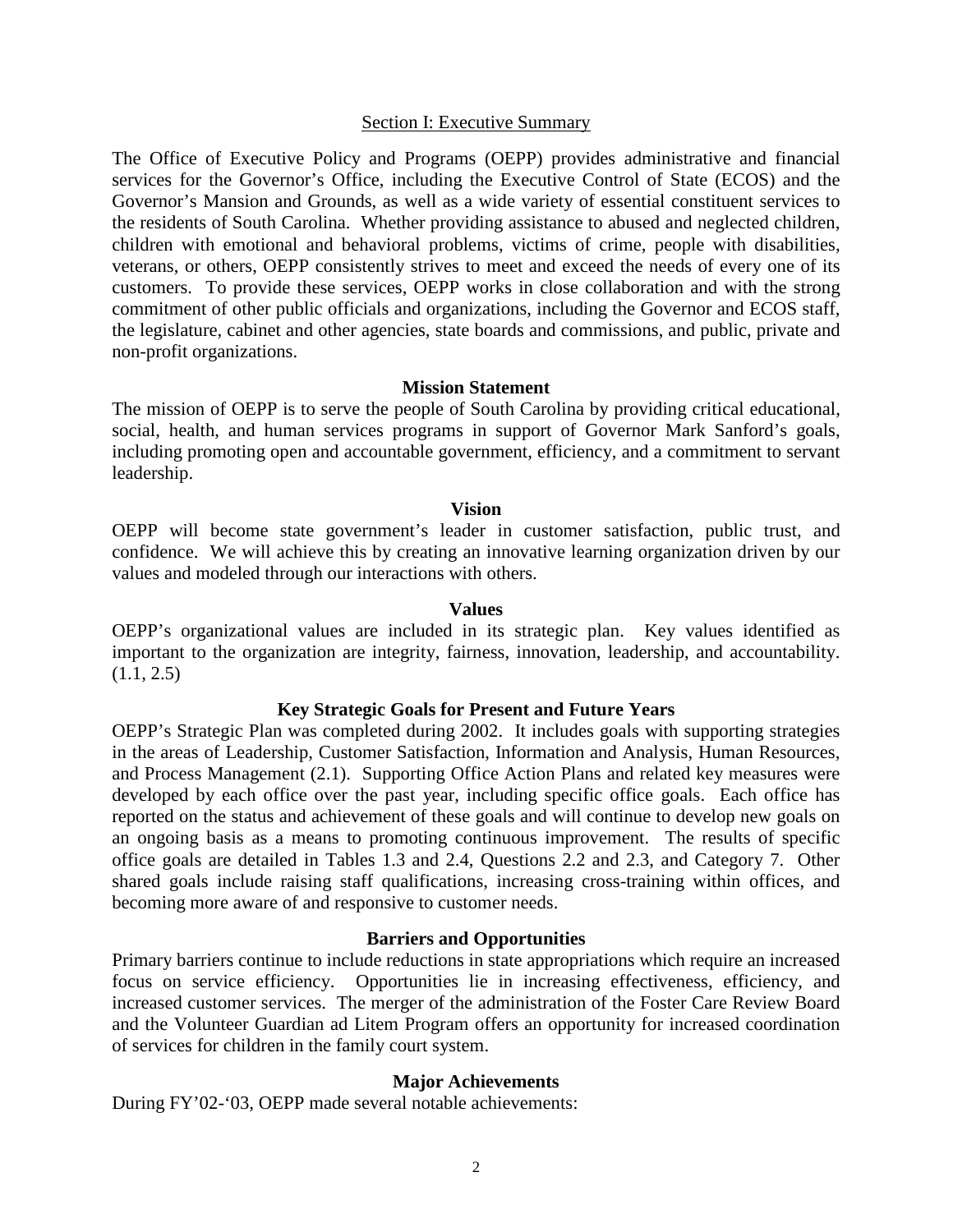## Section I: Executive Summary

The Office of Executive Policy and Programs (OEPP) provides administrative and financial services for the Governor's Office, including the Executive Control of State (ECOS) and the Governor's Mansion and Grounds, as well as a wide variety of essential constituent services to the residents of South Carolina. Whether providing assistance to abused and neglected children, children with emotional and behavioral problems, victims of crime, people with disabilities, veterans, or others, OEPP consistently strives to meet and exceed the needs of every one of its customers. To provide these services, OEPP works in close collaboration and with the strong commitment of other public officials and organizations, including the Governor and ECOS staff, the legislature, cabinet and other agencies, state boards and commissions, and public, private and non-profit organizations.

### Mission Statement

The mission of OEPP is to serve the people of South Carolina by providing critical educational, social, health, and human services programs in support of Governor Mark Sanford's goals, including promoting open and accountable government, efficiency, and a commitment to servant leadership.

### Vision

OEPP will become state government's leader in customer satisfaction, public trust, and confidence. We will achieve this by creating an innovative learning organization driven by our values and modeled through our interactions with others.

### Values

OEPP's organizational values are included in its strategic plan. Key values identified as important to the organization are integrity, fairness, innovation, leadership, and accountability. (1.1, 2.5)

### Key Strategic Goals for Present and Future Years

OEPP's Strategic Plan was completed during 2002. It includes goals with supporting strategies in the areas of Leadership, Customer Satisfaction, Information and Analysis, Human Resources, and Process Management (2.1). Supporting Office Action Plans and related key measures were developed by each office over the past year, including specific office goals. Each office has reported on the status and achievement of these goals and will continue to develop new goals on an ongoing basis as a means to promoting continuous improvement. The results of specific office goals are detailed in Tables 1.3 and 2.4, Questions 2.2 and 2.3, and Category 7. Other shared goals include raising staff qualifications, increasing cross-training within offices, and becoming more aware of and responsive to customer needs.

### Barriers and Opportunities

Primary barriers continue to include reductions in state appropriations which require an increased focus on service efficiency. Opportunities lie in increasing effectiveness, efficiency, and increased customer services. The merger of the administration of the Foster Care Review Board and the Volunteer Guardian ad Litem Program offers an opportunity for increased coordination of services for children in the family court system.

### Major Achievements

During FY'02-'03, OEPP made several notable achievements: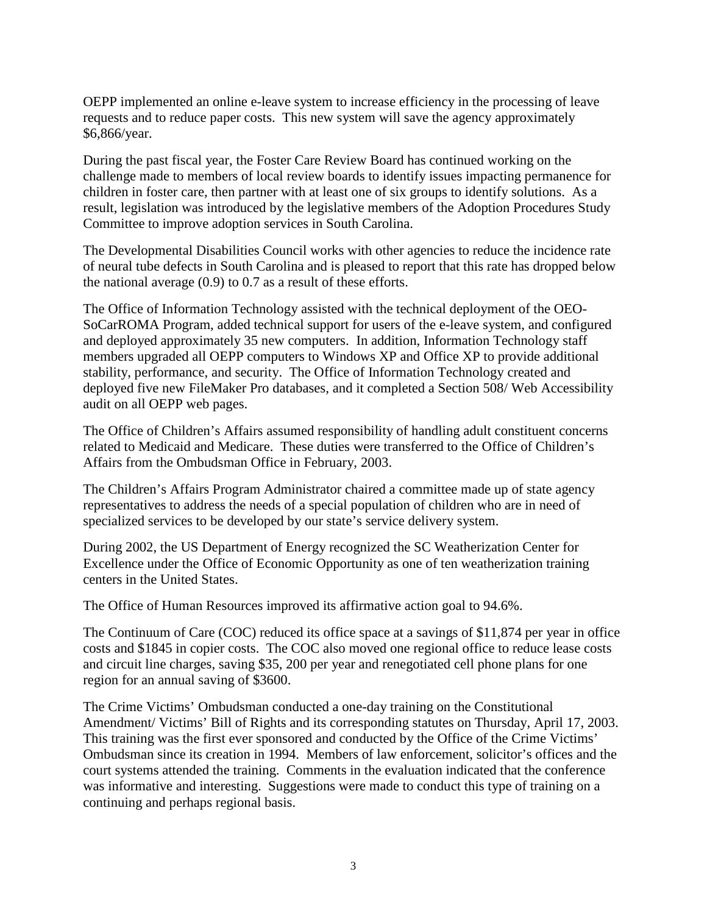OEPP implemented an online e-leave system to increase efficiency in the processing of leave requests and to reduce paper costs. This new system will save the agency approximately $6,866/year.

During the past fiscal year, the Foster Care Review Board has continued working on the challenge made to members of local review boards to identify issues impacting permanence for children in foster care, then partner with at least one of six groups to identify solutions. As a result, legislation was introduced by the legislative members of the Adoption Procedures Study Committee to improve adoption services in South Carolina.

The Developmental Disabilities Council works with other agencies to reduce the incidence rate of neural tube defects in South Carolina and is pleased to report that this rate has dropped below the national average (0.9) to 0.7 as a result of these efforts.

The Office of Information Technology assisted with the technical deployment of the OEO-SoCarROMA Program, added technical support for users of the e-leave system, and configured and deployed approximately 35 new computers. In addition, Information Technology staff members upgraded all OEPP computers to Windows XP and Office XP to provide additional stability, performance, and security. The Office of Information Technology created and deployed five new FileMaker Pro databases, and it completed a Section 508/ Web Accessibility audit on all OEPP web pages.

The Office of Children's Affairs assumed responsibility of handling adult constituent concerns related to Medicaid and Medicare. These duties were transferred to the Office of Children's Affairs from the Ombudsman Office in February, 2003.

The Children's Affairs Program Administrator chaired a committee made up of state agency representatives to address the needs of a special population of children who are in need of specialized services to be developed by our state's service delivery system.

During 2002, the US Department of Energy recognized the SC Weatherization Center for Excellence under the Office of Economic Opportunity as one of ten weatherization training centers in the United States.

The Office of Human Resources improved its affirmative action goal to 94.6%.

The Continuum of Care (COC) reduced its office space at a savings of $11,874 per year in office costs and $1845 in copier costs. The COC also moved one regional office to reduce lease costs and circuit line charges, saving $35, 200 per year and renegotiated cell phone plans for one region for an annual saving of $3600.

The Crime Victims' Ombudsman conducted a one-day training on the Constitutional Amendment/ Victims' Bill of Rights and its corresponding statutes on Thursday, April 17, 2003. This training was the first ever sponsored and conducted by the Office of the Crime Victims' Ombudsman since its creation in 1994. Members of law enforcement, solicitor's offices and the court systems attended the training. Comments in the evaluation indicated that the conference was informative and interesting. Suggestions were made to conduct this type of training on a continuing and perhaps regional basis.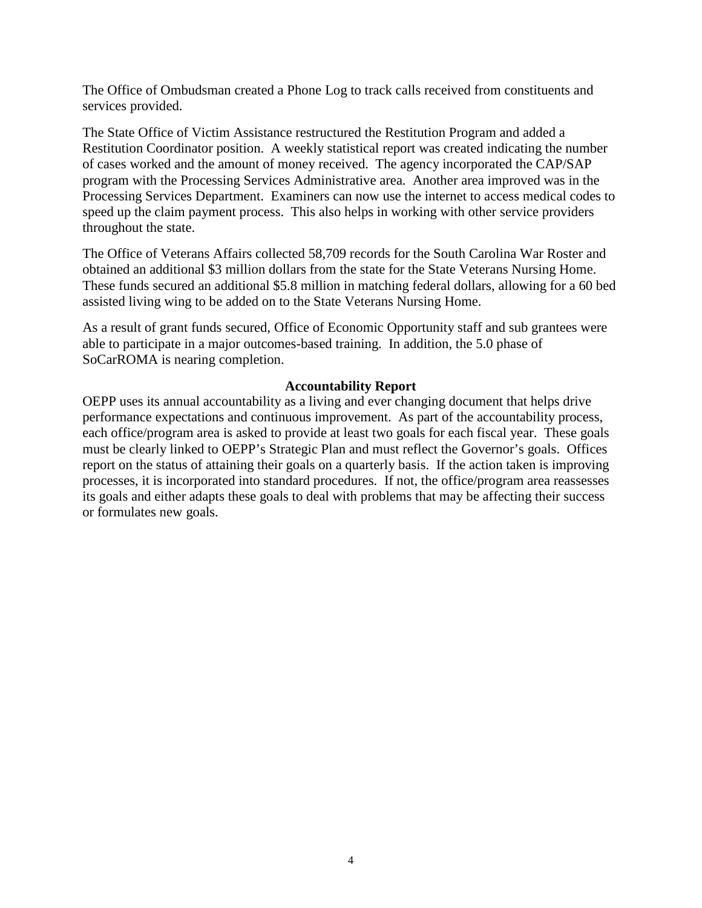The Office of Ombudsman created a Phone Log to track calls received from constituents and services provided.

The State Office of Victim Assistance restructured the Restitution Program and added a Restitution Coordinator position. A weekly statistical report was created indicating the number of cases worked and the amount of money received. The agency incorporated the CAP/SAP program with the Processing Services Administrative area. Another area improved was in the Processing Services Department. Examiners can now use the internet to access medical codes to speed up the claim payment process. This also helps in working with other service providers throughout the state.

The Office of Veterans Affairs collected 58,709 records for the South Carolina War Roster and obtained an additional $3 million dollars from the state for the State Veterans Nursing Home. These funds secured an additional $5.8 million in matching federal dollars, allowing for a 60 bed assisted living wing to be added on to the State Veterans Nursing Home.

As a result of grant funds secured, Office of Economic Opportunity staff and sub grantees were able to participate in a major outcomes-based training. In addition, the 5.0 phase of SoCarROMA is nearing completion.

**Accountability Report**

OEPP uses its annual accountability as a living and ever changing document that helps drive performance expectations and continuous improvement. As part of the accountability process, each office/program area is asked to provide at least two goals for each fiscal year. These goals must be clearly linked to OEPP's Strategic Plan and must reflect the Governor's goals. Offices report on the status of attaining their goals on a quarterly basis. If the action taken is improving processes, it is incorporated into standard procedures. If not, the office/program area reassesses its goals and either adapts these goals to deal with problems that may be affecting their success or formulates new goals.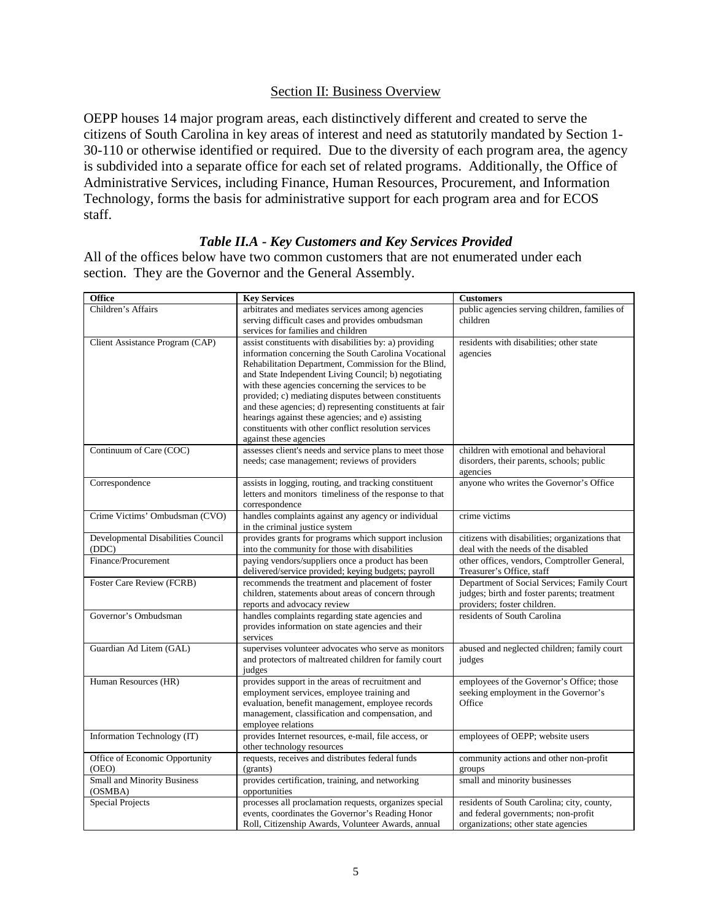## Section II: Business Overview

OEPP houses 14 major program areas, each distinctively different and created to serve the citizens of South Carolina in key areas of interest and need as statutorily mandated by Section 1-30-110 or otherwise identified or required. Due to the diversity of each program area, the agency is subdivided into a separate office for each set of related programs. Additionally, the Office of Administrative Services, including Finance, Human Resources, Procurement, and Information Technology, forms the basis for administrative support for each program area and for ECOS staff.

### *Table II.A - Key Customers and Key Services Provided*

All of the offices below have two common customers that are not enumerated under each section. They are the Governor and the General Assembly.

| Office | Key Services | Customers |
|---|---|---|
| Children's Affairs | arbitrates and mediates services among agencies serving difficult cases and provides ombudsman services for families and children | public agencies serving children, families of children |
| Client Assistance Program (CAP) | assist constituents with disabilities by: a) providing information concerning the South Carolina Vocational Rehabilitation Department, Commission for the Blind, and State Independent Living Council; b) negotiating with these agencies concerning the services to be provided; c) mediating disputes between constituents and these agencies; d) representing constituents at fair hearings against these agencies; and e) assisting constituents with other conflict resolution services against these agencies | residents with disabilities; other state agencies |
| Continuum of Care (COC) | assesses client's needs and service plans to meet those needs; case management; reviews of providers | children with emotional and behavioral disorders, their parents, schools; public agencies |
| Correspondence | assists in logging, routing, and tracking constituent letters and monitors timeliness of the response to that correspondence | anyone who writes the Governor's Office |
| Crime Victims' Ombudsman (CVO) | handles complaints against any agency or individual in the criminal justice system | crime victims |
| Developmental Disabilities Council (DDC) | provides grants for programs which support inclusion into the community for those with disabilities | citizens with disabilities; organizations that deal with the needs of the disabled |
| Finance/Procurement | paying vendors/suppliers once a product has been delivered/service provided; keying budgets; payroll | other offices, vendors, Comptroller General, Treasurer's Office, staff |
| Foster Care Review (FCRB) | recommends the treatment and placement of foster children, statements about areas of concern through reports and advocacy review | Department of Social Services; Family Court judges; birth and foster parents; treatment providers; foster children. |
| Governor's Ombudsman | handles complaints regarding state agencies and provides information on state agencies and their services | residents of South Carolina |
| Guardian Ad Litem (GAL) | supervises volunteer advocates who serve as monitors and protectors of maltreated children for family court judges | abused and neglected children; family court judges |
| Human Resources (HR) | provides support in the areas of recruitment and employment services, employee training and evaluation, benefit management, employee records management, classification and compensation, and employee relations | employees of the Governor's Office; those seeking employment in the Governor's Office |
| Information Technology (IT) | provides Internet resources, e-mail, file access, or other technology resources | employees of OEPP; website users |
| Office of Economic Opportunity (OEO) | requests, receives and distributes federal funds (grants) | community actions and other non-profit groups |
| Small and Minority Business (OSMBA) | provides certification, training, and networking opportunities | small and minority businesses |
| Special Projects | processes all proclamation requests, organizes special events, coordinates the Governor's Reading Honor Roll, Citizenship Awards, Volunteer Awards, annual | residents of South Carolina; city, county, and federal governments; non-profit organizations; other state agencies |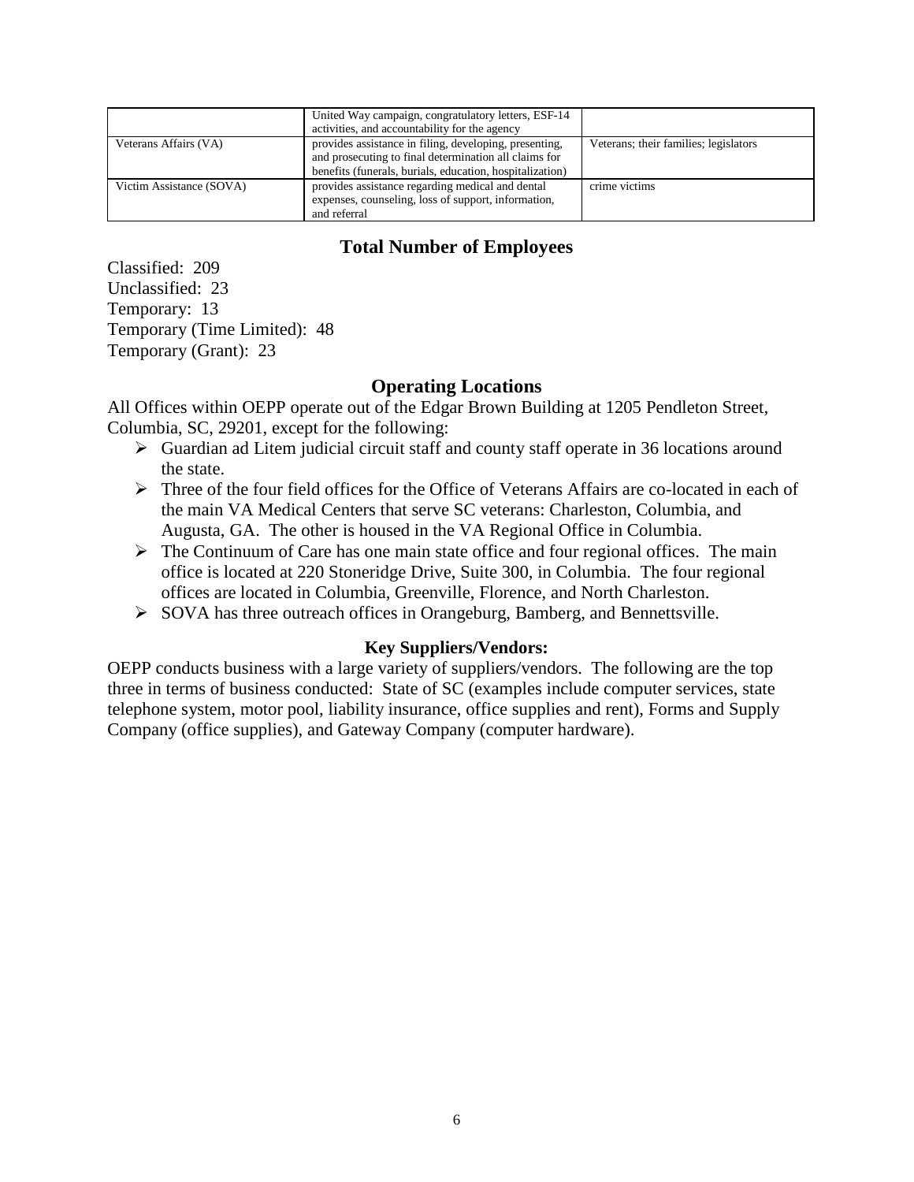|  |  |  |
| --- | --- | --- |
|  | United Way campaign, congratulatory letters, ESF-14 activities, and accountability for the agency |  |
| Veterans Affairs (VA) | provides assistance in filing, developing, presenting, and prosecuting to final determination all claims for benefits (funerals, burials, education, hospitalization) | Veterans; their families; legislators |
| Victim Assistance (SOVA) | provides assistance regarding medical and dental expenses, counseling, loss of support, information, and referral | crime victims |

## Total Number of Employees

Classified: 209
Unclassified: 23
Temporary: 13
Temporary (Time Limited): 48
Temporary (Grant): 23

## Operating Locations

All Offices within OEPP operate out of the Edgar Brown Building at 1205 Pendleton Street, Columbia, SC, 29201, except for the following:

- Guardian ad Litem judicial circuit staff and county staff operate in 36 locations around the state.
- Three of the four field offices for the Office of Veterans Affairs are co-located in each of the main VA Medical Centers that serve SC veterans: Charleston, Columbia, and Augusta, GA. The other is housed in the VA Regional Office in Columbia.
- The Continuum of Care has one main state office and four regional offices. The main office is located at 220 Stoneridge Drive, Suite 300, in Columbia. The four regional offices are located in Columbia, Greenville, Florence, and North Charleston.
- SOVA has three outreach offices in Orangeburg, Bamberg, and Bennettsville.

### Key Suppliers/Vendors:

OEPP conducts business with a large variety of suppliers/vendors. The following are the top three in terms of business conducted: State of SC (examples include computer services, state telephone system, motor pool, liability insurance, office supplies and rent), Forms and Supply Company (office supplies), and Gateway Company (computer hardware).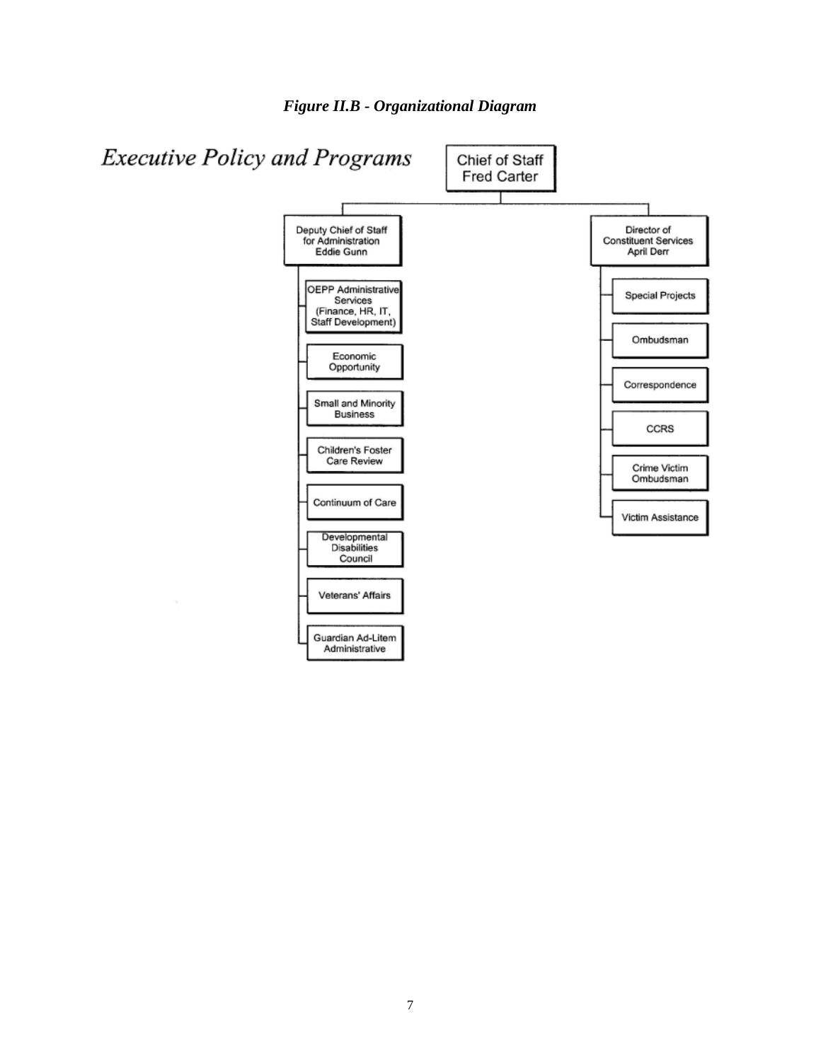*Figure II.B - Organizational Diagram*

## *Executive Policy and Programs*

- **Chief of Staff** – Fred Carter
  - **Deputy Chief of Staff for Administration** – Eddie Gunn
    - OEPP Administrative Services (Finance, HR, IT, Staff Development)
    - Economic Opportunity
    - Small and Minority Business
    - Children's Foster Care Review
    - Continuum of Care
    - Developmental Disabilities Council
    - Veterans' Affairs
    - Guardian Ad-Litem Administrative
  - **Director of Constituent Services** – April Derr
    - Special Projects
    - Ombudsman
    - Correspondence
    - CCRS
    - Crime Victim Ombudsman
    - Victim Assistance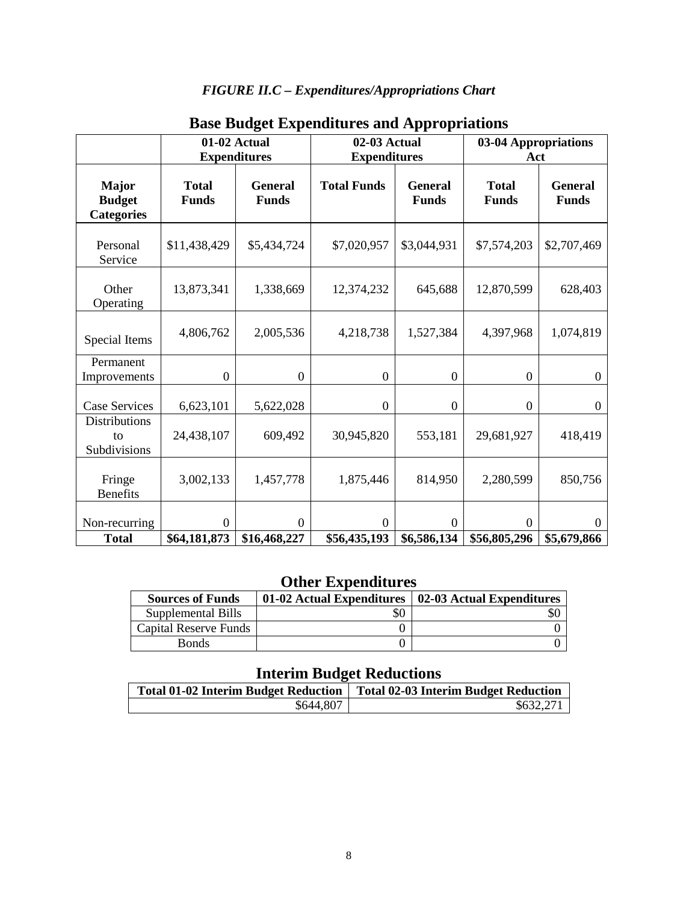*FIGURE II.C – Expenditures/Appropriations Chart*

## Base Budget Expenditures and Appropriations

| | 01-02 Actual Expenditures | | 02-03 Actual Expenditures | | 03-04 Appropriations Act | |
|---|---|---|---|---|---|---|
| **Major Budget Categories** | **Total Funds** | **General Funds** | **Total Funds** | **General Funds** | **Total Funds** | **General Funds** |
| Personal Service | $11,438,429 | $5,434,724 | $7,020,957 | $3,044,931 | $7,574,203 | $2,707,469 |
| Other Operating | 13,873,341 | 1,338,669 | 12,374,232 | 645,688 | 12,870,599 | 628,403 |
| Special Items | 4,806,762 | 2,005,536 | 4,218,738 | 1,527,384 | 4,397,968 | 1,074,819 |
| Permanent Improvements | 0 | 0 | 0 | 0 | 0 | 0 |
| Case Services | 6,623,101 | 5,622,028 | 0 | 0 | 0 | 0 |
| Distributions to Subdivisions | 24,438,107 | 609,492 | 30,945,820 | 553,181 | 29,681,927 | 418,419 |
| Fringe Benefits | 3,002,133 | 1,457,778 | 1,875,446 | 814,950 | 2,280,599 | 850,756 |
| Non-recurring | 0 | 0 | 0 | 0 | 0 | 0 |
| **Total** | **$64,181,873** | **$16,468,227** | **$56,435,193** | **$6,586,134** | **$56,805,296** | **$5,679,866** |

## Other Expenditures

| Sources of Funds | 01-02 Actual Expenditures | 02-03 Actual Expenditures |
|---|---|---|
| Supplemental Bills | $0 | $0 |
| Capital Reserve Funds | 0 | 0 |
| Bonds | 0 | 0 |

## Interim Budget Reductions

| Total 01-02 Interim Budget Reduction | Total 02-03 Interim Budget Reduction |
|---|---|
| $644,807 | $632,271 |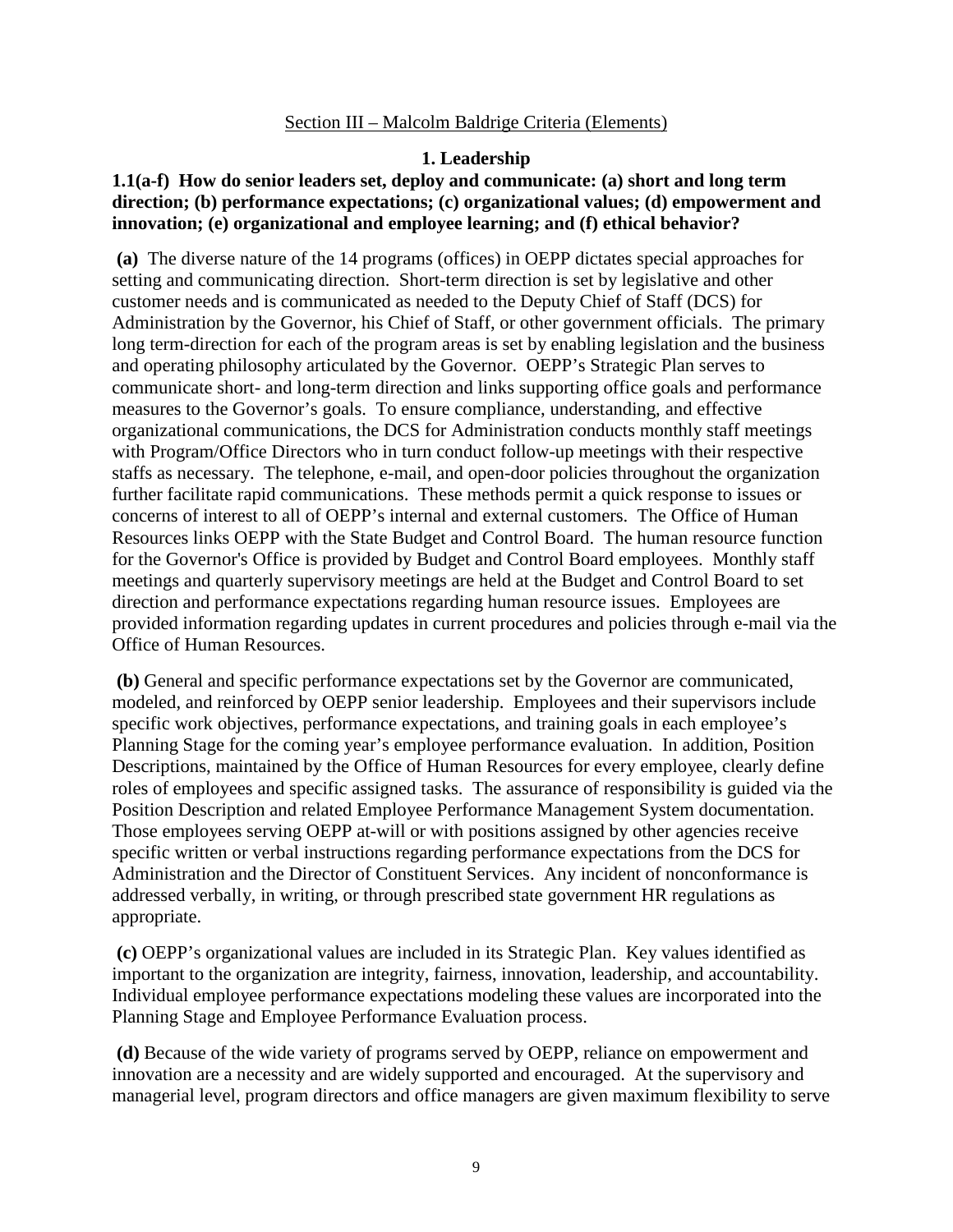## Section III – Malcolm Baldrige Criteria (Elements)

### 1. Leadership

**1.1(a-f) How do senior leaders set, deploy and communicate: (a) short and long term direction; (b) performance expectations; (c) organizational values; (d) empowerment and innovation; (e) organizational and employee learning; and (f) ethical behavior?**

**(a)** The diverse nature of the 14 programs (offices) in OEPP dictates special approaches for setting and communicating direction. Short-term direction is set by legislative and other customer needs and is communicated as needed to the Deputy Chief of Staff (DCS) for Administration by the Governor, his Chief of Staff, or other government officials. The primary long term-direction for each of the program areas is set by enabling legislation and the business and operating philosophy articulated by the Governor. OEPP's Strategic Plan serves to communicate short- and long-term direction and links supporting office goals and performance measures to the Governor's goals. To ensure compliance, understanding, and effective organizational communications, the DCS for Administration conducts monthly staff meetings with Program/Office Directors who in turn conduct follow-up meetings with their respective staffs as necessary. The telephone, e-mail, and open-door policies throughout the organization further facilitate rapid communications. These methods permit a quick response to issues or concerns of interest to all of OEPP's internal and external customers. The Office of Human Resources links OEPP with the State Budget and Control Board. The human resource function for the Governor's Office is provided by Budget and Control Board employees. Monthly staff meetings and quarterly supervisory meetings are held at the Budget and Control Board to set direction and performance expectations regarding human resource issues. Employees are provided information regarding updates in current procedures and policies through e-mail via the Office of Human Resources.

**(b)** General and specific performance expectations set by the Governor are communicated, modeled, and reinforced by OEPP senior leadership. Employees and their supervisors include specific work objectives, performance expectations, and training goals in each employee's Planning Stage for the coming year's employee performance evaluation. In addition, Position Descriptions, maintained by the Office of Human Resources for every employee, clearly define roles of employees and specific assigned tasks. The assurance of responsibility is guided via the Position Description and related Employee Performance Management System documentation. Those employees serving OEPP at-will or with positions assigned by other agencies receive specific written or verbal instructions regarding performance expectations from the DCS for Administration and the Director of Constituent Services. Any incident of nonconformance is addressed verbally, in writing, or through prescribed state government HR regulations as appropriate.

**(c)** OEPP's organizational values are included in its Strategic Plan. Key values identified as important to the organization are integrity, fairness, innovation, leadership, and accountability. Individual employee performance expectations modeling these values are incorporated into the Planning Stage and Employee Performance Evaluation process.

**(d)** Because of the wide variety of programs served by OEPP, reliance on empowerment and innovation are a necessity and are widely supported and encouraged. At the supervisory and managerial level, program directors and office managers are given maximum flexibility to serve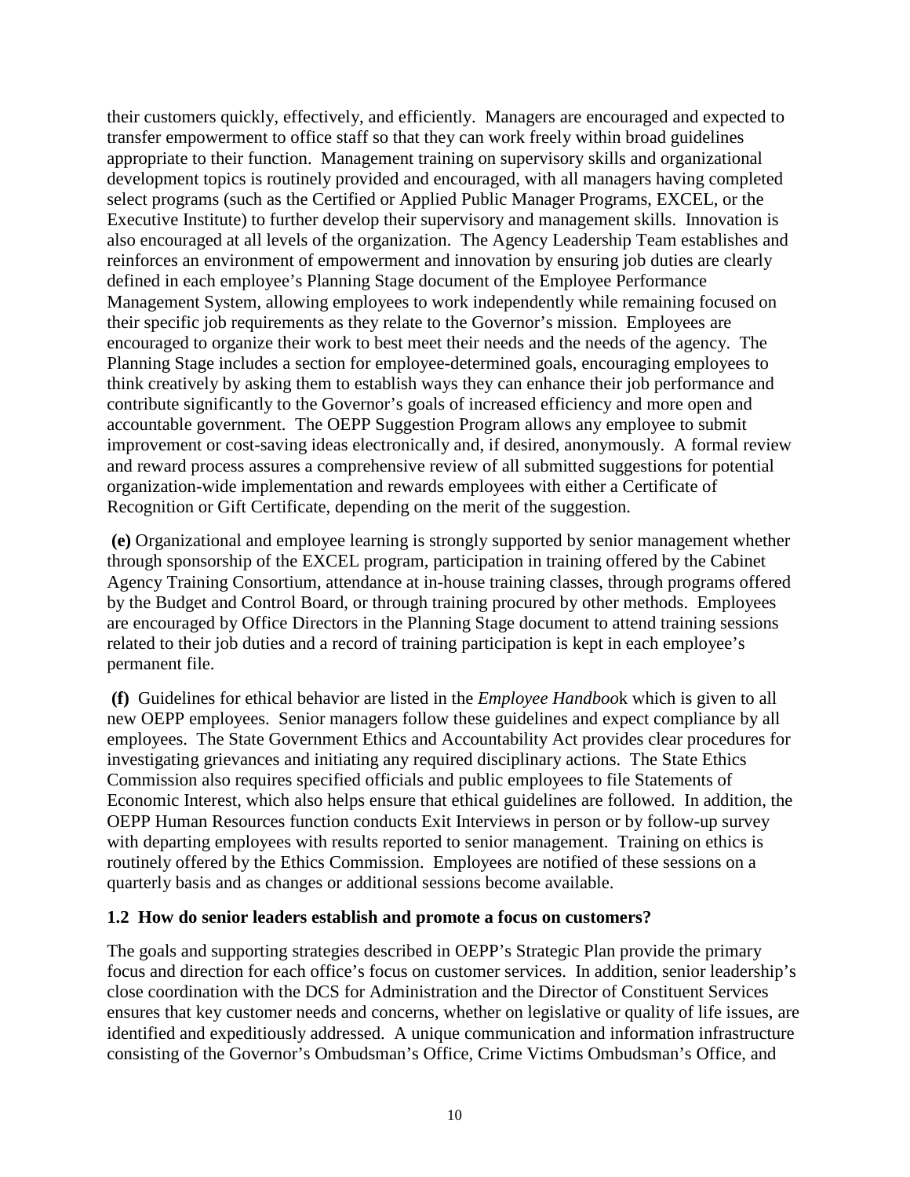their customers quickly, effectively, and efficiently. Managers are encouraged and expected to transfer empowerment to office staff so that they can work freely within broad guidelines appropriate to their function. Management training on supervisory skills and organizational development topics is routinely provided and encouraged, with all managers having completed select programs (such as the Certified or Applied Public Manager Programs, EXCEL, or the Executive Institute) to further develop their supervisory and management skills. Innovation is also encouraged at all levels of the organization. The Agency Leadership Team establishes and reinforces an environment of empowerment and innovation by ensuring job duties are clearly defined in each employee's Planning Stage document of the Employee Performance Management System, allowing employees to work independently while remaining focused on their specific job requirements as they relate to the Governor's mission. Employees are encouraged to organize their work to best meet their needs and the needs of the agency. The Planning Stage includes a section for employee-determined goals, encouraging employees to think creatively by asking them to establish ways they can enhance their job performance and contribute significantly to the Governor's goals of increased efficiency and more open and accountable government. The OEPP Suggestion Program allows any employee to submit improvement or cost-saving ideas electronically and, if desired, anonymously. A formal review and reward process assures a comprehensive review of all submitted suggestions for potential organization-wide implementation and rewards employees with either a Certificate of Recognition or Gift Certificate, depending on the merit of the suggestion.

**(e)** Organizational and employee learning is strongly supported by senior management whether through sponsorship of the EXCEL program, participation in training offered by the Cabinet Agency Training Consortium, attendance at in-house training classes, through programs offered by the Budget and Control Board, or through training procured by other methods. Employees are encouraged by Office Directors in the Planning Stage document to attend training sessions related to their job duties and a record of training participation is kept in each employee's permanent file.

**(f)** Guidelines for ethical behavior are listed in the *Employee Handbook* which is given to all new OEPP employees. Senior managers follow these guidelines and expect compliance by all employees. The State Government Ethics and Accountability Act provides clear procedures for investigating grievances and initiating any required disciplinary actions. The State Ethics Commission also requires specified officials and public employees to file Statements of Economic Interest, which also helps ensure that ethical guidelines are followed. In addition, the OEPP Human Resources function conducts Exit Interviews in person or by follow-up survey with departing employees with results reported to senior management. Training on ethics is routinely offered by the Ethics Commission. Employees are notified of these sessions on a quarterly basis and as changes or additional sessions become available.

### 1.2 How do senior leaders establish and promote a focus on customers?

The goals and supporting strategies described in OEPP's Strategic Plan provide the primary focus and direction for each office's focus on customer services. In addition, senior leadership's close coordination with the DCS for Administration and the Director of Constituent Services ensures that key customer needs and concerns, whether on legislative or quality of life issues, are identified and expeditiously addressed. A unique communication and information infrastructure consisting of the Governor's Ombudsman's Office, Crime Victims Ombudsman's Office, and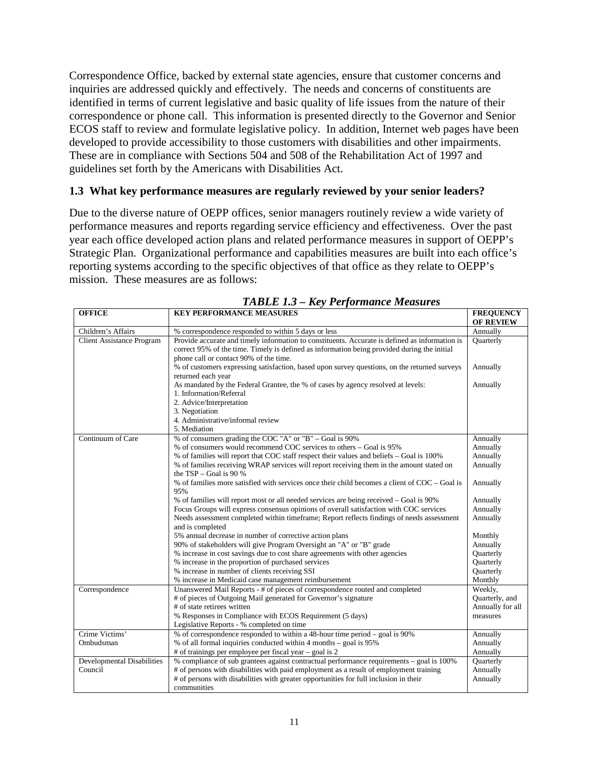Correspondence Office, backed by external state agencies, ensure that customer concerns and inquiries are addressed quickly and effectively. The needs and concerns of constituents are identified in terms of current legislative and basic quality of life issues from the nature of their correspondence or phone call. This information is presented directly to the Governor and Senior ECOS staff to review and formulate legislative policy. In addition, Internet web pages have been developed to provide accessibility to those customers with disabilities and other impairments. These are in compliance with Sections 504 and 508 of the Rehabilitation Act of 1997 and guidelines set forth by the Americans with Disabilities Act.

### 1.3 What key performance measures are regularly reviewed by your senior leaders?

Due to the diverse nature of OEPP offices, senior managers routinely review a wide variety of performance measures and reports regarding service efficiency and effectiveness. Over the past year each office developed action plans and related performance measures in support of OEPP's Strategic Plan. Organizational performance and capabilities measures are built into each office's reporting systems according to the specific objectives of that office as they relate to OEPP's mission. These measures are as follows:

***TABLE 1.3 – Key Performance Measures***

| OFFICE | KEY PERFORMANCE MEASURES | FREQUENCY OF REVIEW |
|---|---|---|
| Children's Affairs | % correspondence responded to within 5 days or less | Annually |
| Client Assistance Program | Provide accurate and timely information to constituents. Accurate is defined as information is correct 95% of the time. Timely is defined as information being provided during the initial phone call or contact 90% of the time. | Quarterly |
| | % of customers expressing satisfaction, based upon survey questions, on the returned surveys returned each year | Annually |
| | As mandated by the Federal Grantee, the % of cases by agency resolved at levels:<br>1. Information/Referral<br>2. Advice/Interpretation<br>3. Negotiation<br>4. Administrative/informal review<br>5. Mediation | Annually |
| Continuum of Care | % of consumers grading the COC "A" or "B" – Goal is 90% | Annually |
| | % of consumers would recommend COC services to others – Goal is 95% | Annually |
| | % of families will report that COC staff respect their values and beliefs – Goal is 100% | Annually |
| | % of families receiving WRAP services will report receiving them in the amount stated on the TSP – Goal is 90 % | Annually |
| | % of families more satisfied with services once their child becomes a client of COC – Goal is 95% | Annually |
| | % of families will report most or all needed services are being received – Goal is 90% | Annually |
| | Focus Groups will express consensus opinions of overall satisfaction with COC services | Annually |
| | Needs assessment completed within timeframe; Report reflects findings of needs assessment and is completed | Annually |
| | 5% annual decrease in number of corrective action plans | Monthly |
| | 90% of stakeholders will give Program Oversight an "A" or "B" grade | Annually |
| | % increase in cost savings due to cost share agreements with other agencies | Quarterly |
| | % increase in the proportion of purchased services | Quarterly |
| | % increase in number of clients receiving SSI | Quarterly |
| | % increase in Medicaid case management reimbursement | Monthly |
| Correspondence | Unanswered Mail Reports - # of pieces of correspondence routed and completed<br># of pieces of Outgoing Mail generated for Governor's signature<br># of state retirees written<br>% Responses in Compliance with ECOS Requirement (5 days)<br>Legislative Reports - % completed on time | Weekly, Quarterly, and Annually for all measures |
| Crime Victims' Ombudsman | % of correspondence responded to within a 48-hour time period – goal is 90% | Annually |
| | % of all formal inquiries conducted within 4 months – goal is 95% | Annually |
| | # of trainings per employee per fiscal year – goal is 2 | Annually |
| Developmental Disabilities Council | % compliance of sub grantees against contractual performance requirements – goal is 100% | Quarterly |
| | # of persons with disabilities with paid employment as a result of employment training | Annually |
| | # of persons with disabilities with greater opportunities for full inclusion in their communities | Annually |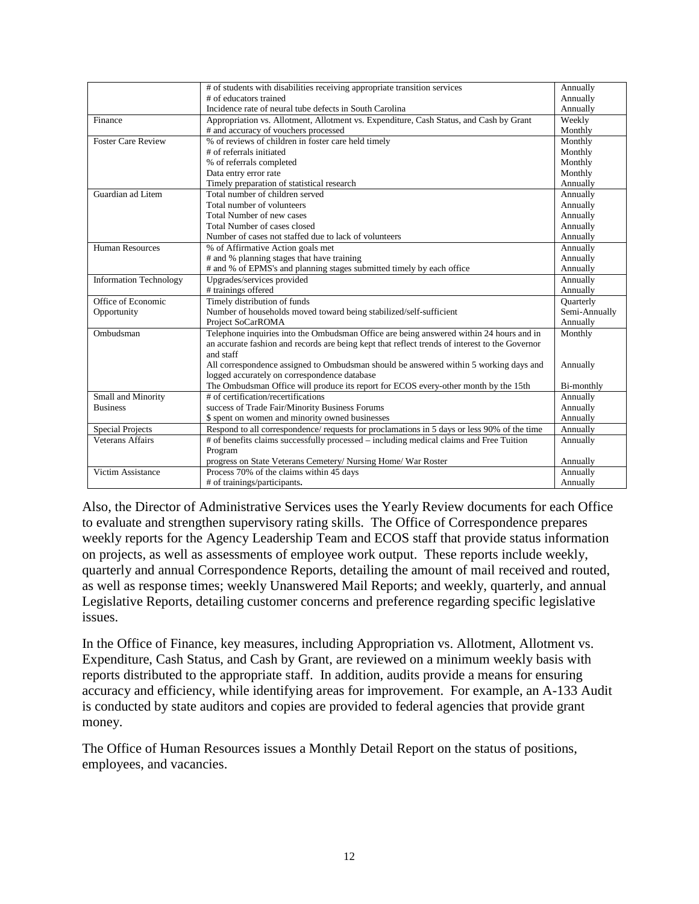| | | |
|---|---|---|
| | # of students with disabilities receiving appropriate transition services | Annually |
| | # of educators trained | Annually |
| | Incidence rate of neural tube defects in South Carolina | Annually |
| Finance | Appropriation vs. Allotment, Allotment vs. Expenditure, Cash Status, and Cash by Grant | Weekly |
| | # and accuracy of vouchers processed | Monthly |
| Foster Care Review | % of reviews of children in foster care held timely | Monthly |
| | # of referrals initiated | Monthly |
| | % of referrals completed | Monthly |
| | Data entry error rate | Monthly |
| | Timely preparation of statistical research | Annually |
| Guardian ad Litem | Total number of children served | Annually |
| | Total number of volunteers | Annually |
| | Total Number of new cases | Annually |
| | Total Number of cases closed | Annually |
| | Number of cases not staffed due to lack of volunteers | Annually |
| Human Resources | % of Affirmative Action goals met | Annually |
| | # and % planning stages that have training | Annually |
| | # and % of EPMS's and planning stages submitted timely by each office | Annually |
| Information Technology | Upgrades/services provided | Annually |
| | # trainings offered | Annually |
| Office of Economic Opportunity | Timely distribution of funds | Quarterly |
| | Number of households moved toward being stabilized/self-sufficient | Semi-Annually |
| | Project SoCarROMA | Annually |
| Ombudsman | Telephone inquiries into the Ombudsman Office are being answered within 24 hours and in an accurate fashion and records are being kept that reflect trends of interest to the Governor and staff | Monthly |
| | All correspondence assigned to Ombudsman should be answered within 5 working days and logged accurately on correspondence database | Annually |
| | The Ombudsman Office will produce its report for ECOS every-other month by the 15th | Bi-monthly |
| Small and Minority Business | # of certification/recertifications | Annually |
| | success of Trade Fair/Minority Business Forums | Annually |
| | $ spent on women and minority owned businesses | Annually |
| Special Projects | Respond to all correspondence/ requests for proclamations in 5 days or less 90% of the time | Annually |
| Veterans Affairs | # of benefits claims successfully processed – including medical claims and Free Tuition Program | Annually |
| | progress on State Veterans Cemetery/ Nursing Home/ War Roster | Annually |
| Victim Assistance | Process 70% of the claims within 45 days | Annually |
| | # of trainings/participants. | Annually |

Also, the Director of Administrative Services uses the Yearly Review documents for each Office to evaluate and strengthen supervisory rating skills. The Office of Correspondence prepares weekly reports for the Agency Leadership Team and ECOS staff that provide status information on projects, as well as assessments of employee work output. These reports include weekly, quarterly and annual Correspondence Reports, detailing the amount of mail received and routed, as well as response times; weekly Unanswered Mail Reports; and weekly, quarterly, and annual Legislative Reports, detailing customer concerns and preference regarding specific legislative issues.

In the Office of Finance, key measures, including Appropriation vs. Allotment, Allotment vs. Expenditure, Cash Status, and Cash by Grant, are reviewed on a minimum weekly basis with reports distributed to the appropriate staff. In addition, audits provide a means for ensuring accuracy and efficiency, while identifying areas for improvement. For example, an A-133 Audit is conducted by state auditors and copies are provided to federal agencies that provide grant money.

The Office of Human Resources issues a Monthly Detail Report on the status of positions, employees, and vacancies.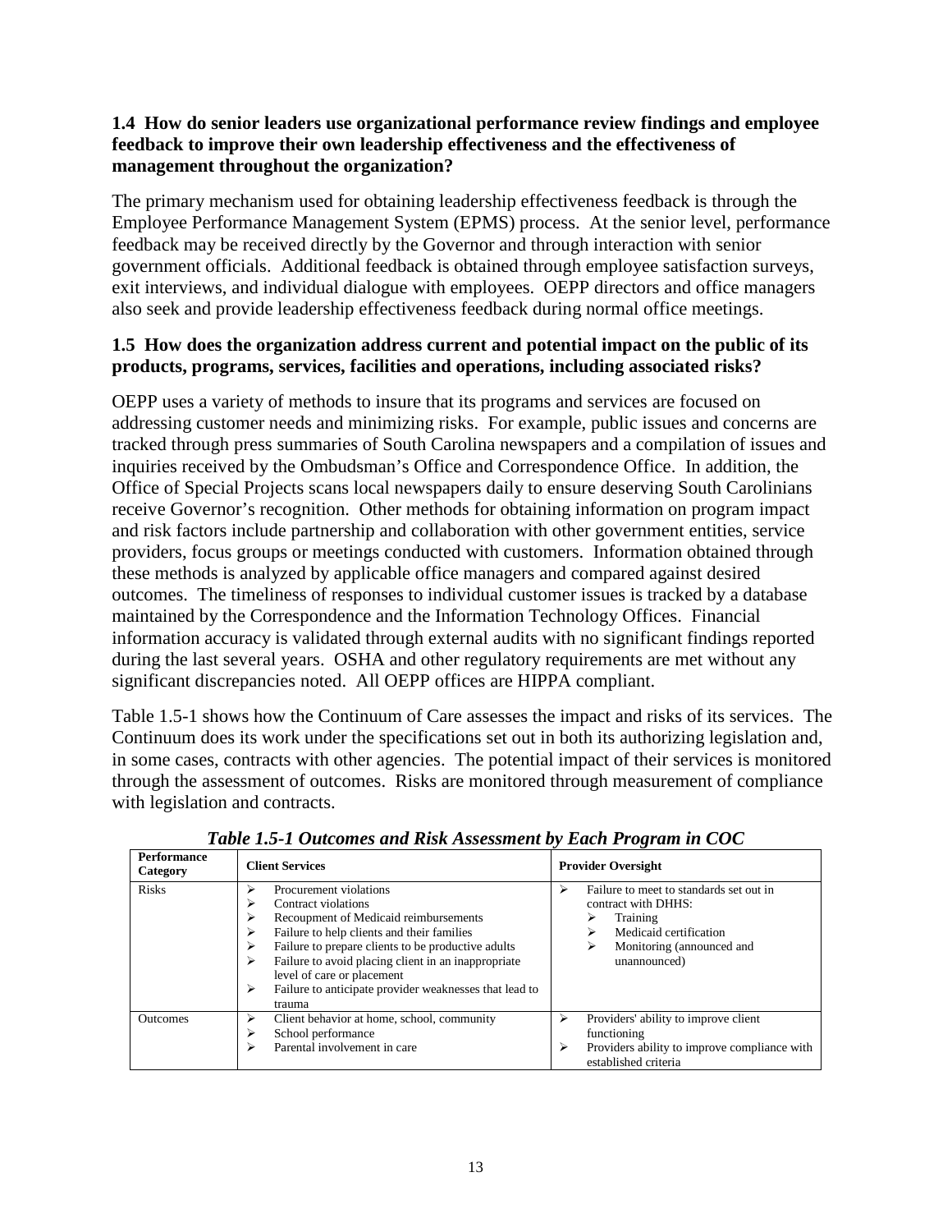### 1.4 How do senior leaders use organizational performance review findings and employee feedback to improve their own leadership effectiveness and the effectiveness of management throughout the organization?

The primary mechanism used for obtaining leadership effectiveness feedback is through the Employee Performance Management System (EPMS) process. At the senior level, performance feedback may be received directly by the Governor and through interaction with senior government officials. Additional feedback is obtained through employee satisfaction surveys, exit interviews, and individual dialogue with employees. OEPP directors and office managers also seek and provide leadership effectiveness feedback during normal office meetings.

### 1.5 How does the organization address current and potential impact on the public of its products, programs, services, facilities and operations, including associated risks?

OEPP uses a variety of methods to insure that its programs and services are focused on addressing customer needs and minimizing risks. For example, public issues and concerns are tracked through press summaries of South Carolina newspapers and a compilation of issues and inquiries received by the Ombudsman's Office and Correspondence Office. In addition, the Office of Special Projects scans local newspapers daily to ensure deserving South Carolinians receive Governor's recognition. Other methods for obtaining information on program impact and risk factors include partnership and collaboration with other government entities, service providers, focus groups or meetings conducted with customers. Information obtained through these methods is analyzed by applicable office managers and compared against desired outcomes. The timeliness of responses to individual customer issues is tracked by a database maintained by the Correspondence and the Information Technology Offices. Financial information accuracy is validated through external audits with no significant findings reported during the last several years. OSHA and other regulatory requirements are met without any significant discrepancies noted. All OEPP offices are HIPPA compliant.

Table 1.5-1 shows how the Continuum of Care assesses the impact and risks of its services. The Continuum does its work under the specifications set out in both its authorizing legislation and, in some cases, contracts with other agencies. The potential impact of their services is monitored through the assessment of outcomes. Risks are monitored through measurement of compliance with legislation and contracts.

***Table 1.5-1 Outcomes and Risk Assessment by Each Program in COC***

| Performance Category | Client Services | Provider Oversight |
|---|---|---|
| Risks | ➢ Procurement violations<br>➢ Contract violations<br>➢ Recoupment of Medicaid reimbursements<br>➢ Failure to help clients and their families<br>➢ Failure to prepare clients to be productive adults<br>➢ Failure to avoid placing client in an inappropriate level of care or placement<br>➢ Failure to anticipate provider weaknesses that lead to trauma | ➢ Failure to meet to standards set out in contract with DHHS:<br>➢ Training<br>➢ Medicaid certification<br>➢ Monitoring (announced and unannounced) |
| Outcomes | ➢ Client behavior at home, school, community<br>➢ School performance<br>➢ Parental involvement in care | ➢ Providers' ability to improve client functioning<br>➢ Providers ability to improve compliance with established criteria |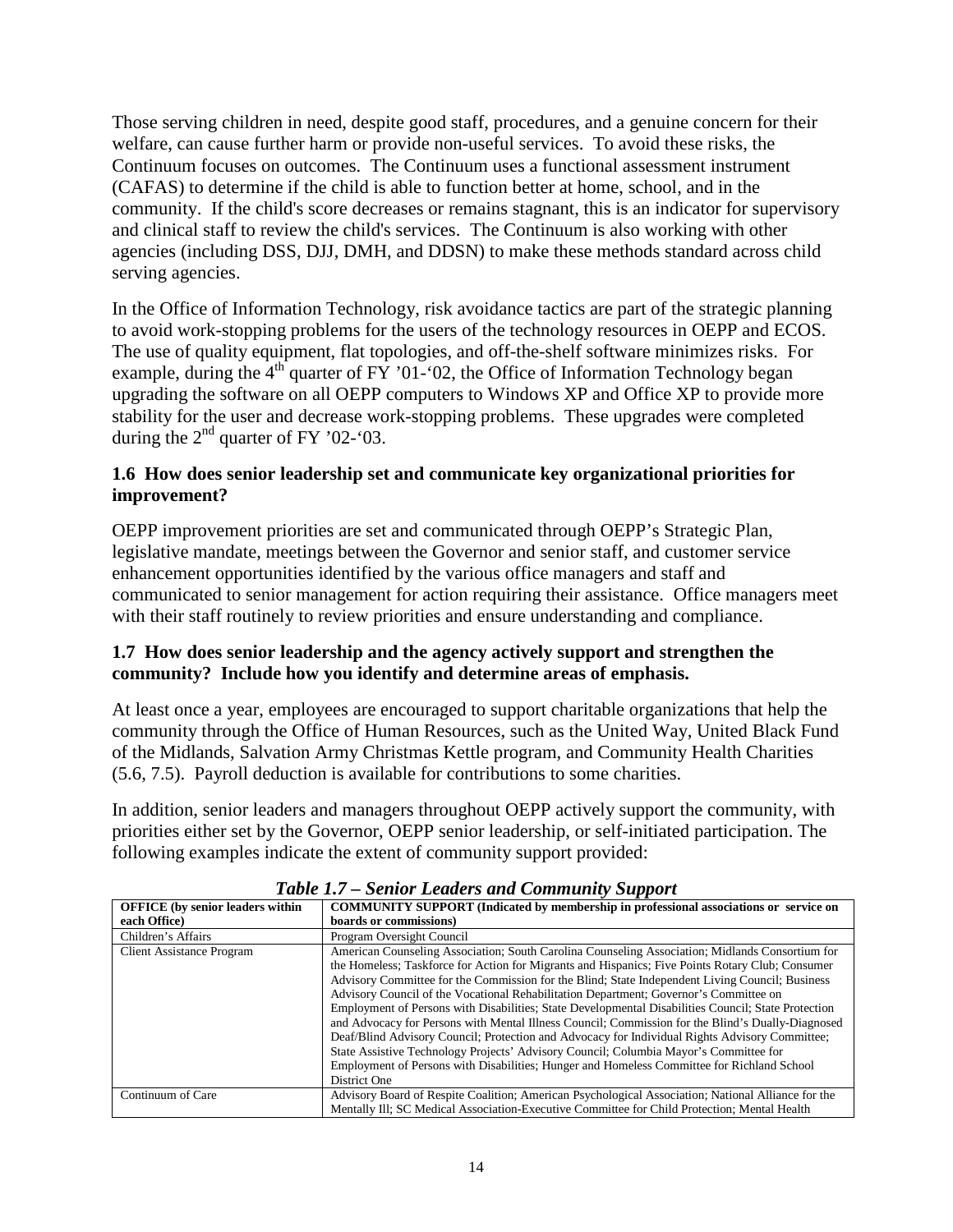Those serving children in need, despite good staff, procedures, and a genuine concern for their welfare, can cause further harm or provide non-useful services. To avoid these risks, the Continuum focuses on outcomes. The Continuum uses a functional assessment instrument (CAFAS) to determine if the child is able to function better at home, school, and in the community. If the child's score decreases or remains stagnant, this is an indicator for supervisory and clinical staff to review the child's services. The Continuum is also working with other agencies (including DSS, DJJ, DMH, and DDSN) to make these methods standard across child serving agencies.

In the Office of Information Technology, risk avoidance tactics are part of the strategic planning to avoid work-stopping problems for the users of the technology resources in OEPP and ECOS. The use of quality equipment, flat topologies, and off-the-shelf software minimizes risks. For example, during the 4th quarter of FY '01-'02, the Office of Information Technology began upgrading the software on all OEPP computers to Windows XP and Office XP to provide more stability for the user and decrease work-stopping problems. These upgrades were completed during the 2nd quarter of FY '02-'03.

### 1.6 How does senior leadership set and communicate key organizational priorities for improvement?

OEPP improvement priorities are set and communicated through OEPP's Strategic Plan, legislative mandate, meetings between the Governor and senior staff, and customer service enhancement opportunities identified by the various office managers and staff and communicated to senior management for action requiring their assistance. Office managers meet with their staff routinely to review priorities and ensure understanding and compliance.

### 1.7 How does senior leadership and the agency actively support and strengthen the community? Include how you identify and determine areas of emphasis.

At least once a year, employees are encouraged to support charitable organizations that help the community through the Office of Human Resources, such as the United Way, United Black Fund of the Midlands, Salvation Army Christmas Kettle program, and Community Health Charities (5.6, 7.5). Payroll deduction is available for contributions to some charities.

In addition, senior leaders and managers throughout OEPP actively support the community, with priorities either set by the Governor, OEPP senior leadership, or self-initiated participation. The following examples indicate the extent of community support provided:

***Table 1.7 – Senior Leaders and Community Support***

| OFFICE (by senior leaders within each Office) | COMMUNITY SUPPORT (Indicated by membership in professional associations or service on boards or commissions) |
|---|---|
| Children's Affairs | Program Oversight Council |
| Client Assistance Program | American Counseling Association; South Carolina Counseling Association; Midlands Consortium for the Homeless; Taskforce for Action for Migrants and Hispanics; Five Points Rotary Club; Consumer Advisory Committee for the Commission for the Blind; State Independent Living Council; Business Advisory Council of the Vocational Rehabilitation Department; Governor's Committee on Employment of Persons with Disabilities; State Developmental Disabilities Council; State Protection and Advocacy for Persons with Mental Illness Council; Commission for the Blind's Dually-Diagnosed Deaf/Blind Advisory Council; Protection and Advocacy for Individual Rights Advisory Committee; State Assistive Technology Projects' Advisory Council; Columbia Mayor's Committee for Employment of Persons with Disabilities; Hunger and Homeless Committee for Richland School District One |
| Continuum of Care | Advisory Board of Respite Coalition; American Psychological Association; National Alliance for the Mentally Ill; SC Medical Association-Executive Committee for Child Protection; Mental Health |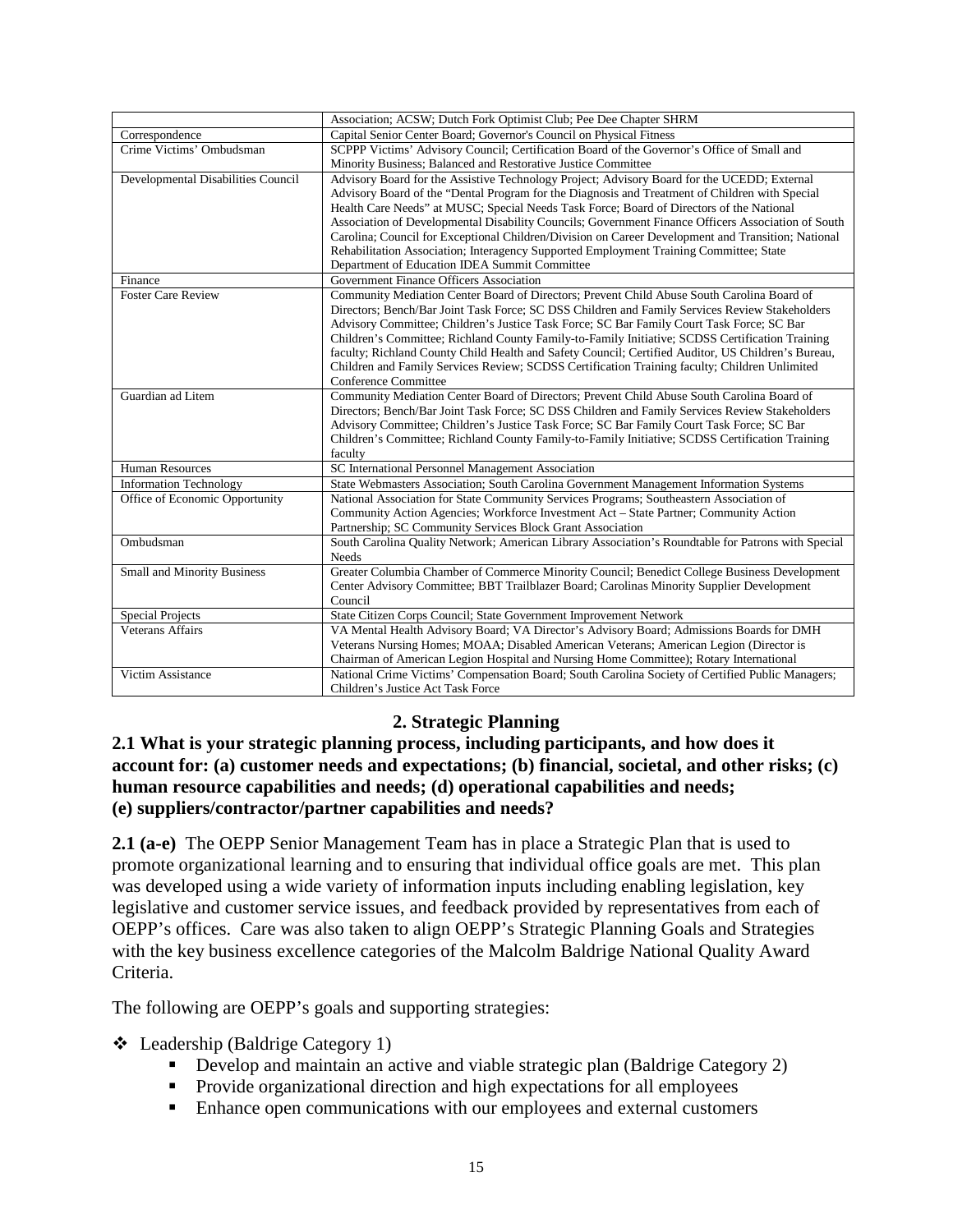| | |
|---|---|
| | Association; ACSW; Dutch Fork Optimist Club; Pee Dee Chapter SHRM |
| Correspondence | Capital Senior Center Board; Governor's Council on Physical Fitness |
| Crime Victims' Ombudsman | SCPPP Victims' Advisory Council; Certification Board of the Governor's Office of Small and Minority Business; Balanced and Restorative Justice Committee |
| Developmental Disabilities Council | Advisory Board for the Assistive Technology Project; Advisory Board for the UCEDD; External Advisory Board of the "Dental Program for the Diagnosis and Treatment of Children with Special Health Care Needs" at MUSC; Special Needs Task Force; Board of Directors of the National Association of Developmental Disability Councils; Government Finance Officers Association of South Carolina; Council for Exceptional Children/Division on Career Development and Transition; National Rehabilitation Association; Interagency Supported Employment Training Committee; State Department of Education IDEA Summit Committee |
| Finance | Government Finance Officers Association |
| Foster Care Review | Community Mediation Center Board of Directors; Prevent Child Abuse South Carolina Board of Directors; Bench/Bar Joint Task Force; SC DSS Children and Family Services Review Stakeholders Advisory Committee; Children's Justice Task Force; SC Bar Family Court Task Force; SC Bar Children's Committee; Richland County Family-to-Family Initiative; SCDSS Certification Training faculty; Richland County Child Health and Safety Council; Certified Auditor, US Children's Bureau, Children and Family Services Review; SCDSS Certification Training faculty; Children Unlimited Conference Committee |
| Guardian ad Litem | Community Mediation Center Board of Directors; Prevent Child Abuse South Carolina Board of Directors; Bench/Bar Joint Task Force; SC DSS Children and Family Services Review Stakeholders Advisory Committee; Children's Justice Task Force; SC Bar Family Court Task Force; SC Bar Children's Committee; Richland County Family-to-Family Initiative; SCDSS Certification Training faculty |
| Human Resources | SC International Personnel Management Association |
| Information Technology | State Webmasters Association; South Carolina Government Management Information Systems |
| Office of Economic Opportunity | National Association for State Community Services Programs; Southeastern Association of Community Action Agencies; Workforce Investment Act – State Partner; Community Action Partnership; SC Community Services Block Grant Association |
| Ombudsman | South Carolina Quality Network; American Library Association's Roundtable for Patrons with Special Needs |
| Small and Minority Business | Greater Columbia Chamber of Commerce Minority Council; Benedict College Business Development Center Advisory Committee; BBT Trailblazer Board; Carolinas Minority Supplier Development Council |
| Special Projects | State Citizen Corps Council; State Government Improvement Network |
| Veterans Affairs | VA Mental Health Advisory Board; VA Director's Advisory Board; Admissions Boards for DMH Veterans Nursing Homes; MOAA; Disabled American Veterans; American Legion (Director is Chairman of American Legion Hospital and Nursing Home Committee); Rotary International |
| Victim Assistance | National Crime Victims' Compensation Board; South Carolina Society of Certified Public Managers; Children's Justice Act Task Force |

## 2. Strategic Planning

**2.1 What is your strategic planning process, including participants, and how does it account for: (a) customer needs and expectations; (b) financial, societal, and other risks; (c) human resource capabilities and needs; (d) operational capabilities and needs; (e) suppliers/contractor/partner capabilities and needs?**

**2.1 (a-e)** The OEPP Senior Management Team has in place a Strategic Plan that is used to promote organizational learning and to ensuring that individual office goals are met. This plan was developed using a wide variety of information inputs including enabling legislation, key legislative and customer service issues, and feedback provided by representatives from each of OEPP's offices. Care was also taken to align OEPP's Strategic Planning Goals and Strategies with the key business excellence categories of the Malcolm Baldrige National Quality Award Criteria.

The following are OEPP's goals and supporting strategies:

- Leadership (Baldrige Category 1)
  - Develop and maintain an active and viable strategic plan (Baldrige Category 2)
  - Provide organizational direction and high expectations for all employees
  - Enhance open communications with our employees and external customers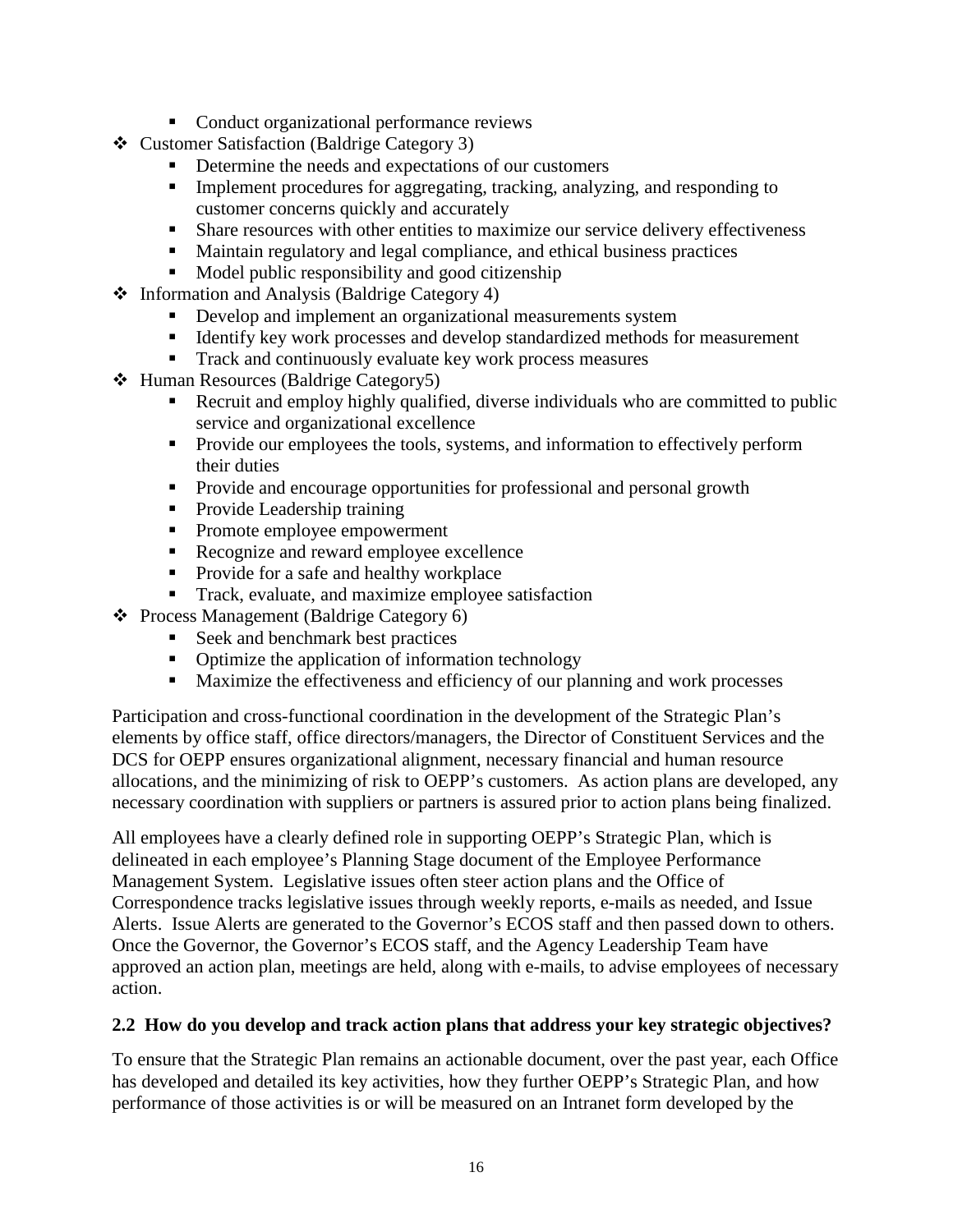- Conduct organizational performance reviews
- Customer Satisfaction (Baldrige Category 3)
  - Determine the needs and expectations of our customers
  - Implement procedures for aggregating, tracking, analyzing, and responding to customer concerns quickly and accurately
  - Share resources with other entities to maximize our service delivery effectiveness
  - Maintain regulatory and legal compliance, and ethical business practices
  - Model public responsibility and good citizenship
- Information and Analysis (Baldrige Category 4)
  - Develop and implement an organizational measurements system
  - Identify key work processes and develop standardized methods for measurement
  - Track and continuously evaluate key work process measures
- Human Resources (Baldrige Category5)
  - Recruit and employ highly qualified, diverse individuals who are committed to public service and organizational excellence
  - Provide our employees the tools, systems, and information to effectively perform their duties
  - Provide and encourage opportunities for professional and personal growth
  - Provide Leadership training
  - Promote employee empowerment
  - Recognize and reward employee excellence
  - Provide for a safe and healthy workplace
  - Track, evaluate, and maximize employee satisfaction
- Process Management (Baldrige Category 6)
  - Seek and benchmark best practices
  - Optimize the application of information technology
  - Maximize the effectiveness and efficiency of our planning and work processes

Participation and cross-functional coordination in the development of the Strategic Plan's elements by office staff, office directors/managers, the Director of Constituent Services and the DCS for OEPP ensures organizational alignment, necessary financial and human resource allocations, and the minimizing of risk to OEPP's customers. As action plans are developed, any necessary coordination with suppliers or partners is assured prior to action plans being finalized.

All employees have a clearly defined role in supporting OEPP's Strategic Plan, which is delineated in each employee's Planning Stage document of the Employee Performance Management System. Legislative issues often steer action plans and the Office of Correspondence tracks legislative issues through weekly reports, e-mails as needed, and Issue Alerts. Issue Alerts are generated to the Governor's ECOS staff and then passed down to others. Once the Governor, the Governor's ECOS staff, and the Agency Leadership Team have approved an action plan, meetings are held, along with e-mails, to advise employees of necessary action.

**2.2 How do you develop and track action plans that address your key strategic objectives?**

To ensure that the Strategic Plan remains an actionable document, over the past year, each Office has developed and detailed its key activities, how they further OEPP's Strategic Plan, and how performance of those activities is or will be measured on an Intranet form developed by the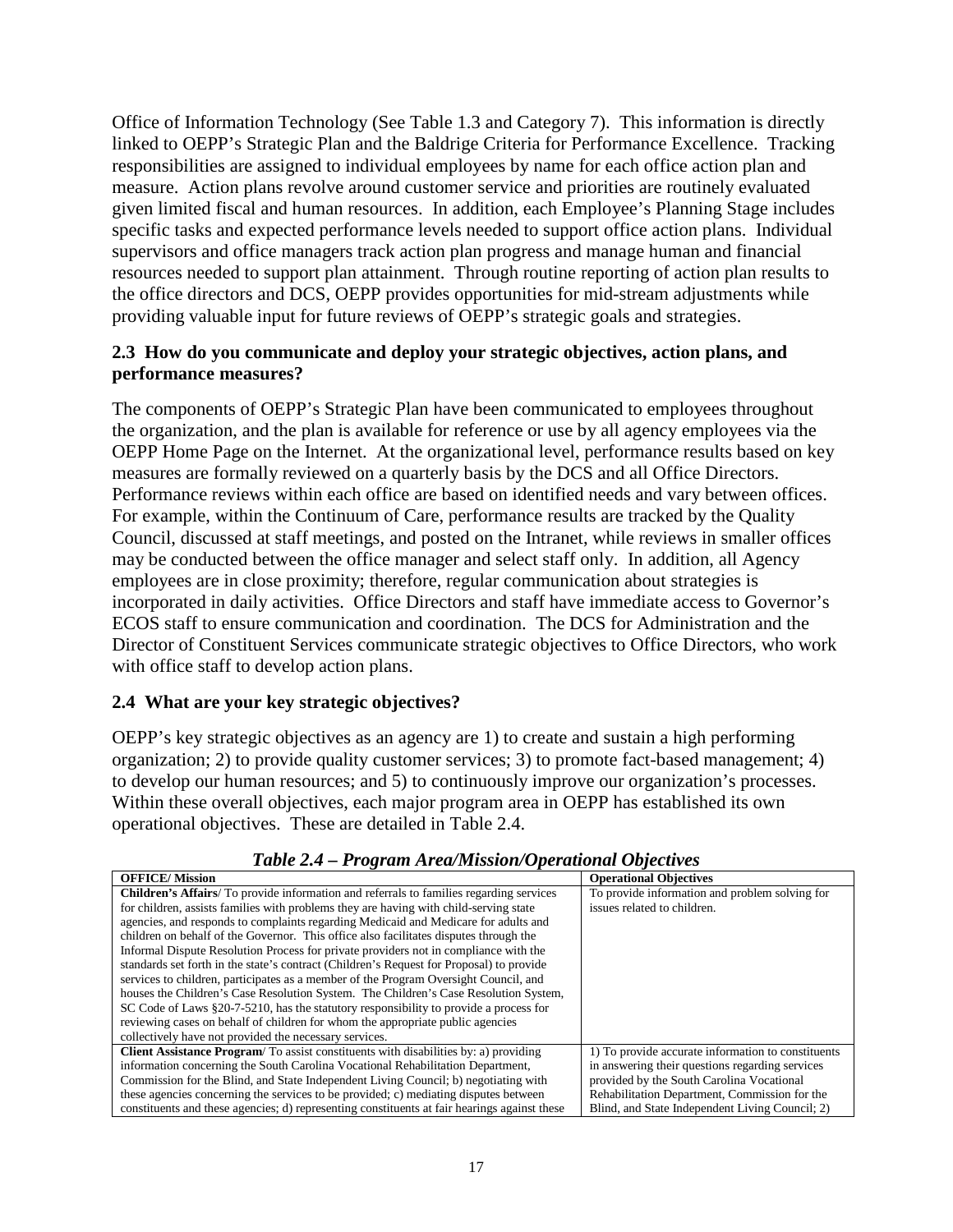Office of Information Technology (See Table 1.3 and Category 7). This information is directly linked to OEPP's Strategic Plan and the Baldrige Criteria for Performance Excellence. Tracking responsibilities are assigned to individual employees by name for each office action plan and measure. Action plans revolve around customer service and priorities are routinely evaluated given limited fiscal and human resources. In addition, each Employee's Planning Stage includes specific tasks and expected performance levels needed to support office action plans. Individual supervisors and office managers track action plan progress and manage human and financial resources needed to support plan attainment. Through routine reporting of action plan results to the office directors and DCS, OEPP provides opportunities for mid-stream adjustments while providing valuable input for future reviews of OEPP's strategic goals and strategies.

### 2.3 How do you communicate and deploy your strategic objectives, action plans, and performance measures?

The components of OEPP's Strategic Plan have been communicated to employees throughout the organization, and the plan is available for reference or use by all agency employees via the OEPP Home Page on the Internet. At the organizational level, performance results based on key measures are formally reviewed on a quarterly basis by the DCS and all Office Directors. Performance reviews within each office are based on identified needs and vary between offices. For example, within the Continuum of Care, performance results are tracked by the Quality Council, discussed at staff meetings, and posted on the Intranet, while reviews in smaller offices may be conducted between the office manager and select staff only. In addition, all Agency employees are in close proximity; therefore, regular communication about strategies is incorporated in daily activities. Office Directors and staff have immediate access to Governor's ECOS staff to ensure communication and coordination. The DCS for Administration and the Director of Constituent Services communicate strategic objectives to Office Directors, who work with office staff to develop action plans.

### 2.4 What are your key strategic objectives?

OEPP's key strategic objectives as an agency are 1) to create and sustain a high performing organization; 2) to provide quality customer services; 3) to promote fact-based management; 4) to develop our human resources; and 5) to continuously improve our organization's processes. Within these overall objectives, each major program area in OEPP has established its own operational objectives. These are detailed in Table 2.4.

***Table 2.4 – Program Area/Mission/Operational Objectives***

| OFFICE/ Mission | Operational Objectives |
|---|---|
| **Children's Affairs**/ To provide information and referrals to families regarding services for children, assists families with problems they are having with child-serving state agencies, and responds to complaints regarding Medicaid and Medicare for adults and children on behalf of the Governor. This office also facilitates disputes through the Informal Dispute Resolution Process for private providers not in compliance with the standards set forth in the state's contract (Children's Request for Proposal) to provide services to children, participates as a member of the Program Oversight Council, and houses the Children's Case Resolution System. The Children's Case Resolution System, SC Code of Laws §20-7-5210, has the statutory responsibility to provide a process for reviewing cases on behalf of children for whom the appropriate public agencies collectively have not provided the necessary services. | To provide information and problem solving for issues related to children. |
| **Client Assistance Program**/ To assist constituents with disabilities by: a) providing information concerning the South Carolina Vocational Rehabilitation Department, Commission for the Blind, and State Independent Living Council; b) negotiating with these agencies concerning the services to be provided; c) mediating disputes between constituents and these agencies; d) representing constituents at fair hearings against these | 1) To provide accurate information to constituents in answering their questions regarding services provided by the South Carolina Vocational Rehabilitation Department, Commission for the Blind, and State Independent Living Council; 2) |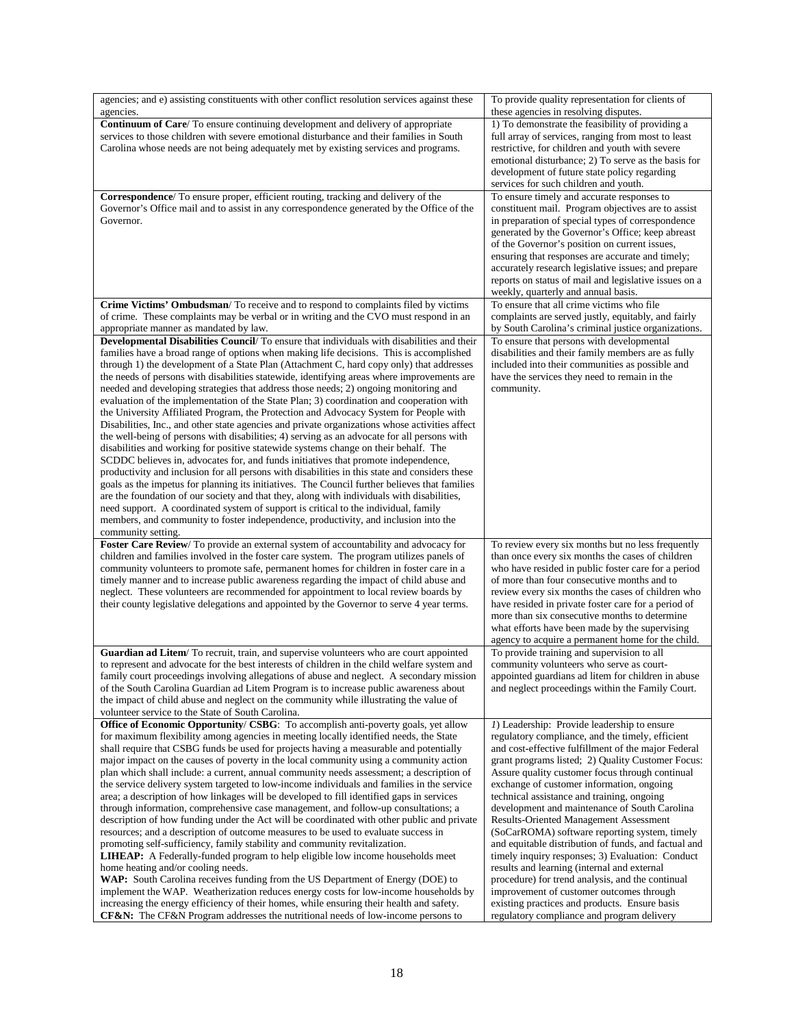| | |
|---|---|
| agencies; and e) assisting constituents with other conflict resolution services against these agencies. | To provide quality representation for clients of these agencies in resolving disputes. |
| **Continuum of Care**/ To ensure continuing development and delivery of appropriate services to those children with severe emotional disturbance and their families in South Carolina whose needs are not being adequately met by existing services and programs. | 1) To demonstrate the feasibility of providing a full array of services, ranging from most to least restrictive, for children and youth with severe emotional disturbance; 2) To serve as the basis for development of future state policy regarding services for such children and youth. |
| **Correspondence**/ To ensure proper, efficient routing, tracking and delivery of the Governor's Office mail and to assist in any correspondence generated by the Office of the Governor. | To ensure timely and accurate responses to constituent mail. Program objectives are to assist in preparation of special types of correspondence generated by the Governor's Office; keep abreast of the Governor's position on current issues, ensuring that responses are accurate and timely; accurately research legislative issues; and prepare reports on status of mail and legislative issues on a weekly, quarterly and annual basis. |
| **Crime Victims' Ombudsman**/ To receive and to respond to complaints filed by victims of crime. These complaints may be verbal or in writing and the CVO must respond in an appropriate manner as mandated by law. | To ensure that all crime victims who file complaints are served justly, equitably, and fairly by South Carolina's criminal justice organizations. |
| **Developmental Disabilities Council**/ To ensure that individuals with disabilities and their families have a broad range of options when making life decisions. This is accomplished through 1) the development of a State Plan (Attachment C, hard copy only) that addresses the needs of persons with disabilities statewide, identifying areas where improvements are needed and developing strategies that address those needs; 2) ongoing monitoring and evaluation of the implementation of the State Plan; 3) coordination and cooperation with the University Affiliated Program, the Protection and Advocacy System for People with Disabilities, Inc., and other state agencies and private organizations whose activities affect the well-being of persons with disabilities; 4) serving as an advocate for all persons with disabilities and working for positive statewide systems change on their behalf. The SCDDC believes in, advocates for, and funds initiatives that promote independence, productivity and inclusion for all persons with disabilities in this state and considers these goals as the impetus for planning its initiatives. The Council further believes that families are the foundation of our society and that they, along with individuals with disabilities, need support. A coordinated system of support is critical to the individual, family members, and community to foster independence, productivity, and inclusion into the community setting. | To ensure that persons with developmental disabilities and their family members are as fully included into their communities as possible and have the services they need to remain in the community. |
| **Foster Care Review**/ To provide an external system of accountability and advocacy for children and families involved in the foster care system. The program utilizes panels of community volunteers to promote safe, permanent homes for children in foster care in a timely manner and to increase public awareness regarding the impact of child abuse and neglect. These volunteers are recommended for appointment to local review boards by their county legislative delegations and appointed by the Governor to serve 4 year terms. | To review every six months but no less frequently than once every six months the cases of children who have resided in public foster care for a period of more than four consecutive months and to review every six months the cases of children who have resided in private foster care for a period of more than six consecutive months to determine what efforts have been made by the supervising agency to acquire a permanent home for the child. |
| **Guardian ad Litem**/ To recruit, train, and supervise volunteers who are court appointed to represent and advocate for the best interests of children in the child welfare system and family court proceedings involving allegations of abuse and neglect. A secondary mission of the South Carolina Guardian ad Litem Program is to increase public awareness about the impact of child abuse and neglect on the community while illustrating the value of volunteer service to the State of South Carolina. | To provide training and supervision to all community volunteers who serve as court-appointed guardians ad litem for children in abuse and neglect proceedings within the Family Court. |
| **Office of Economic Opportunity**/ **CSBG**: To accomplish anti-poverty goals, yet allow for maximum flexibility among agencies in meeting locally identified needs, the State shall require that CSBG funds be used for projects having a measurable and potentially major impact on the causes of poverty in the local community using a community action plan which shall include: a current, annual community needs assessment; a description of the service delivery system targeted to low-income individuals and families in the service area; a description of how linkages will be developed to fill identified gaps in services through information, comprehensive case management, and follow-up consultations; a description of how funding under the Act will be coordinated with other public and private resources; and a description of outcome measures to be used to evaluate success in promoting self-sufficiency, family stability and community revitalization.<br>**LIHEAP:** A Federally-funded program to help eligible low income households meet home heating and/or cooling needs.<br>**WAP:** South Carolina receives funding from the US Department of Energy (DOE) to implement the WAP. Weatherization reduces energy costs for low-income households by increasing the energy efficiency of their homes, while ensuring their health and safety.<br>**CF&N:** The CF&N Program addresses the nutritional needs of low-income persons to | *1*) Leadership: Provide leadership to ensure regulatory compliance, and the timely, efficient and cost-effective fulfillment of the major Federal grant programs listed; 2) Quality Customer Focus: Assure quality customer focus through continual exchange of customer information, ongoing technical assistance and training, ongoing development and maintenance of South Carolina Results-Oriented Management Assessment (SoCarROMA) software reporting system, timely and equitable distribution of funds, and factual and timely inquiry responses; 3) Evaluation: Conduct results and learning (internal and external procedure) for trend analysis, and the continual improvement of customer outcomes through existing practices and products. Ensure basis regulatory compliance and program delivery |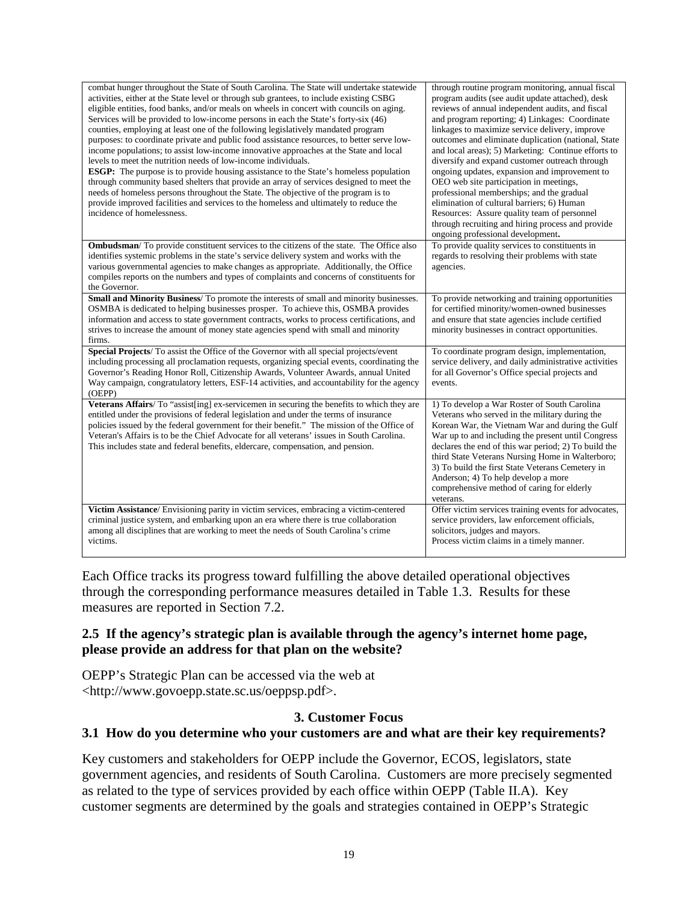| | |
|---|---|
| combat hunger throughout the State of South Carolina. The State will undertake statewide activities, either at the State level or through sub grantees, to include existing CSBG eligible entities, food banks, and/or meals on wheels in concert with councils on aging. Services will be provided to low-income persons in each the State's forty-six (46) counties, employing at least one of the following legislatively mandated program purposes: to coordinate private and public food assistance resources, to better serve low-income populations; to assist low-income innovative approaches at the State and local levels to meet the nutrition needs of low-income individuals.<br>**ESGP:** The purpose is to provide housing assistance to the State's homeless population through community based shelters that provide an array of services designed to meet the needs of homeless persons throughout the State. The objective of the program is to provide improved facilities and services to the homeless and ultimately to reduce the incidence of homelessness. | through routine program monitoring, annual fiscal program audits (see audit update attached), desk reviews of annual independent audits, and fiscal and program reporting; 4) Linkages: Coordinate linkages to maximize service delivery, improve outcomes and eliminate duplication (national, State and local areas); 5) Marketing: Continue efforts to diversify and expand customer outreach through ongoing updates, expansion and improvement to OEO web site participation in meetings, professional memberships; and the gradual elimination of cultural barriers; 6) Human Resources: Assure quality team of personnel through recruiting and hiring process and provide ongoing professional development**.** |
| **Ombudsman**/ To provide constituent services to the citizens of the state. The Office also identifies systemic problems in the state's service delivery system and works with the various governmental agencies to make changes as appropriate. Additionally, the Office compiles reports on the numbers and types of complaints and concerns of constituents for the Governor. | To provide quality services to constituents in regards to resolving their problems with state agencies. |
| **Small and Minority Business**/ To promote the interests of small and minority businesses. OSMBA is dedicated to helping businesses prosper. To achieve this, OSMBA provides information and access to state government contracts, works to process certifications, and strives to increase the amount of money state agencies spend with small and minority firms. | To provide networking and training opportunities for certified minority/women-owned businesses and ensure that state agencies include certified minority businesses in contract opportunities. |
| **Special Projects**/ To assist the Office of the Governor with all special projects/event including processing all proclamation requests, organizing special events, coordinating the Governor's Reading Honor Roll, Citizenship Awards, Volunteer Awards, annual United Way campaign, congratulatory letters, ESF-14 activities, and accountability for the agency (OEPP) | To coordinate program design, implementation, service delivery, and daily administrative activities for all Governor's Office special projects and events. |
| **Veterans Affairs**/ To "assist[ing] ex-servicemen in securing the benefits to which they are entitled under the provisions of federal legislation and under the terms of insurance policies issued by the federal government for their benefit." The mission of the Office of Veteran's Affairs is to be the Chief Advocate for all veterans' issues in South Carolina. This includes state and federal benefits, eldercare, compensation, and pension. | 1) To develop a War Roster of South Carolina Veterans who served in the military during the Korean War, the Vietnam War and during the Gulf War up to and including the present until Congress declares the end of this war period; 2) To build the third State Veterans Nursing Home in Walterboro; 3) To build the first State Veterans Cemetery in Anderson; 4) To help develop a more comprehensive method of caring for elderly veterans. |
| **Victim Assistance**/ Envisioning parity in victim services, embracing a victim-centered criminal justice system, and embarking upon an era where there is true collaboration among all disciplines that are working to meet the needs of South Carolina's crime victims. | Offer victim services training events for advocates, service providers, law enforcement officials, solicitors, judges and mayors.<br>Process victim claims in a timely manner. |

Each Office tracks its progress toward fulfilling the above detailed operational objectives through the corresponding performance measures detailed in Table 1.3. Results for these measures are reported in Section 7.2.

### 2.5 If the agency's strategic plan is available through the agency's internet home page, please provide an address for that plan on the website?

OEPP's Strategic Plan can be accessed via the web at <http://www.govoepp.state.sc.us/oeppsp.pdf>.

## 3. Customer Focus

### 3.1 How do you determine who your customers are and what are their key requirements?

Key customers and stakeholders for OEPP include the Governor, ECOS, legislators, state government agencies, and residents of South Carolina. Customers are more precisely segmented as related to the type of services provided by each office within OEPP (Table II.A). Key customer segments are determined by the goals and strategies contained in OEPP's Strategic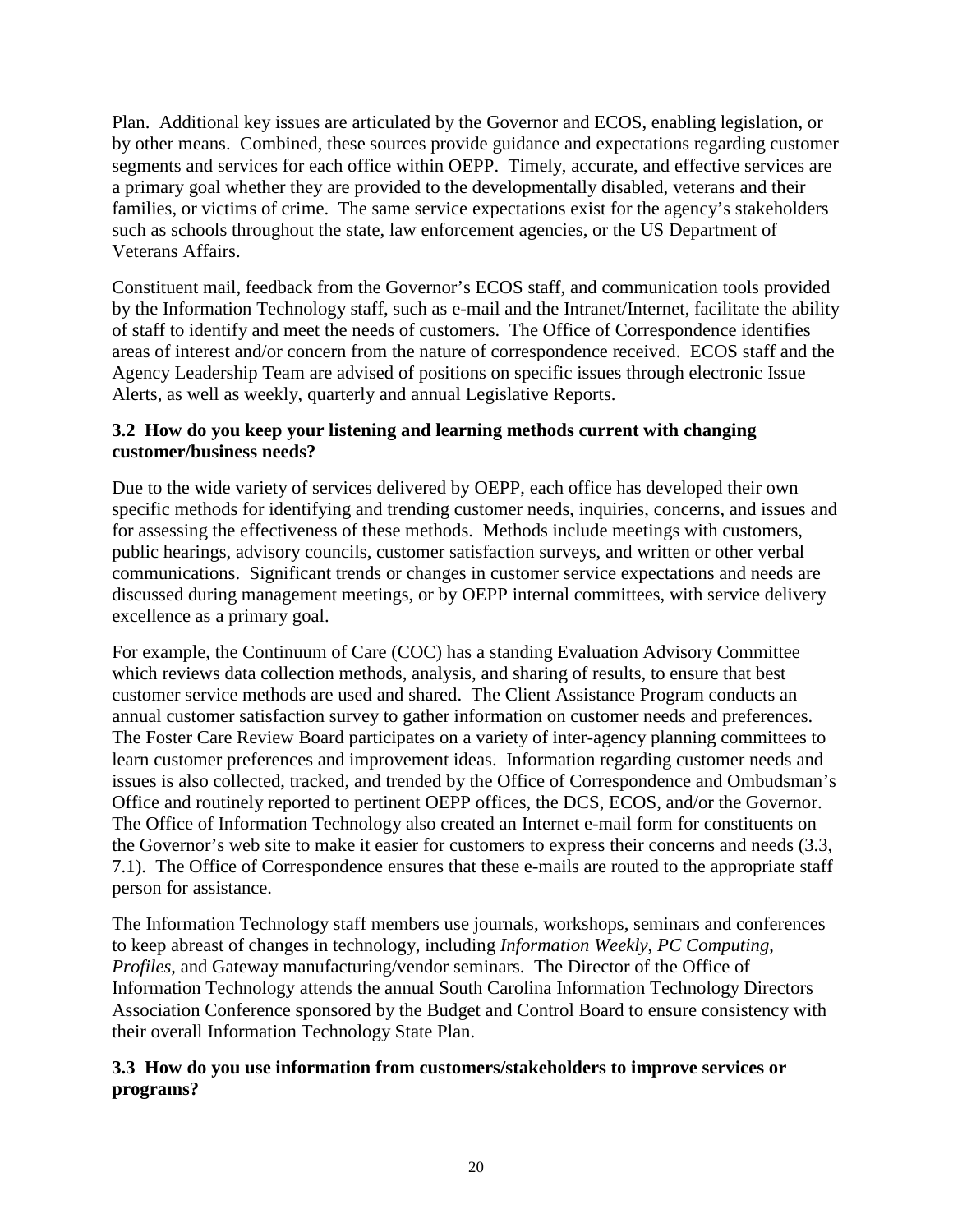Plan. Additional key issues are articulated by the Governor and ECOS, enabling legislation, or by other means. Combined, these sources provide guidance and expectations regarding customer segments and services for each office within OEPP. Timely, accurate, and effective services are a primary goal whether they are provided to the developmentally disabled, veterans and their families, or victims of crime. The same service expectations exist for the agency's stakeholders such as schools throughout the state, law enforcement agencies, or the US Department of Veterans Affairs.

Constituent mail, feedback from the Governor's ECOS staff, and communication tools provided by the Information Technology staff, such as e-mail and the Intranet/Internet, facilitate the ability of staff to identify and meet the needs of customers. The Office of Correspondence identifies areas of interest and/or concern from the nature of correspondence received. ECOS staff and the Agency Leadership Team are advised of positions on specific issues through electronic Issue Alerts, as well as weekly, quarterly and annual Legislative Reports.

**3.2 How do you keep your listening and learning methods current with changing customer/business needs?**

Due to the wide variety of services delivered by OEPP, each office has developed their own specific methods for identifying and trending customer needs, inquiries, concerns, and issues and for assessing the effectiveness of these methods. Methods include meetings with customers, public hearings, advisory councils, customer satisfaction surveys, and written or other verbal communications. Significant trends or changes in customer service expectations and needs are discussed during management meetings, or by OEPP internal committees, with service delivery excellence as a primary goal.

For example, the Continuum of Care (COC) has a standing Evaluation Advisory Committee which reviews data collection methods, analysis, and sharing of results, to ensure that best customer service methods are used and shared. The Client Assistance Program conducts an annual customer satisfaction survey to gather information on customer needs and preferences. The Foster Care Review Board participates on a variety of inter-agency planning committees to learn customer preferences and improvement ideas. Information regarding customer needs and issues is also collected, tracked, and trended by the Office of Correspondence and Ombudsman's Office and routinely reported to pertinent OEPP offices, the DCS, ECOS, and/or the Governor. The Office of Information Technology also created an Internet e-mail form for constituents on the Governor's web site to make it easier for customers to express their concerns and needs (3.3, 7.1). The Office of Correspondence ensures that these e-mails are routed to the appropriate staff person for assistance.

The Information Technology staff members use journals, workshops, seminars and conferences to keep abreast of changes in technology, including *Information Weekly*, *PC Computing*, *Profiles*, and Gateway manufacturing/vendor seminars. The Director of the Office of Information Technology attends the annual South Carolina Information Technology Directors Association Conference sponsored by the Budget and Control Board to ensure consistency with their overall Information Technology State Plan.

**3.3 How do you use information from customers/stakeholders to improve services or programs?**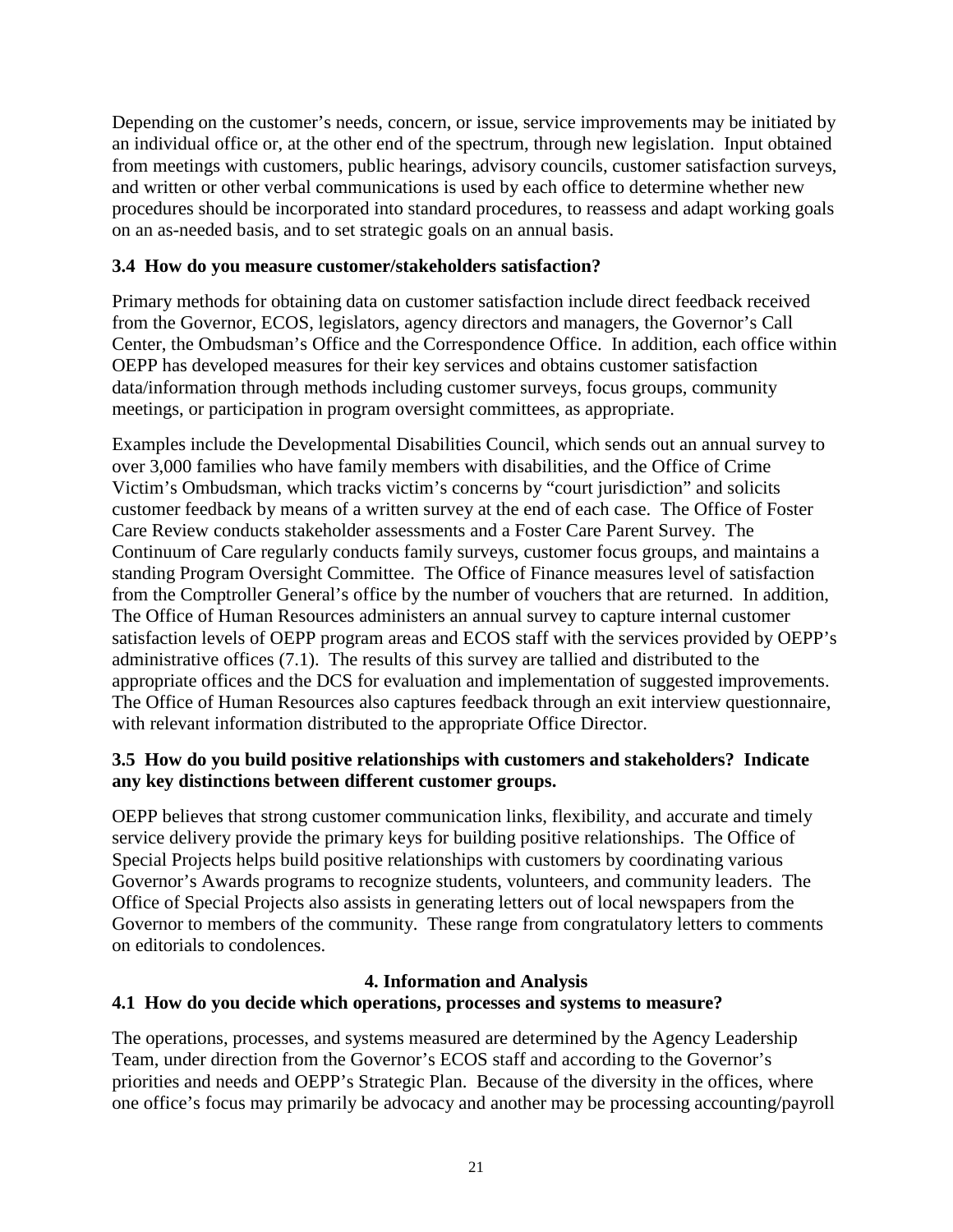Depending on the customer's needs, concern, or issue, service improvements may be initiated by an individual office or, at the other end of the spectrum, through new legislation. Input obtained from meetings with customers, public hearings, advisory councils, customer satisfaction surveys, and written or other verbal communications is used by each office to determine whether new procedures should be incorporated into standard procedures, to reassess and adapt working goals on an as-needed basis, and to set strategic goals on an annual basis.

**3.4 How do you measure customer/stakeholders satisfaction?**

Primary methods for obtaining data on customer satisfaction include direct feedback received from the Governor, ECOS, legislators, agency directors and managers, the Governor's Call Center, the Ombudsman's Office and the Correspondence Office. In addition, each office within OEPP has developed measures for their key services and obtains customer satisfaction data/information through methods including customer surveys, focus groups, community meetings, or participation in program oversight committees, as appropriate.

Examples include the Developmental Disabilities Council, which sends out an annual survey to over 3,000 families who have family members with disabilities, and the Office of Crime Victim's Ombudsman, which tracks victim's concerns by "court jurisdiction" and solicits customer feedback by means of a written survey at the end of each case. The Office of Foster Care Review conducts stakeholder assessments and a Foster Care Parent Survey. The Continuum of Care regularly conducts family surveys, customer focus groups, and maintains a standing Program Oversight Committee. The Office of Finance measures level of satisfaction from the Comptroller General's office by the number of vouchers that are returned. In addition, The Office of Human Resources administers an annual survey to capture internal customer satisfaction levels of OEPP program areas and ECOS staff with the services provided by OEPP's administrative offices (7.1). The results of this survey are tallied and distributed to the appropriate offices and the DCS for evaluation and implementation of suggested improvements. The Office of Human Resources also captures feedback through an exit interview questionnaire, with relevant information distributed to the appropriate Office Director.

**3.5 How do you build positive relationships with customers and stakeholders? Indicate any key distinctions between different customer groups.**

OEPP believes that strong customer communication links, flexibility, and accurate and timely service delivery provide the primary keys for building positive relationships. The Office of Special Projects helps build positive relationships with customers by coordinating various Governor's Awards programs to recognize students, volunteers, and community leaders. The Office of Special Projects also assists in generating letters out of local newspapers from the Governor to members of the community. These range from congratulatory letters to comments on editorials to condolences.

## 4. Information and Analysis

**4.1 How do you decide which operations, processes and systems to measure?**

The operations, processes, and systems measured are determined by the Agency Leadership Team, under direction from the Governor's ECOS staff and according to the Governor's priorities and needs and OEPP's Strategic Plan. Because of the diversity in the offices, where one office's focus may primarily be advocacy and another may be processing accounting/payroll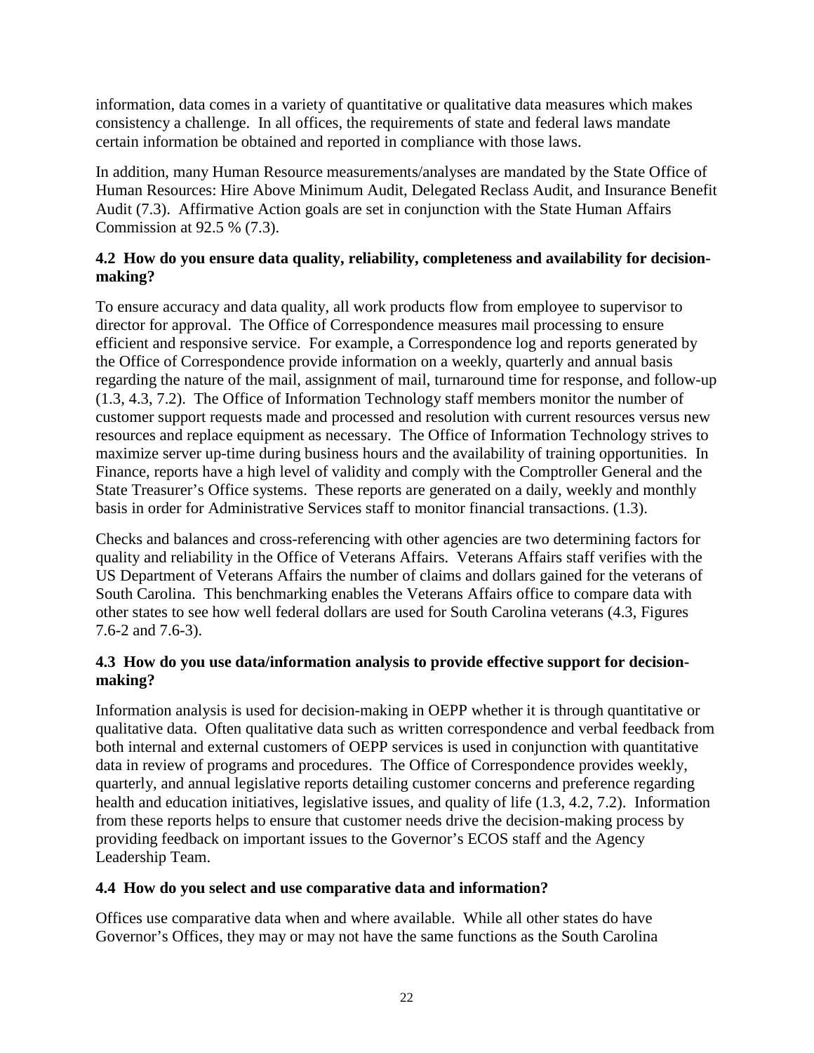information, data comes in a variety of quantitative or qualitative data measures which makes consistency a challenge. In all offices, the requirements of state and federal laws mandate certain information be obtained and reported in compliance with those laws.

In addition, many Human Resource measurements/analyses are mandated by the State Office of Human Resources: Hire Above Minimum Audit, Delegated Reclass Audit, and Insurance Benefit Audit (7.3). Affirmative Action goals are set in conjunction with the State Human Affairs Commission at 92.5 % (7.3).

**4.2 How do you ensure data quality, reliability, completeness and availability for decision-making?**

To ensure accuracy and data quality, all work products flow from employee to supervisor to director for approval. The Office of Correspondence measures mail processing to ensure efficient and responsive service. For example, a Correspondence log and reports generated by the Office of Correspondence provide information on a weekly, quarterly and annual basis regarding the nature of the mail, assignment of mail, turnaround time for response, and follow-up (1.3, 4.3, 7.2). The Office of Information Technology staff members monitor the number of customer support requests made and processed and resolution with current resources versus new resources and replace equipment as necessary. The Office of Information Technology strives to maximize server up-time during business hours and the availability of training opportunities. In Finance, reports have a high level of validity and comply with the Comptroller General and the State Treasurer's Office systems. These reports are generated on a daily, weekly and monthly basis in order for Administrative Services staff to monitor financial transactions. (1.3).

Checks and balances and cross-referencing with other agencies are two determining factors for quality and reliability in the Office of Veterans Affairs. Veterans Affairs staff verifies with the US Department of Veterans Affairs the number of claims and dollars gained for the veterans of South Carolina. This benchmarking enables the Veterans Affairs office to compare data with other states to see how well federal dollars are used for South Carolina veterans (4.3, Figures 7.6-2 and 7.6-3).

**4.3 How do you use data/information analysis to provide effective support for decision-making?**

Information analysis is used for decision-making in OEPP whether it is through quantitative or qualitative data. Often qualitative data such as written correspondence and verbal feedback from both internal and external customers of OEPP services is used in conjunction with quantitative data in review of programs and procedures. The Office of Correspondence provides weekly, quarterly, and annual legislative reports detailing customer concerns and preference regarding health and education initiatives, legislative issues, and quality of life (1.3, 4.2, 7.2). Information from these reports helps to ensure that customer needs drive the decision-making process by providing feedback on important issues to the Governor's ECOS staff and the Agency Leadership Team.

**4.4 How do you select and use comparative data and information?**

Offices use comparative data when and where available. While all other states do have Governor's Offices, they may or may not have the same functions as the South Carolina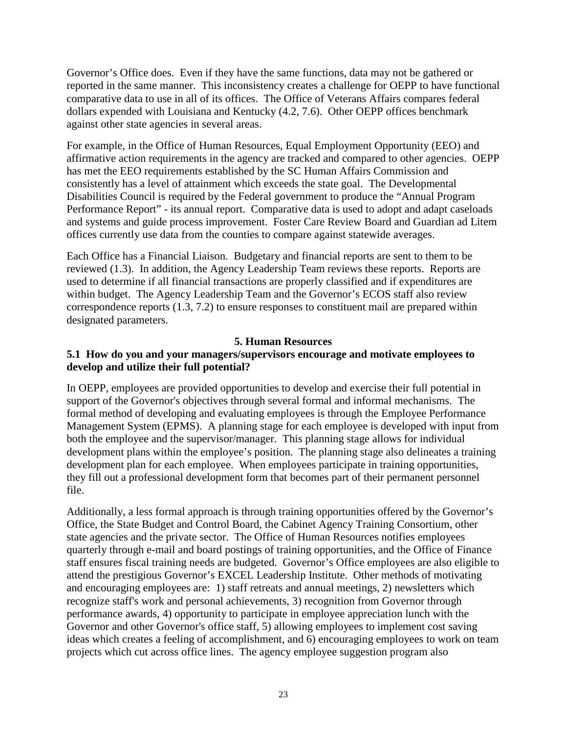Governor's Office does. Even if they have the same functions, data may not be gathered or reported in the same manner. This inconsistency creates a challenge for OEPP to have functional comparative data to use in all of its offices. The Office of Veterans Affairs compares federal dollars expended with Louisiana and Kentucky (4.2, 7.6). Other OEPP offices benchmark against other state agencies in several areas.

For example, in the Office of Human Resources, Equal Employment Opportunity (EEO) and affirmative action requirements in the agency are tracked and compared to other agencies. OEPP has met the EEO requirements established by the SC Human Affairs Commission and consistently has a level of attainment which exceeds the state goal. The Developmental Disabilities Council is required by the Federal government to produce the "Annual Program Performance Report" - its annual report. Comparative data is used to adopt and adapt caseloads and systems and guide process improvement. Foster Care Review Board and Guardian ad Litem offices currently use data from the counties to compare against statewide averages.

Each Office has a Financial Liaison. Budgetary and financial reports are sent to them to be reviewed (1.3). In addition, the Agency Leadership Team reviews these reports. Reports are used to determine if all financial transactions are properly classified and if expenditures are within budget. The Agency Leadership Team and the Governor's ECOS staff also review correspondence reports (1.3, 7.2) to ensure responses to constituent mail are prepared within designated parameters.

## 5. Human Resources

### 5.1 How do you and your managers/supervisors encourage and motivate employees to develop and utilize their full potential?

In OEPP, employees are provided opportunities to develop and exercise their full potential in support of the Governor's objectives through several formal and informal mechanisms. The formal method of developing and evaluating employees is through the Employee Performance Management System (EPMS). A planning stage for each employee is developed with input from both the employee and the supervisor/manager. This planning stage allows for individual development plans within the employee's position. The planning stage also delineates a training development plan for each employee. When employees participate in training opportunities, they fill out a professional development form that becomes part of their permanent personnel file.

Additionally, a less formal approach is through training opportunities offered by the Governor's Office, the State Budget and Control Board, the Cabinet Agency Training Consortium, other state agencies and the private sector. The Office of Human Resources notifies employees quarterly through e-mail and board postings of training opportunities, and the Office of Finance staff ensures fiscal training needs are budgeted. Governor's Office employees are also eligible to attend the prestigious Governor's EXCEL Leadership Institute. Other methods of motivating and encouraging employees are: 1) staff retreats and annual meetings, 2) newsletters which recognize staff's work and personal achievements, 3) recognition from Governor through performance awards, 4) opportunity to participate in employee appreciation lunch with the Governor and other Governor's office staff, 5) allowing employees to implement cost saving ideas which creates a feeling of accomplishment, and 6) encouraging employees to work on team projects which cut across office lines. The agency employee suggestion program also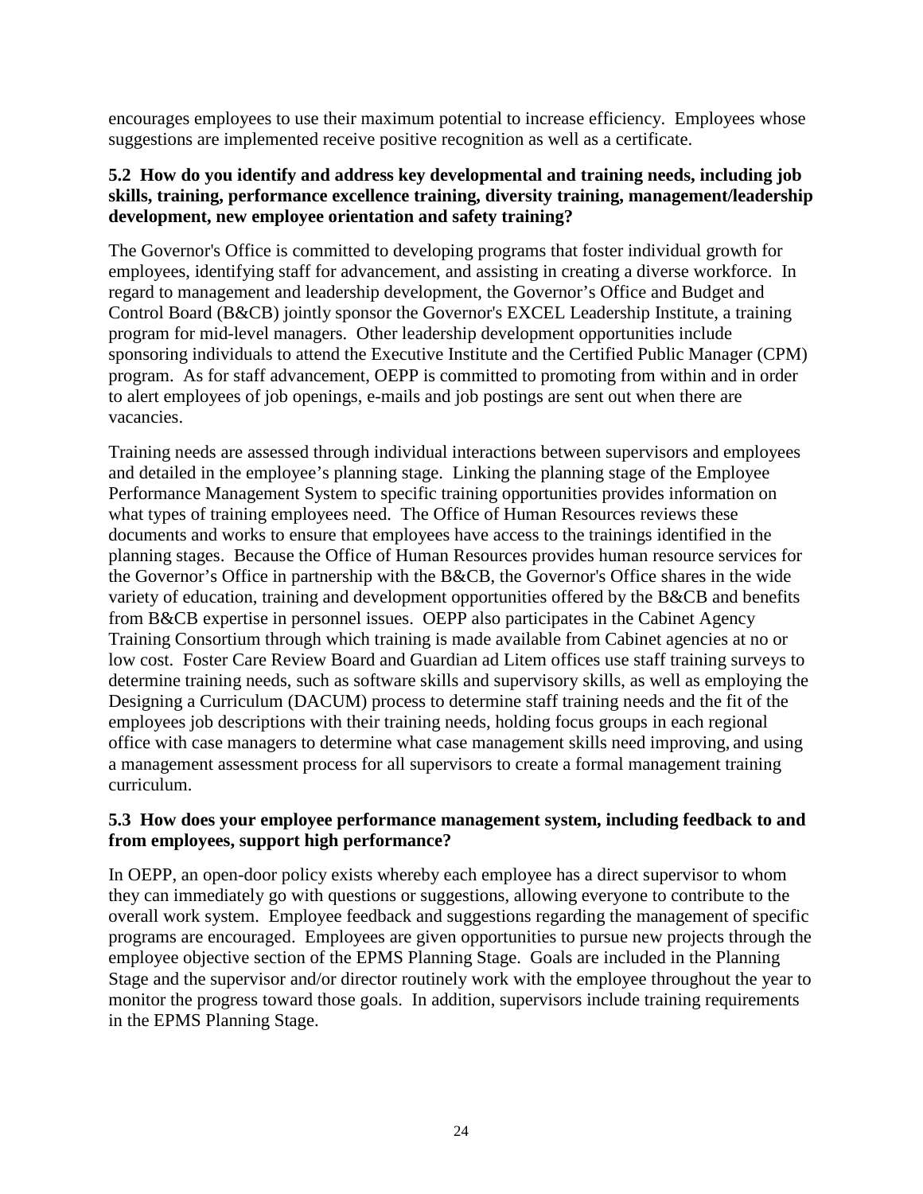encourages employees to use their maximum potential to increase efficiency. Employees whose suggestions are implemented receive positive recognition as well as a certificate.

**5.2 How do you identify and address key developmental and training needs, including job skills, training, performance excellence training, diversity training, management/leadership development, new employee orientation and safety training?**

The Governor's Office is committed to developing programs that foster individual growth for employees, identifying staff for advancement, and assisting in creating a diverse workforce. In regard to management and leadership development, the Governor's Office and Budget and Control Board (B&CB) jointly sponsor the Governor's EXCEL Leadership Institute, a training program for mid-level managers. Other leadership development opportunities include sponsoring individuals to attend the Executive Institute and the Certified Public Manager (CPM) program. As for staff advancement, OEPP is committed to promoting from within and in order to alert employees of job openings, e-mails and job postings are sent out when there are vacancies.

Training needs are assessed through individual interactions between supervisors and employees and detailed in the employee's planning stage. Linking the planning stage of the Employee Performance Management System to specific training opportunities provides information on what types of training employees need. The Office of Human Resources reviews these documents and works to ensure that employees have access to the trainings identified in the planning stages. Because the Office of Human Resources provides human resource services for the Governor's Office in partnership with the B&CB, the Governor's Office shares in the wide variety of education, training and development opportunities offered by the B&CB and benefits from B&CB expertise in personnel issues. OEPP also participates in the Cabinet Agency Training Consortium through which training is made available from Cabinet agencies at no or low cost. Foster Care Review Board and Guardian ad Litem offices use staff training surveys to determine training needs, such as software skills and supervisory skills, as well as employing the Designing a Curriculum (DACUM) process to determine staff training needs and the fit of the employees job descriptions with their training needs, holding focus groups in each regional office with case managers to determine what case management skills need improving, and using a management assessment process for all supervisors to create a formal management training curriculum.

**5.3 How does your employee performance management system, including feedback to and from employees, support high performance?**

In OEPP, an open-door policy exists whereby each employee has a direct supervisor to whom they can immediately go with questions or suggestions, allowing everyone to contribute to the overall work system. Employee feedback and suggestions regarding the management of specific programs are encouraged. Employees are given opportunities to pursue new projects through the employee objective section of the EPMS Planning Stage. Goals are included in the Planning Stage and the supervisor and/or director routinely work with the employee throughout the year to monitor the progress toward those goals. In addition, supervisors include training requirements in the EPMS Planning Stage.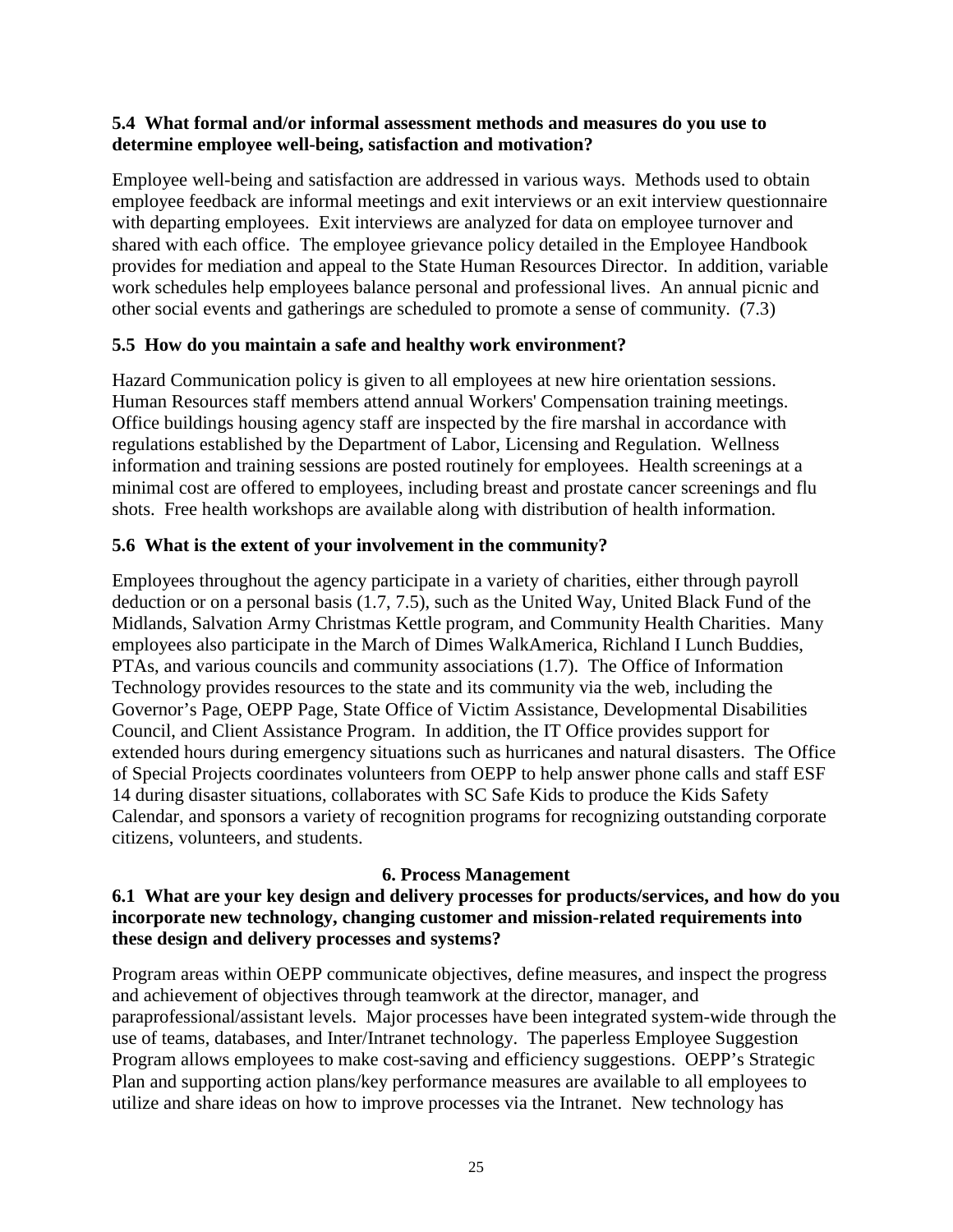### 5.4 What formal and/or informal assessment methods and measures do you use to determine employee well-being, satisfaction and motivation?

Employee well-being and satisfaction are addressed in various ways. Methods used to obtain employee feedback are informal meetings and exit interviews or an exit interview questionnaire with departing employees. Exit interviews are analyzed for data on employee turnover and shared with each office. The employee grievance policy detailed in the Employee Handbook provides for mediation and appeal to the State Human Resources Director. In addition, variable work schedules help employees balance personal and professional lives. An annual picnic and other social events and gatherings are scheduled to promote a sense of community. (7.3)

### 5.5 How do you maintain a safe and healthy work environment?

Hazard Communication policy is given to all employees at new hire orientation sessions. Human Resources staff members attend annual Workers' Compensation training meetings. Office buildings housing agency staff are inspected by the fire marshal in accordance with regulations established by the Department of Labor, Licensing and Regulation. Wellness information and training sessions are posted routinely for employees. Health screenings at a minimal cost are offered to employees, including breast and prostate cancer screenings and flu shots. Free health workshops are available along with distribution of health information.

### 5.6 What is the extent of your involvement in the community?

Employees throughout the agency participate in a variety of charities, either through payroll deduction or on a personal basis (1.7, 7.5), such as the United Way, United Black Fund of the Midlands, Salvation Army Christmas Kettle program, and Community Health Charities. Many employees also participate in the March of Dimes WalkAmerica, Richland I Lunch Buddies, PTAs, and various councils and community associations (1.7). The Office of Information Technology provides resources to the state and its community via the web, including the Governor's Page, OEPP Page, State Office of Victim Assistance, Developmental Disabilities Council, and Client Assistance Program. In addition, the IT Office provides support for extended hours during emergency situations such as hurricanes and natural disasters. The Office of Special Projects coordinates volunteers from OEPP to help answer phone calls and staff ESF 14 during disaster situations, collaborates with SC Safe Kids to produce the Kids Safety Calendar, and sponsors a variety of recognition programs for recognizing outstanding corporate citizens, volunteers, and students.

## 6. Process Management

### 6.1 What are your key design and delivery processes for products/services, and how do you incorporate new technology, changing customer and mission-related requirements into these design and delivery processes and systems?

Program areas within OEPP communicate objectives, define measures, and inspect the progress and achievement of objectives through teamwork at the director, manager, and paraprofessional/assistant levels. Major processes have been integrated system-wide through the use of teams, databases, and Inter/Intranet technology. The paperless Employee Suggestion Program allows employees to make cost-saving and efficiency suggestions. OEPP's Strategic Plan and supporting action plans/key performance measures are available to all employees to utilize and share ideas on how to improve processes via the Intranet. New technology has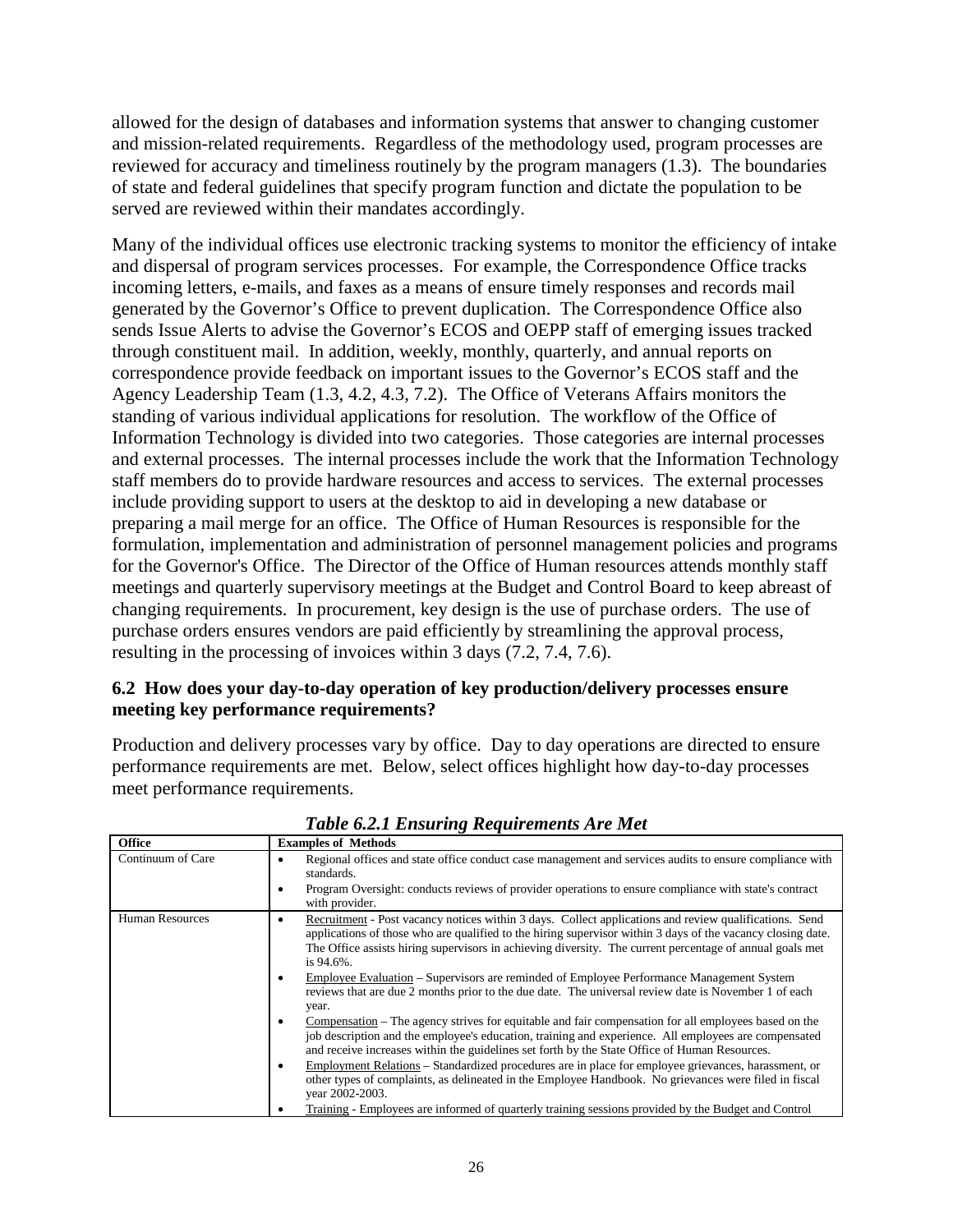allowed for the design of databases and information systems that answer to changing customer and mission-related requirements. Regardless of the methodology used, program processes are reviewed for accuracy and timeliness routinely by the program managers (1.3). The boundaries of state and federal guidelines that specify program function and dictate the population to be served are reviewed within their mandates accordingly.

Many of the individual offices use electronic tracking systems to monitor the efficiency of intake and dispersal of program services processes. For example, the Correspondence Office tracks incoming letters, e-mails, and faxes as a means of ensure timely responses and records mail generated by the Governor's Office to prevent duplication. The Correspondence Office also sends Issue Alerts to advise the Governor's ECOS and OEPP staff of emerging issues tracked through constituent mail. In addition, weekly, monthly, quarterly, and annual reports on correspondence provide feedback on important issues to the Governor's ECOS staff and the Agency Leadership Team (1.3, 4.2, 4.3, 7.2). The Office of Veterans Affairs monitors the standing of various individual applications for resolution. The workflow of the Office of Information Technology is divided into two categories. Those categories are internal processes and external processes. The internal processes include the work that the Information Technology staff members do to provide hardware resources and access to services. The external processes include providing support to users at the desktop to aid in developing a new database or preparing a mail merge for an office. The Office of Human Resources is responsible for the formulation, implementation and administration of personnel management policies and programs for the Governor's Office. The Director of the Office of Human resources attends monthly staff meetings and quarterly supervisory meetings at the Budget and Control Board to keep abreast of changing requirements. In procurement, key design is the use of purchase orders. The use of purchase orders ensures vendors are paid efficiently by streamlining the approval process, resulting in the processing of invoices within 3 days (7.2, 7.4, 7.6).

### 6.2 How does your day-to-day operation of key production/delivery processes ensure meeting key performance requirements?

Production and delivery processes vary by office. Day to day operations are directed to ensure performance requirements are met. Below, select offices highlight how day-to-day processes meet performance requirements.

*Table 6.2.1 Ensuring Requirements Are Met*

| Office | Examples of Methods |
|---|---|
| Continuum of Care | • Regional offices and state office conduct case management and services audits to ensure compliance with standards.<br>• Program Oversight: conducts reviews of provider operations to ensure compliance with state's contract with provider. |
| Human Resources | • Recruitment - Post vacancy notices within 3 days. Collect applications and review qualifications. Send applications of those who are qualified to the hiring supervisor within 3 days of the vacancy closing date. The Office assists hiring supervisors in achieving diversity. The current percentage of annual goals met is 94.6%.<br>• Employee Evaluation – Supervisors are reminded of Employee Performance Management System reviews that are due 2 months prior to the due date. The universal review date is November 1 of each year.<br>• Compensation – The agency strives for equitable and fair compensation for all employees based on the job description and the employee's education, training and experience. All employees are compensated and receive increases within the guidelines set forth by the State Office of Human Resources.<br>• Employment Relations – Standardized procedures are in place for employee grievances, harassment, or other types of complaints, as delineated in the Employee Handbook. No grievances were filed in fiscal year 2002-2003.<br>• Training - Employees are informed of quarterly training sessions provided by the Budget and Control |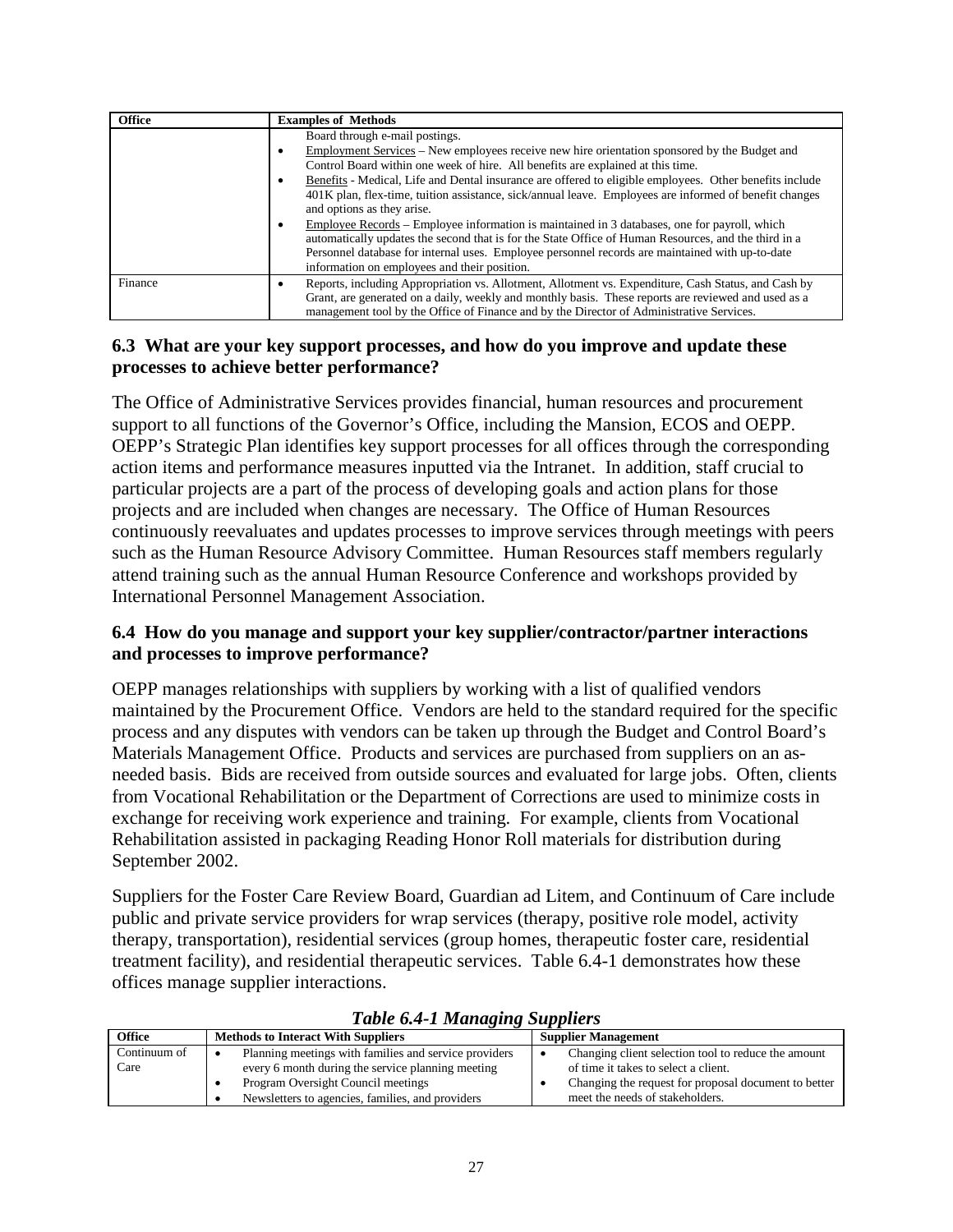| Office | Examples of Methods |
|---|---|
| | Board through e-mail postings.<br>• Employment Services – New employees receive new hire orientation sponsored by the Budget and Control Board within one week of hire. All benefits are explained at this time.<br>• Benefits - Medical, Life and Dental insurance are offered to eligible employees. Other benefits include 401K plan, flex-time, tuition assistance, sick/annual leave. Employees are informed of benefit changes and options as they arise.<br>• Employee Records – Employee information is maintained in 3 databases, one for payroll, which automatically updates the second that is for the State Office of Human Resources, and the third in a Personnel database for internal uses. Employee personnel records are maintained with up-to-date information on employees and their position. |
| Finance | • Reports, including Appropriation vs. Allotment, Allotment vs. Expenditure, Cash Status, and Cash by Grant, are generated on a daily, weekly and monthly basis. These reports are reviewed and used as a management tool by the Office of Finance and by the Director of Administrative Services. |

### 6.3 What are your key support processes, and how do you improve and update these processes to achieve better performance?

The Office of Administrative Services provides financial, human resources and procurement support to all functions of the Governor's Office, including the Mansion, ECOS and OEPP. OEPP's Strategic Plan identifies key support processes for all offices through the corresponding action items and performance measures inputted via the Intranet. In addition, staff crucial to particular projects are a part of the process of developing goals and action plans for those projects and are included when changes are necessary. The Office of Human Resources continuously reevaluates and updates processes to improve services through meetings with peers such as the Human Resource Advisory Committee. Human Resources staff members regularly attend training such as the annual Human Resource Conference and workshops provided by International Personnel Management Association.

### 6.4 How do you manage and support your key supplier/contractor/partner interactions and processes to improve performance?

OEPP manages relationships with suppliers by working with a list of qualified vendors maintained by the Procurement Office. Vendors are held to the standard required for the specific process and any disputes with vendors can be taken up through the Budget and Control Board's Materials Management Office. Products and services are purchased from suppliers on an as-needed basis. Bids are received from outside sources and evaluated for large jobs. Often, clients from Vocational Rehabilitation or the Department of Corrections are used to minimize costs in exchange for receiving work experience and training. For example, clients from Vocational Rehabilitation assisted in packaging Reading Honor Roll materials for distribution during September 2002.

Suppliers for the Foster Care Review Board, Guardian ad Litem, and Continuum of Care include public and private service providers for wrap services (therapy, positive role model, activity therapy, transportation), residential services (group homes, therapeutic foster care, residential treatment facility), and residential therapeutic services. Table 6.4-1 demonstrates how these offices manage supplier interactions.

***Table 6.4-1 Managing Suppliers***

| Office | Methods to Interact With Suppliers | Supplier Management |
|---|---|---|
| Continuum of Care | • Planning meetings with families and service providers every 6 month during the service planning meeting<br>• Program Oversight Council meetings<br>• Newsletters to agencies, families, and providers | • Changing client selection tool to reduce the amount of time it takes to select a client.<br>• Changing the request for proposal document to better meet the needs of stakeholders. |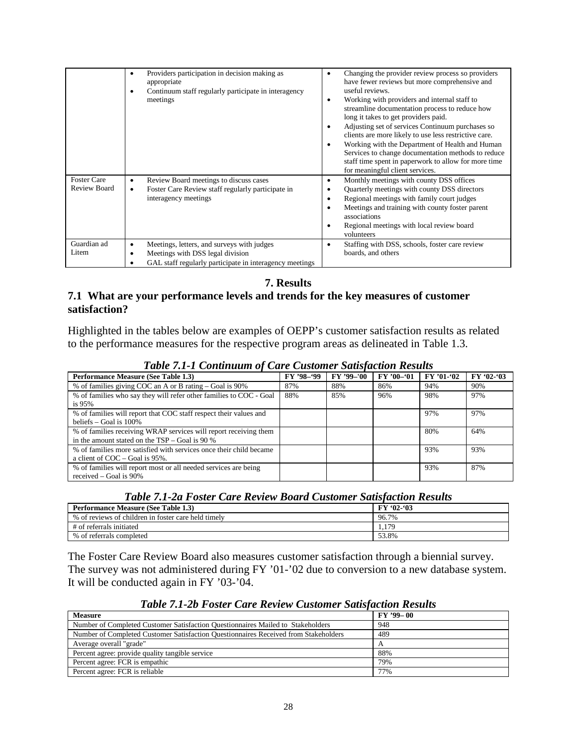| | | |
|---|---|---|
| | • Providers participation in decision making as appropriate<br>• Continuum staff regularly participate in interagency meetings | • Changing the provider review process so providers have fewer reviews but more comprehensive and useful reviews.<br>• Working with providers and internal staff to streamline documentation process to reduce how long it takes to get providers paid.<br>• Adjusting set of services Continuum purchases so clients are more likely to use less restrictive care.<br>• Working with the Department of Health and Human Services to change documentation methods to reduce staff time spent in paperwork to allow for more time for meaningful client services. |
| Foster Care Review Board | • Review Board meetings to discuss cases<br>• Foster Care Review staff regularly participate in interagency meetings | • Monthly meetings with county DSS offices<br>• Quarterly meetings with county DSS directors<br>• Regional meetings with family court judges<br>• Meetings and training with county foster parent associations<br>• Regional meetings with local review board volunteers |
| Guardian ad Litem | • Meetings, letters, and surveys with judges<br>• Meetings with DSS legal division<br>• GAL staff regularly participate in interagency meetings | • Staffing with DSS, schools, foster care review boards, and others |

# 7. Results

## 7.1 What are your performance levels and trends for the key measures of customer satisfaction?

Highlighted in the tables below are examples of OEPP's customer satisfaction results as related to the performance measures for the respective program areas as delineated in Table 1.3.

***Table 7.1-1 Continuum of Care Customer Satisfaction Results***

| Performance Measure (See Table 1.3) | FY '98–'99 | FY '99–'00 | FY '00–'01 | FY '01-'02 | FY '02-'03 |
|---|---|---|---|---|---|
| % of families giving COC an A or B rating – Goal is 90% | 87% | 88% | 86% | 94% | 90% |
| % of families who say they will refer other families to COC - Goal is 95% | 88% | 85% | 96% | 98% | 97% |
| % of families will report that COC staff respect their values and beliefs – Goal is 100% | | | | 97% | 97% |
| % of families receiving WRAP services will report receiving them in the amount stated on the TSP – Goal is 90 % | | | | 80% | 64% |
| % of families more satisfied with services once their child became a client of COC – Goal is 95%. | | | | 93% | 93% |
| % of families will report most or all needed services are being received – Goal is 90% | | | | 93% | 87% |

***Table 7.1-2a Foster Care Review Board Customer Satisfaction Results***

| Performance Measure (See Table 1.3) | FY '02-'03 |
|---|---|
| % of reviews of children in foster care held timely | 96.7% |
| # of referrals initiated | 1,179 |
| % of referrals completed | 53.8% |

The Foster Care Review Board also measures customer satisfaction through a biennial survey. The survey was not administered during FY '01-'02 due to conversion to a new database system. It will be conducted again in FY '03-'04.

***Table 7.1-2b Foster Care Review Customer Satisfaction Results***

| Measure | FY '99– 00 |
|---|---|
| Number of Completed Customer Satisfaction Questionnaires Mailed to Stakeholders | 948 |
| Number of Completed Customer Satisfaction Questionnaires Received from Stakeholders | 489 |
| Average overall "grade" | A |
| Percent agree: provide quality tangible service | 88% |
| Percent agree: FCR is empathic | 79% |
| Percent agree: FCR is reliable | 77% |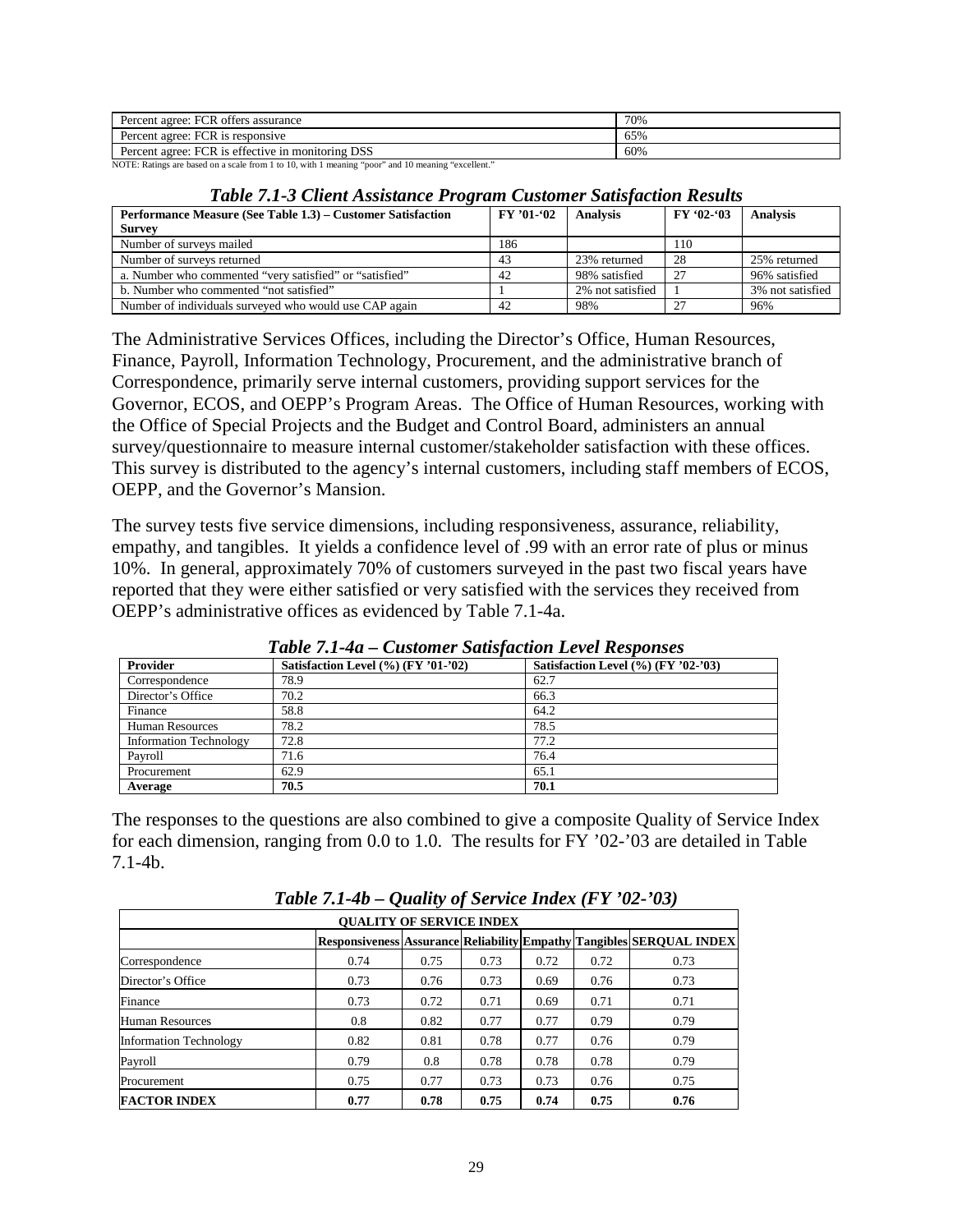| Percent agree: FCR offers assurance | 70% |
|---|---|
| Percent agree: FCR is responsive | 65% |
| Percent agree: FCR is effective in monitoring DSS | 60% |

NOTE: Ratings are based on a scale from 1 to 10, with 1 meaning "poor" and 10 meaning "excellent."

***Table 7.1-3 Client Assistance Program Customer Satisfaction Results***

| Performance Measure (See Table 1.3) – Customer Satisfaction Survey | FY '01-'02 | Analysis | FY '02-'03 | Analysis |
|---|---|---|---|---|
| Number of surveys mailed | 186 | | 110 | |
| Number of surveys returned | 43 | 23% returned | 28 | 25% returned |
| a. Number who commented "very satisfied" or "satisfied" | 42 | 98% satisfied | 27 | 96% satisfied |
| b. Number who commented "not satisfied" | 1 | 2% not satisfied | 1 | 3% not satisfied |
| Number of individuals surveyed who would use CAP again | 42 | 98% | 27 | 96% |

The Administrative Services Offices, including the Director's Office, Human Resources, Finance, Payroll, Information Technology, Procurement, and the administrative branch of Correspondence, primarily serve internal customers, providing support services for the Governor, ECOS, and OEPP's Program Areas. The Office of Human Resources, working with the Office of Special Projects and the Budget and Control Board, administers an annual survey/questionnaire to measure internal customer/stakeholder satisfaction with these offices. This survey is distributed to the agency's internal customers, including staff members of ECOS, OEPP, and the Governor's Mansion.

The survey tests five service dimensions, including responsiveness, assurance, reliability, empathy, and tangibles. It yields a confidence level of .99 with an error rate of plus or minus 10%. In general, approximately 70% of customers surveyed in the past two fiscal years have reported that they were either satisfied or very satisfied with the services they received from OEPP's administrative offices as evidenced by Table 7.1-4a.

***Table 7.1-4a – Customer Satisfaction Level Responses***

| Provider | Satisfaction Level (%) (FY '01-'02) | Satisfaction Level (%) (FY '02-'03) |
|---|---|---|
| Correspondence | 78.9 | 62.7 |
| Director's Office | 70.2 | 66.3 |
| Finance | 58.8 | 64.2 |
| Human Resources | 78.2 | 78.5 |
| Information Technology | 72.8 | 77.2 |
| Payroll | 71.6 | 76.4 |
| Procurement | 62.9 | 65.1 |
| **Average** | **70.5** | **70.1** |

The responses to the questions are also combined to give a composite Quality of Service Index for each dimension, ranging from 0.0 to 1.0. The results for FY '02-'03 are detailed in Table 7.1-4b.

***Table 7.1-4b – Quality of Service Index (FY '02-'03)***

| QUALITY OF SERVICE INDEX | | | | | | |
|---|---|---|---|---|---|---|
| | **Responsiveness** | **Assurance** | **Reliability** | **Empathy** | **Tangibles** | **SERQUAL INDEX** |
| Correspondence | 0.74 | 0.75 | 0.73 | 0.72 | 0.72 | 0.73 |
| Director's Office | 0.73 | 0.76 | 0.73 | 0.69 | 0.76 | 0.73 |
| Finance | 0.73 | 0.72 | 0.71 | 0.69 | 0.71 | 0.71 |
| Human Resources | 0.8 | 0.82 | 0.77 | 0.77 | 0.79 | 0.79 |
| Information Technology | 0.82 | 0.81 | 0.78 | 0.77 | 0.76 | 0.79 |
| Payroll | 0.79 | 0.8 | 0.78 | 0.78 | 0.78 | 0.79 |
| Procurement | 0.75 | 0.77 | 0.73 | 0.73 | 0.76 | 0.75 |
| **FACTOR INDEX** | **0.77** | **0.78** | **0.75** | **0.74** | **0.75** | **0.76** |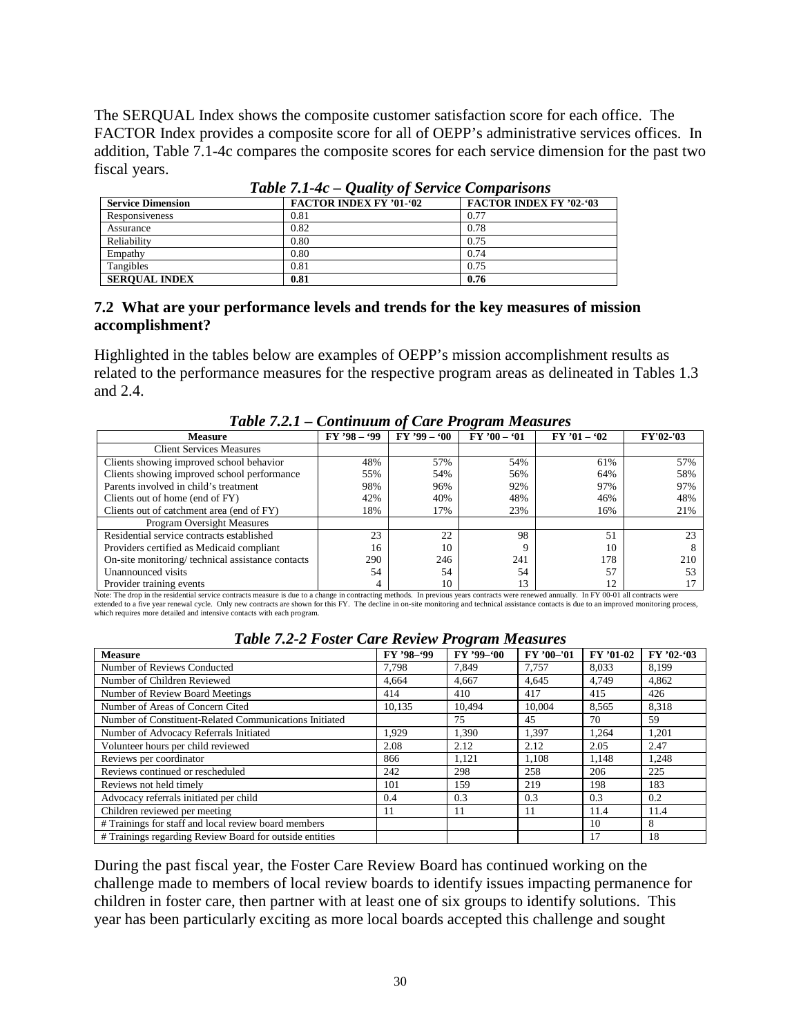The SERQUAL Index shows the composite customer satisfaction score for each office. The FACTOR Index provides a composite score for all of OEPP's administrative services offices. In addition, Table 7.1-4c compares the composite scores for each service dimension for the past two fiscal years.

***Table 7.1-4c – Quality of Service Comparisons***

| Service Dimension | FACTOR INDEX FY '01-'02 | FACTOR INDEX FY '02-'03 |
|---|---|---|
| Responsiveness | 0.81 | 0.77 |
| Assurance | 0.82 | 0.78 |
| Reliability | 0.80 | 0.75 |
| Empathy | 0.80 | 0.74 |
| Tangibles | 0.81 | 0.75 |
| **SERQUAL INDEX** | **0.81** | **0.76** |

### 7.2 What are your performance levels and trends for the key measures of mission accomplishment?

Highlighted in the tables below are examples of OEPP's mission accomplishment results as related to the performance measures for the respective program areas as delineated in Tables 1.3 and 2.4.

***Table 7.2.1 – Continuum of Care Program Measures***

| Measure | FY '98 – '99 | FY '99 – '00 | FY '00 – '01 | FY '01 – '02 | FY'02-'03 |
|---|---|---|---|---|---|
| Client Services Measures | | | | | |
| Clients showing improved school behavior | 48% | 57% | 54% | 61% | 57% |
| Clients showing improved school performance | 55% | 54% | 56% | 64% | 58% |
| Parents involved in child's treatment | 98% | 96% | 92% | 97% | 97% |
| Clients out of home (end of FY) | 42% | 40% | 48% | 46% | 48% |
| Clients out of catchment area (end of FY) | 18% | 17% | 23% | 16% | 21% |
| Program Oversight Measures | | | | | |
| Residential service contracts established | 23 | 22 | 98 | 51 | 23 |
| Providers certified as Medicaid compliant | 16 | 10 | 9 | 10 | 8 |
| On-site monitoring/ technical assistance contacts | 290 | 246 | 241 | 178 | 210 |
| Unannounced visits | 54 | 54 | 54 | 57 | 53 |
| Provider training events | 4 | 10 | 13 | 12 | 17 |

Note: The drop in the residential service contracts measure is due to a change in contracting methods. In previous years contracts were renewed annually. In FY 00-01 all contracts were extended to a five year renewal cycle. Only new contracts are shown for this FY. The decline in on-site monitoring and technical assistance contacts is due to an improved monitoring process, which requires more detailed and intensive contacts with each program.

***Table 7.2-2 Foster Care Review Program Measures***

| Measure | FY '98–'99 | FY '99–'00 | FY '00–'01 | FY '01-02 | FY '02-'03 |
|---|---|---|---|---|---|
| Number of Reviews Conducted | 7,798 | 7,849 | 7,757 | 8,033 | 8,199 |
| Number of Children Reviewed | 4,664 | 4,667 | 4,645 | 4,749 | 4,862 |
| Number of Review Board Meetings | 414 | 410 | 417 | 415 | 426 |
| Number of Areas of Concern Cited | 10,135 | 10,494 | 10,004 | 8,565 | 8,318 |
| Number of Constituent-Related Communications Initiated | | 75 | 45 | 70 | 59 |
| Number of Advocacy Referrals Initiated | 1,929 | 1,390 | 1,397 | 1,264 | 1,201 |
| Volunteer hours per child reviewed | 2.08 | 2.12 | 2.12 | 2.05 | 2.47 |
| Reviews per coordinator | 866 | 1,121 | 1,108 | 1,148 | 1,248 |
| Reviews continued or rescheduled | 242 | 298 | 258 | 206 | 225 |
| Reviews not held timely | 101 | 159 | 219 | 198 | 183 |
| Advocacy referrals initiated per child | 0.4 | 0.3 | 0.3 | 0.3 | 0.2 |
| Children reviewed per meeting | 11 | 11 | 11 | 11.4 | 11.4 |
| # Trainings for staff and local review board members | | | | 10 | 8 |
| # Trainings regarding Review Board for outside entities | | | | 17 | 18 |

During the past fiscal year, the Foster Care Review Board has continued working on the challenge made to members of local review boards to identify issues impacting permanence for children in foster care, then partner with at least one of six groups to identify solutions. This year has been particularly exciting as more local boards accepted this challenge and sought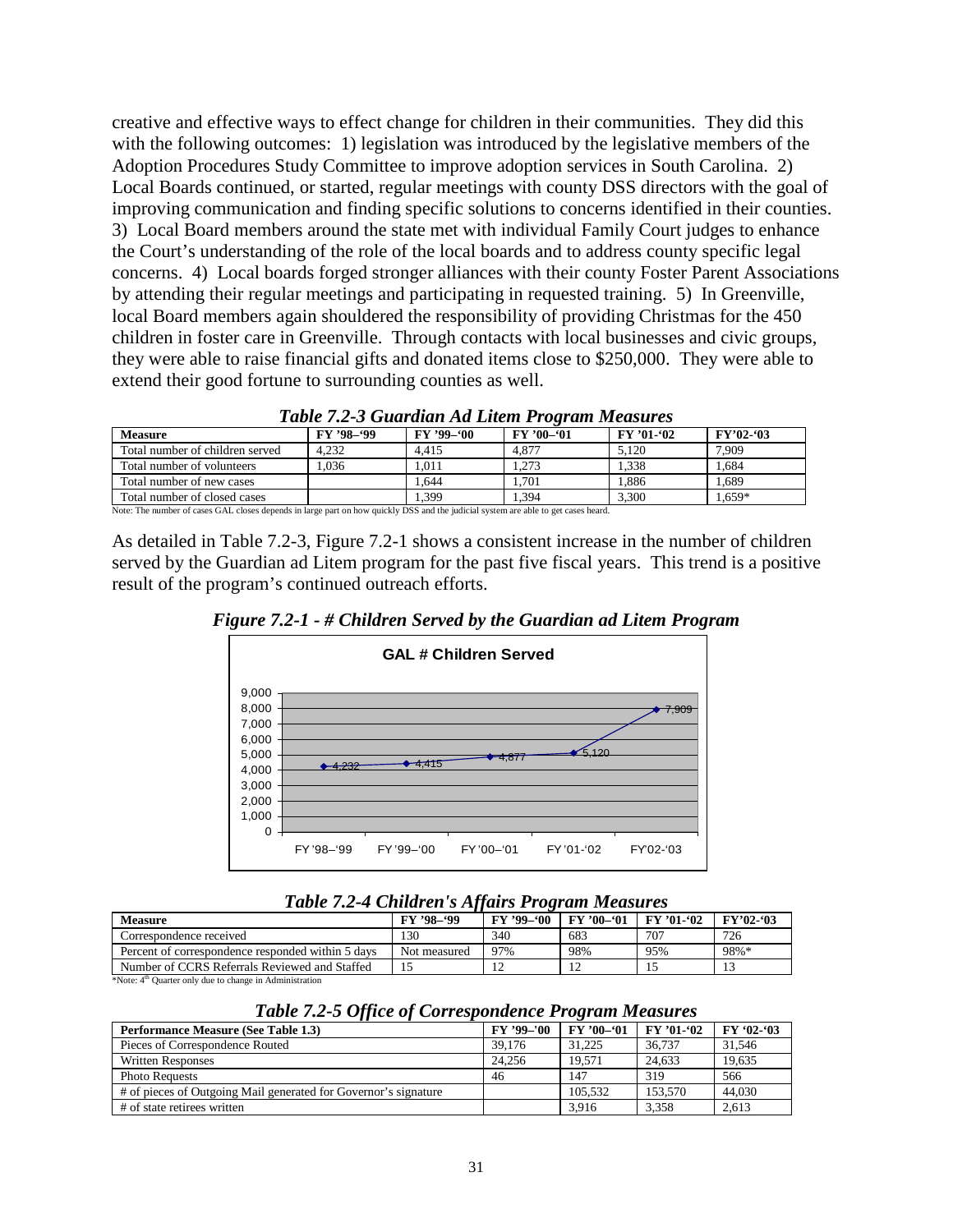creative and effective ways to effect change for children in their communities. They did this with the following outcomes: 1) legislation was introduced by the legislative members of the Adoption Procedures Study Committee to improve adoption services in South Carolina. 2) Local Boards continued, or started, regular meetings with county DSS directors with the goal of improving communication and finding specific solutions to concerns identified in their counties. 3) Local Board members around the state met with individual Family Court judges to enhance the Court's understanding of the role of the local boards and to address county specific legal concerns. 4) Local boards forged stronger alliances with their county Foster Parent Associations by attending their regular meetings and participating in requested training. 5) In Greenville, local Board members again shouldered the responsibility of providing Christmas for the 450 children in foster care in Greenville. Through contacts with local businesses and civic groups, they were able to raise financial gifts and donated items close to $250,000. They were able to extend their good fortune to surrounding counties as well.

***Table 7.2-3 Guardian Ad Litem Program Measures***

| Measure | FY '98–'99 | FY '99–'00 | FY '00–'01 | FY '01-'02 | FY'02-'03 |
|---|---|---|---|---|---|
| Total number of children served | 4,232 | 4,415 | 4,877 | 5,120 | 7,909 |
| Total number of volunteers | 1,036 | 1,011 | 1,273 | 1,338 | 1,684 |
| Total number of new cases | | 1,644 | 1,701 | 1,886 | 1,689 |
| Total number of closed cases | | 1,399 | 1,394 | 3,300 | 1,659* |

Note: The number of cases GAL closes depends in large part on how quickly DSS and the judicial system are able to get cases heard.

As detailed in Table 7.2-3, Figure 7.2-1 shows a consistent increase in the number of children served by the Guardian ad Litem program for the past five fiscal years. This trend is a positive result of the program's continued outreach efforts.

***Figure 7.2-1 - # Children Served by the Guardian ad Litem Program***

**GAL # Children Served**

| | FY '98–'99 | FY '99–'00 | FY '00–'01 | FY '01-'02 | FY'02-'03 |
|---|---|---|---|---|---|
| Children Served | 4,232 | 4,415 | 4,877 | 5,120 | 7,909 |

***Table 7.2-4 Children's Affairs Program Measures***

| Measure | FY '98–'99 | FY '99–'00 | FY '00–'01 | FY '01-'02 | FY'02-'03 |
|---|---|---|---|---|---|
| Correspondence received | 130 | 340 | 683 | 707 | 726 |
| Percent of correspondence responded within 5 days | Not measured | 97% | 98% | 95% | 98%* |
| Number of CCRS Referrals Reviewed and Staffed | 15 | 12 | 12 | 15 | 13 |

*Note: 4th Quarter only due to change in Administration

***Table 7.2-5 Office of Correspondence Program Measures***

| Performance Measure (See Table 1.3) | FY '99–'00 | FY '00–'01 | FY '01-'02 | FY '02-'03 |
|---|---|---|---|---|
| Pieces of Correspondence Routed | 39,176 | 31,225 | 36,737 | 31,546 |
| Written Responses | 24,256 | 19,571 | 24,633 | 19,635 |
| Photo Requests | 46 | 147 | 319 | 566 |
| # of pieces of Outgoing Mail generated for Governor's signature | | 105,532 | 153,570 | 44,030 |
| # of state retirees written | | 3,916 | 3,358 | 2,613 |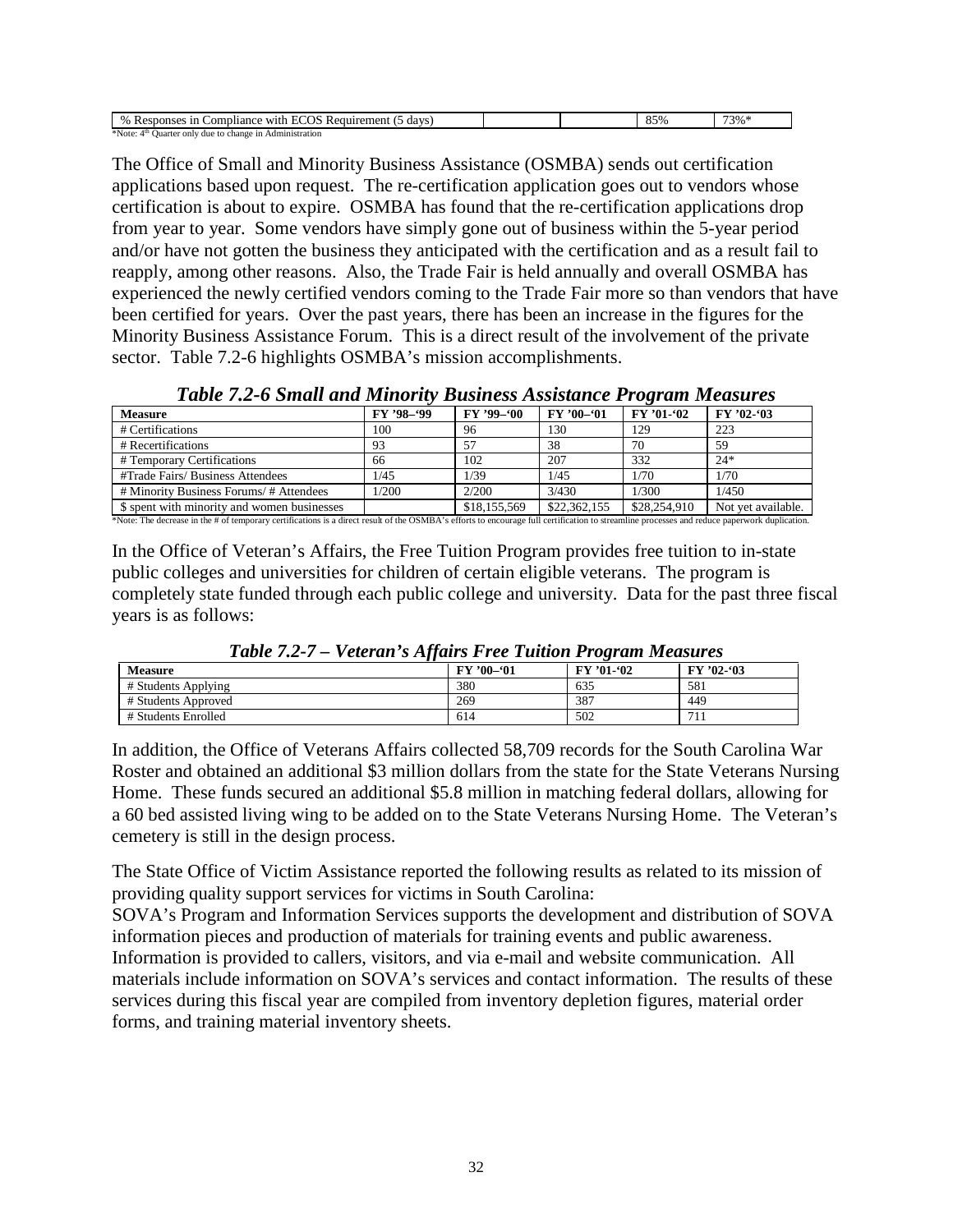| % Responses in Compliance with ECOS Requirement (5 days) | | | 85% | 73%* |
|---|---|---|---|---|

*Note: 4th Quarter only due to change in Administration

The Office of Small and Minority Business Assistance (OSMBA) sends out certification applications based upon request. The re-certification application goes out to vendors whose certification is about to expire. OSMBA has found that the re-certification applications drop from year to year. Some vendors have simply gone out of business within the 5-year period and/or have not gotten the business they anticipated with the certification and as a result fail to reapply, among other reasons. Also, the Trade Fair is held annually and overall OSMBA has experienced the newly certified vendors coming to the Trade Fair more so than vendors that have been certified for years. Over the past years, there has been an increase in the figures for the Minority Business Assistance Forum. This is a direct result of the involvement of the private sector. Table 7.2-6 highlights OSMBA's mission accomplishments.

***Table 7.2-6 Small and Minority Business Assistance Program Measures***

| Measure | FY '98–'99 | FY '99–'00 | FY '00–'01 | FY '01-'02 | FY '02-'03 |
|---|---|---|---|---|---|
| # Certifications | 100 | 96 | 130 | 129 | 223 |
| # Recertifications | 93 | 57 | 38 | 70 | 59 |
| # Temporary Certifications | 66 | 102 | 207 | 332 | 24* |
| #Trade Fairs/ Business Attendees | 1/45 | 1/39 | 1/45 | 1/70 | 1/70 |
| # Minority Business Forums/ # Attendees | 1/200 | 2/200 | 3/430 | 1/300 | 1/450 |
| $ spent with minority and women businesses | | $18,155,569 | $22,362,155 | $28,254,910 | Not yet available. |

*Note: The decrease in the # of temporary certifications is a direct result of the OSMBA's efforts to encourage full certification to streamline processes and reduce paperwork duplication.

In the Office of Veteran's Affairs, the Free Tuition Program provides free tuition to in-state public colleges and universities for children of certain eligible veterans. The program is completely state funded through each public college and university. Data for the past three fiscal years is as follows:

***Table 7.2-7 – Veteran's Affairs Free Tuition Program Measures***

| Measure | FY '00–'01 | FY '01-'02 | FY '02-'03 |
|---|---|---|---|
| # Students Applying | 380 | 635 | 581 |
| # Students Approved | 269 | 387 | 449 |
| # Students Enrolled | 614 | 502 | 711 |

In addition, the Office of Veterans Affairs collected 58,709 records for the South Carolina War Roster and obtained an additional $3 million dollars from the state for the State Veterans Nursing Home. These funds secured an additional $5.8 million in matching federal dollars, allowing for a 60 bed assisted living wing to be added on to the State Veterans Nursing Home. The Veteran's cemetery is still in the design process.

The State Office of Victim Assistance reported the following results as related to its mission of providing quality support services for victims in South Carolina:

SOVA's Program and Information Services supports the development and distribution of SOVA information pieces and production of materials for training events and public awareness. Information is provided to callers, visitors, and via e-mail and website communication. All materials include information on SOVA's services and contact information. The results of these services during this fiscal year are compiled from inventory depletion figures, material order forms, and training material inventory sheets.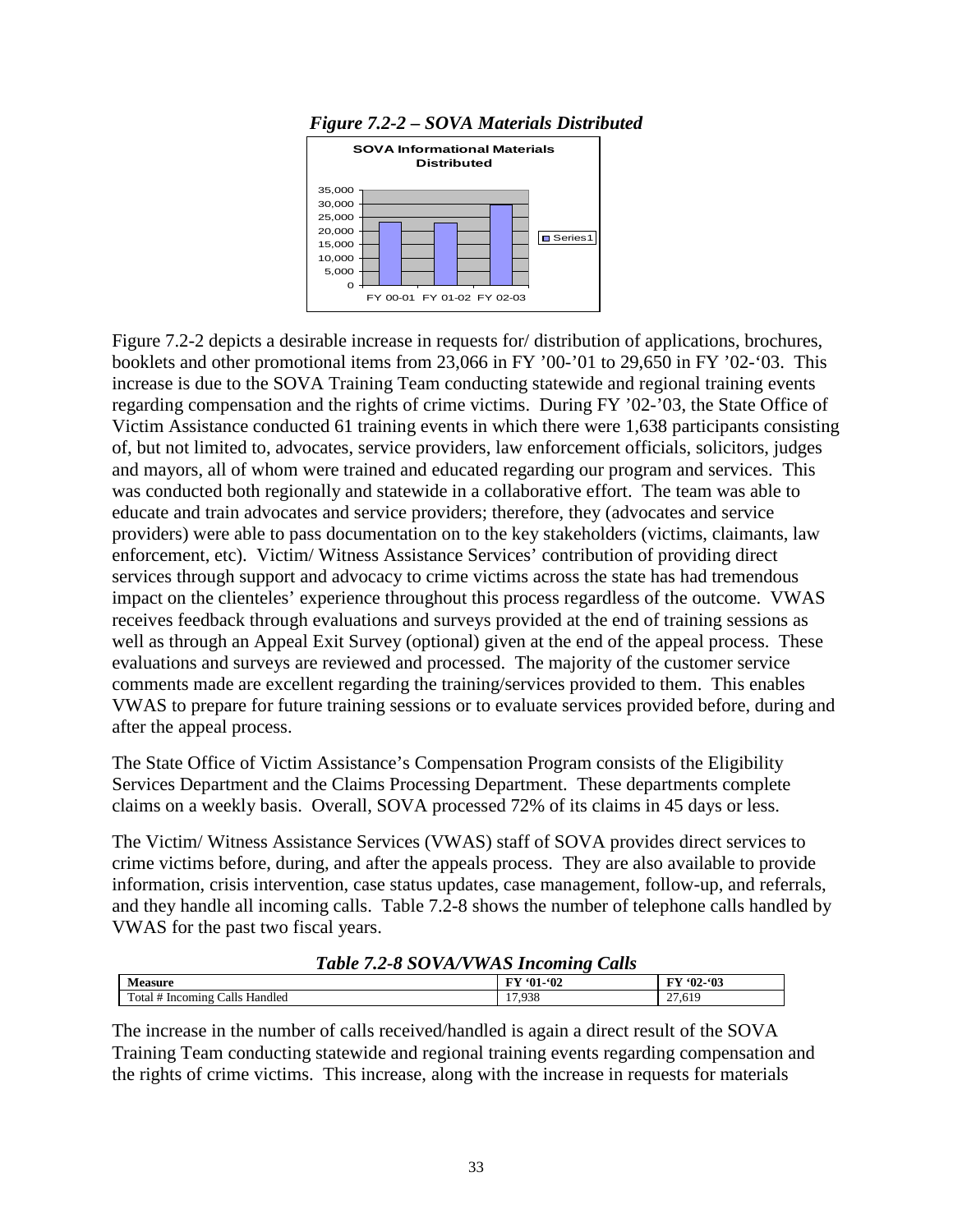*Figure 7.2-2 – SOVA Materials Distributed*

Figure 7.2-2 depicts a desirable increase in requests for/ distribution of applications, brochures, booklets and other promotional items from 23,066 in FY '00-'01 to 29,650 in FY '02-'03. This increase is due to the SOVA Training Team conducting statewide and regional training events regarding compensation and the rights of crime victims. During FY '02-'03, the State Office of Victim Assistance conducted 61 training events in which there were 1,638 participants consisting of, but not limited to, advocates, service providers, law enforcement officials, solicitors, judges and mayors, all of whom were trained and educated regarding our program and services. This was conducted both regionally and statewide in a collaborative effort. The team was able to educate and train advocates and service providers; therefore, they (advocates and service providers) were able to pass documentation on to the key stakeholders (victims, claimants, law enforcement, etc). Victim/ Witness Assistance Services' contribution of providing direct services through support and advocacy to crime victims across the state has had tremendous impact on the clienteles' experience throughout this process regardless of the outcome. VWAS receives feedback through evaluations and surveys provided at the end of training sessions as well as through an Appeal Exit Survey (optional) given at the end of the appeal process. These evaluations and surveys are reviewed and processed. The majority of the customer service comments made are excellent regarding the training/services provided to them. This enables VWAS to prepare for future training sessions or to evaluate services provided before, during and after the appeal process.

The State Office of Victim Assistance's Compensation Program consists of the Eligibility Services Department and the Claims Processing Department. These departments complete claims on a weekly basis. Overall, SOVA processed 72% of its claims in 45 days or less.

The Victim/ Witness Assistance Services (VWAS) staff of SOVA provides direct services to crime victims before, during, and after the appeals process. They are also available to provide information, crisis intervention, case status updates, case management, follow-up, and referrals, and they handle all incoming calls. Table 7.2-8 shows the number of telephone calls handled by VWAS for the past two fiscal years.

*Table 7.2-8 SOVA/VWAS Incoming Calls*

| Measure | FY '01-'02 | FY '02-'03 |
|---|---|---|
| Total # Incoming Calls Handled | 17,938 | 27,619 |

The increase in the number of calls received/handled is again a direct result of the SOVA Training Team conducting statewide and regional training events regarding compensation and the rights of crime victims. This increase, along with the increase in requests for materials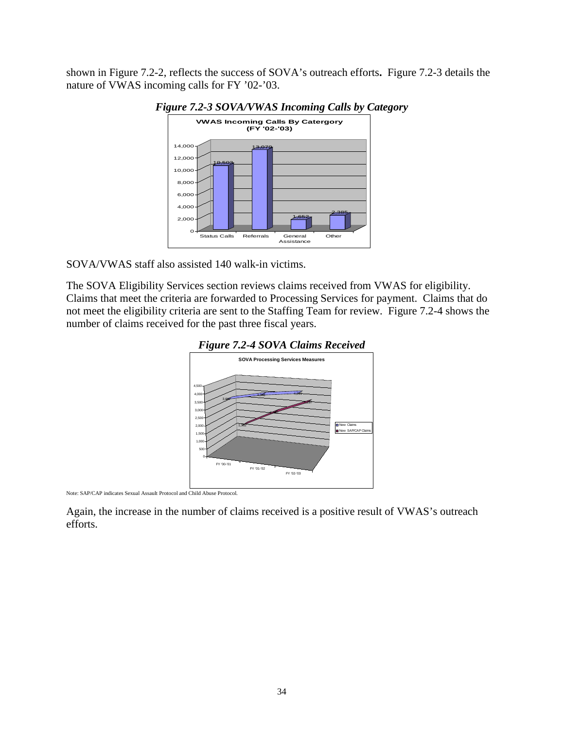shown in Figure 7.2-2, reflects the success of SOVA's outreach efforts**.** Figure 7.2-3 details the nature of VWAS incoming calls for FY '02-'03.

***Figure 7.2-3 SOVA/VWAS Incoming Calls by Category***

SOVA/VWAS staff also assisted 140 walk-in victims.

The SOVA Eligibility Services section reviews claims received from VWAS for eligibility. Claims that meet the criteria are forwarded to Processing Services for payment. Claims that do not meet the eligibility criteria are sent to the Staffing Team for review. Figure 7.2-4 shows the number of claims received for the past three fiscal years.

***Figure 7.2-4 SOVA Claims Received***

Note: SAP/CAP indicates Sexual Assault Protocol and Child Abuse Protocol.

Again, the increase in the number of claims received is a positive result of VWAS's outreach efforts.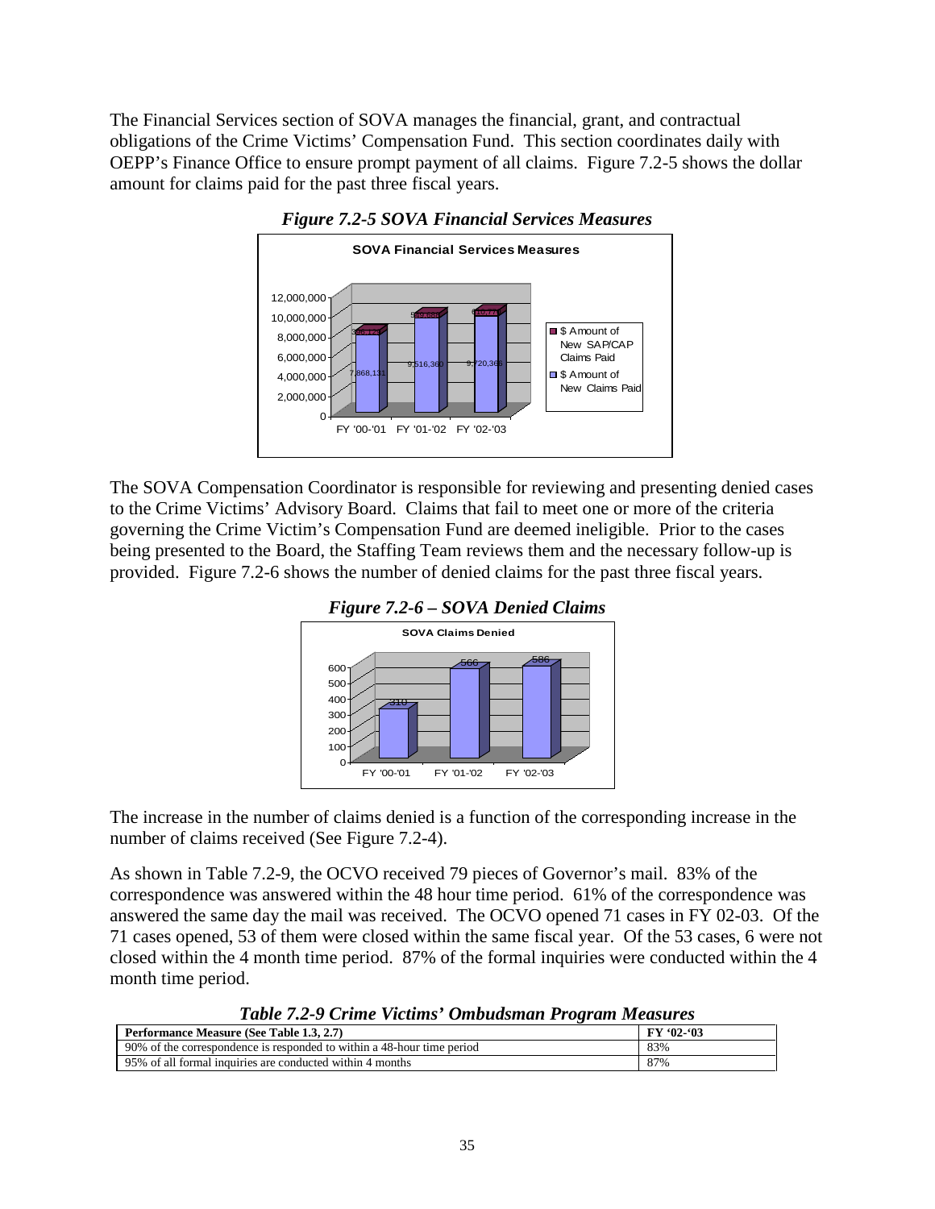The Financial Services section of SOVA manages the financial, grant, and contractual obligations of the Crime Victims' Compensation Fund. This section coordinates daily with OEPP's Finance Office to ensure prompt payment of all claims. Figure 7.2-5 shows the dollar amount for claims paid for the past three fiscal years.

***Figure 7.2-5 SOVA Financial Services Measures***

The SOVA Compensation Coordinator is responsible for reviewing and presenting denied cases to the Crime Victims' Advisory Board. Claims that fail to meet one or more of the criteria governing the Crime Victim's Compensation Fund are deemed ineligible. Prior to the cases being presented to the Board, the Staffing Team reviews them and the necessary follow-up is provided. Figure 7.2-6 shows the number of denied claims for the past three fiscal years.

***Figure 7.2-6 – SOVA Denied Claims***

The increase in the number of claims denied is a function of the corresponding increase in the number of claims received (See Figure 7.2-4).

As shown in Table 7.2-9, the OCVO received 79 pieces of Governor's mail. 83% of the correspondence was answered within the 48 hour time period. 61% of the correspondence was answered the same day the mail was received. The OCVO opened 71 cases in FY 02-03. Of the 71 cases opened, 53 of them were closed within the same fiscal year. Of the 53 cases, 6 were not closed within the 4 month time period. 87% of the formal inquiries were conducted within the 4 month time period.

***Table 7.2-9 Crime Victims' Ombudsman Program Measures***

| Performance Measure (See Table 1.3, 2.7) | FY '02-'03 |
|---|---|
| 90% of the correspondence is responded to within a 48-hour time period | 83% |
| 95% of all formal inquiries are conducted within 4 months | 87% |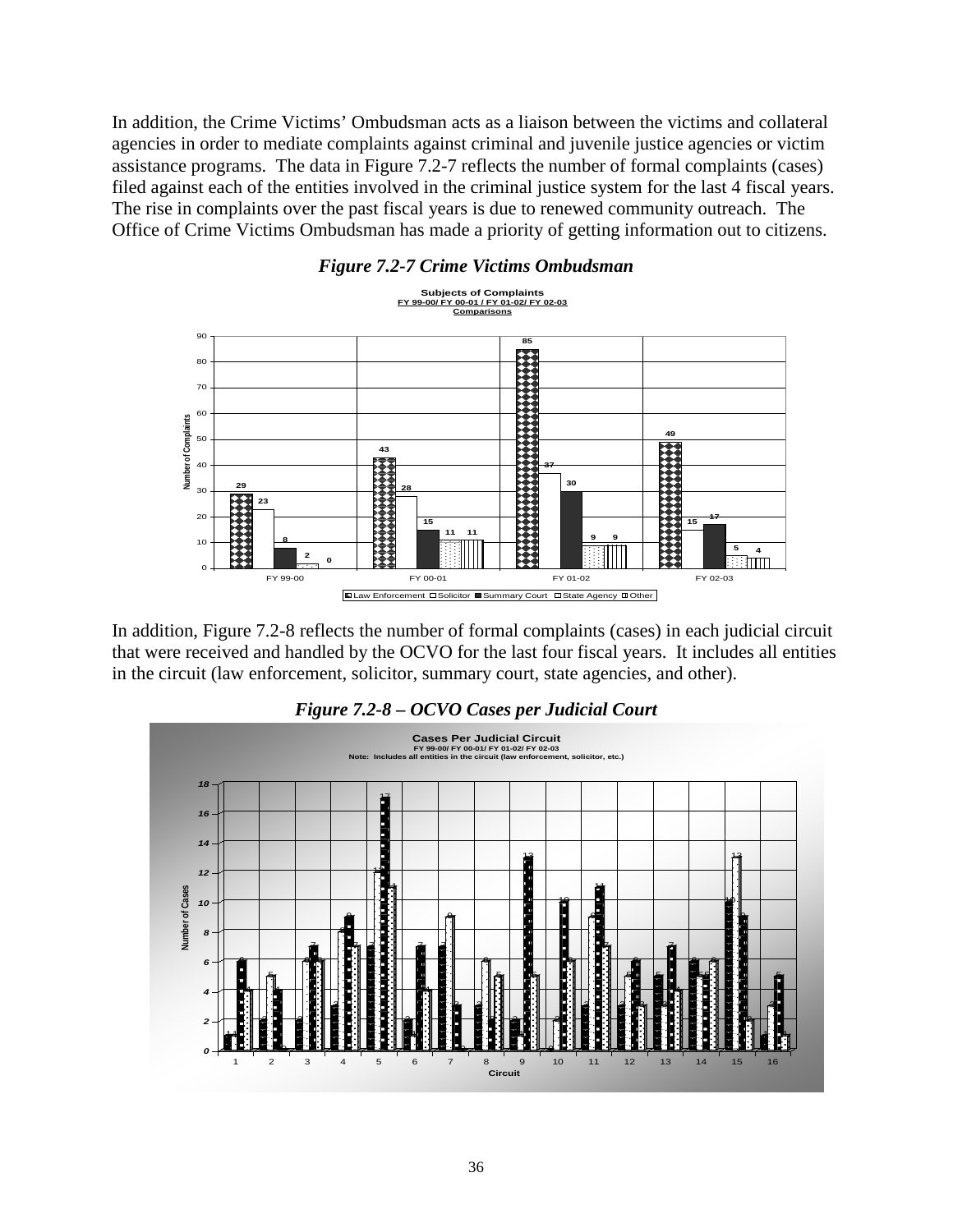In addition, the Crime Victims' Ombudsman acts as a liaison between the victims and collateral agencies in order to mediate complaints against criminal and juvenile justice agencies or victim assistance programs. The data in Figure 7.2-7 reflects the number of formal complaints (cases) filed against each of the entities involved in the criminal justice system for the last 4 fiscal years. The rise in complaints over the past fiscal years is due to renewed community outreach. The Office of Crime Victims Ombudsman has made a priority of getting information out to citizens.

***Figure 7.2-7 Crime Victims Ombudsman***

**Subjects of Complaints**
**FY 99-00/ FY 00-01 / FY 01-02/ FY 02-03**
**Comparisons**

| | Law Enforcement | Solicitor | Summary Court | State Agency | Other |
|---|---|---|---|---|---|
| FY 99-00 | 29 | 23 | 8 | 2 | 0 |
| FY 00-01 | 43 | 28 | 15 | 11 | 11 |
| FY 01-02 | 85 | 37 | 30 | 9 | 9 |
| FY 02-03 | 49 | 15 | 17 | 5 | 4 |

In addition, Figure 7.2-8 reflects the number of formal complaints (cases) in each judicial circuit that were received and handled by the OCVO for the last four fiscal years. It includes all entities in the circuit (law enforcement, solicitor, summary court, state agencies, and other).

***Figure 7.2-8 – OCVO Cases per Judicial Court***

**Cases Per Judicial Circuit**
**FY 99-00/ FY 00-01/ FY 01-02/ FY 02-03**
**Note: Includes all entities in the circuit (law enforcement, solicitor, etc.)**

| Circuit | FY 99-00 | FY 00-01 | FY 01-02 | FY 02-03 |
|---|---|---|---|---|
| 1 | 1 | 1 | 6 | 4 |
| 2 | 2 | 5 | 4 | 0 |
| 3 | 2 | 6 | 7 | 6 |
| 4 | 3 | 8 | 9 | 7 |
| 5 | 7 | 12 | 17 | 11 |
| 6 | 2 | 1 | 7 | 4 |
| 7 | 7 | 9 | 3 | 0 |
| 8 | 3 | 6 | 2 | 5 |
| 9 | 2 | 1 | 13 | 5 |
| 10 | 0 | 2 | 10 | 6 |
| 11 | 3 | 9 | 11 | 7 |
| 12 | 3 | 5 | 6 | 3 |
| 13 | 5 | 3 | 7 | 4 |
| 14 | 6 | 5 | 5 | 6 |
| 15 | 10 | 13 | 9 | 2 |
| 16 | 1 | 3 | 5 | 1 |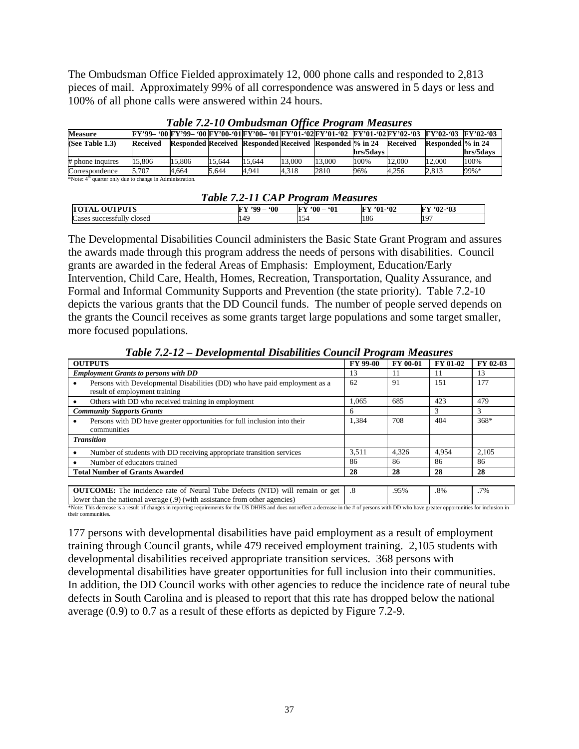The Ombudsman Office Fielded approximately 12, 000 phone calls and responded to 2,813 pieces of mail. Approximately 99% of all correspondence was answered in 5 days or less and 100% of all phone calls were answered within 24 hours.

***Table 7.2-10 Ombudsman Office Program Measures***

| Measure | FY'99– '00 | FY'99– '00 | FY'00-'01 | FY'00– '01 | FY'01-'02 | FY'01-'02 | FY'01-'02 | FY'02-'03 | FY'02-'03 | FY'02-'03 |
|---|---|---|---|---|---|---|---|---|---|---|
| (See Table 1.3) | Received | Responded | Received | Responded | Received | Responded | % in 24 hrs/5days | Received | Responded | % in 24 hrs/5days |
| # phone inquires | 15,806 | 15,806 | 15,644 | 15,644 | 13,000 | 13,000 | 100% | 12,000 | 12,000 | 100% |
| Correspondence | 5,707 | 4,664 | 5,644 | 4,941 | 4,318 | 2810 | 96% | 4,256 | 2,813 | 99%* |

*Note: 4th quarter only due to change in Administration.

***Table 7.2-11 CAP Program Measures***

| TOTAL OUTPUTS | FY '99 – '00 | FY '00 – '01 | FY '01-'02 | FY '02-'03 |
|---|---|---|---|---|
| Cases successfully closed | 149 | 154 | 186 | 197 |

The Developmental Disabilities Council administers the Basic State Grant Program and assures the awards made through this program address the needs of persons with disabilities. Council grants are awarded in the federal Areas of Emphasis: Employment, Education/Early Intervention, Child Care, Health, Homes, Recreation, Transportation, Quality Assurance, and Formal and Informal Community Supports and Prevention (the state priority). Table 7.2-10 depicts the various grants that the DD Council funds. The number of people served depends on the grants the Council receives as some grants target large populations and some target smaller, more focused populations.

***Table 7.2-12 – Developmental Disabilities Council Program Measures***

| OUTPUTS | FY 99-00 | FY 00-01 | FY 01-02 | FY 02-03 |
|---|---|---|---|---|
| ***Employment Grants to persons with DD*** | 13 | 11 | 11 | 13 |
| • Persons with Developmental Disabilities (DD) who have paid employment as a result of employment training | 62 | 91 | 151 | 177 |
| • Others with DD who received training in employment | 1,065 | 685 | 423 | 479 |
| ***Community Supports Grants*** | 6 | | 3 | 3 |
| • Persons with DD have greater opportunities for full inclusion into their communities | 1,384 | 708 | 404 | 368* |
| ***Transition*** | | | | |
| • Number of students with DD receiving appropriate transition services | 3,511 | 4,326 | 4,954 | 2,105 |
| • Number of educators trained | 86 | 86 | 86 | 86 |
| **Total Number of Grants Awarded** | **28** | **28** | **28** | **28** |
| **OUTCOME:** The incidence rate of Neural Tube Defects (NTD) will remain or get lower than the national average (.9) (with assistance from other agencies) | .8 | .95% | .8% | .7% |

*Note: This decrease is a result of changes in reporting requirements for the US DHHS and does not reflect a decrease in the # of persons with DD who have greater opportunities for inclusion in their communities.

177 persons with developmental disabilities have paid employment as a result of employment training through Council grants, while 479 received employment training. 2,105 students with developmental disabilities received appropriate transition services. 368 persons with developmental disabilities have greater opportunities for full inclusion into their communities. In addition, the DD Council works with other agencies to reduce the incidence rate of neural tube defects in South Carolina and is pleased to report that this rate has dropped below the national average (0.9) to 0.7 as a result of these efforts as depicted by Figure 7.2-9.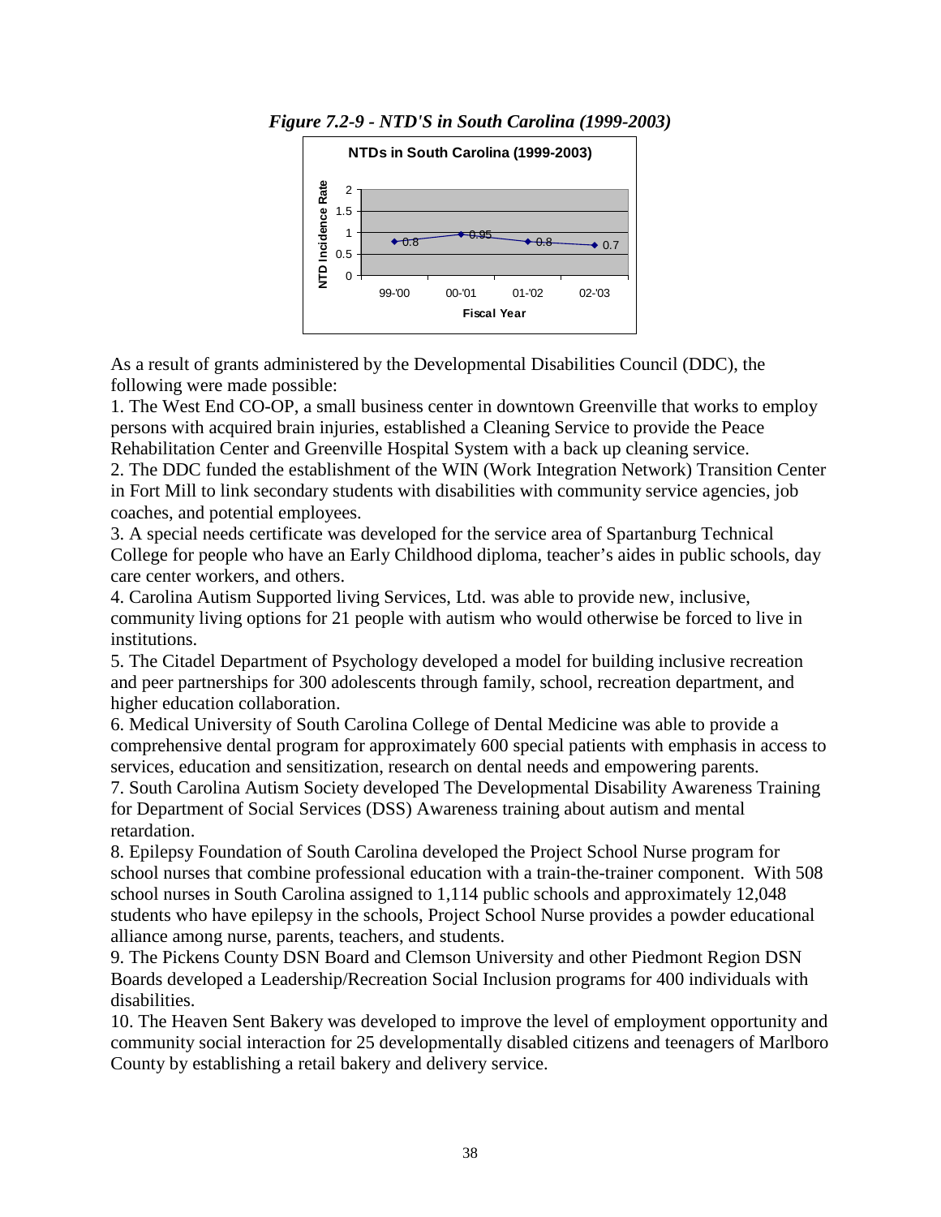*Figure 7.2-9 - NTD'S in South Carolina (1999-2003)*

**NTDs in South Carolina (1999-2003)**

| Fiscal Year | NTD Incidence Rate |
| --- | --- |
| 99-'00 | 0.8 |
| 00-'01 | 0.95 |
| 01-'02 | 0.8 |
| 02-'03 | 0.7 |

As a result of grants administered by the Developmental Disabilities Council (DDC), the following were made possible:

1. The West End CO-OP, a small business center in downtown Greenville that works to employ persons with acquired brain injuries, established a Cleaning Service to provide the Peace Rehabilitation Center and Greenville Hospital System with a back up cleaning service.
2. The DDC funded the establishment of the WIN (Work Integration Network) Transition Center in Fort Mill to link secondary students with disabilities with community service agencies, job coaches, and potential employees.
3. A special needs certificate was developed for the service area of Spartanburg Technical College for people who have an Early Childhood diploma, teacher's aides in public schools, day care center workers, and others.
4. Carolina Autism Supported living Services, Ltd. was able to provide new, inclusive, community living options for 21 people with autism who would otherwise be forced to live in institutions.
5. The Citadel Department of Psychology developed a model for building inclusive recreation and peer partnerships for 300 adolescents through family, school, recreation department, and higher education collaboration.
6. Medical University of South Carolina College of Dental Medicine was able to provide a comprehensive dental program for approximately 600 special patients with emphasis in access to services, education and sensitization, research on dental needs and empowering parents.
7. South Carolina Autism Society developed The Developmental Disability Awareness Training for Department of Social Services (DSS) Awareness training about autism and mental retardation.
8. Epilepsy Foundation of South Carolina developed the Project School Nurse program for school nurses that combine professional education with a train-the-trainer component. With 508 school nurses in South Carolina assigned to 1,114 public schools and approximately 12,048 students who have epilepsy in the schools, Project School Nurse provides a powder educational alliance among nurse, parents, teachers, and students.
9. The Pickens County DSN Board and Clemson University and other Piedmont Region DSN Boards developed a Leadership/Recreation Social Inclusion programs for 400 individuals with disabilities.
10. The Heaven Sent Bakery was developed to improve the level of employment opportunity and community social interaction for 25 developmentally disabled citizens and teenagers of Marlboro County by establishing a retail bakery and delivery service.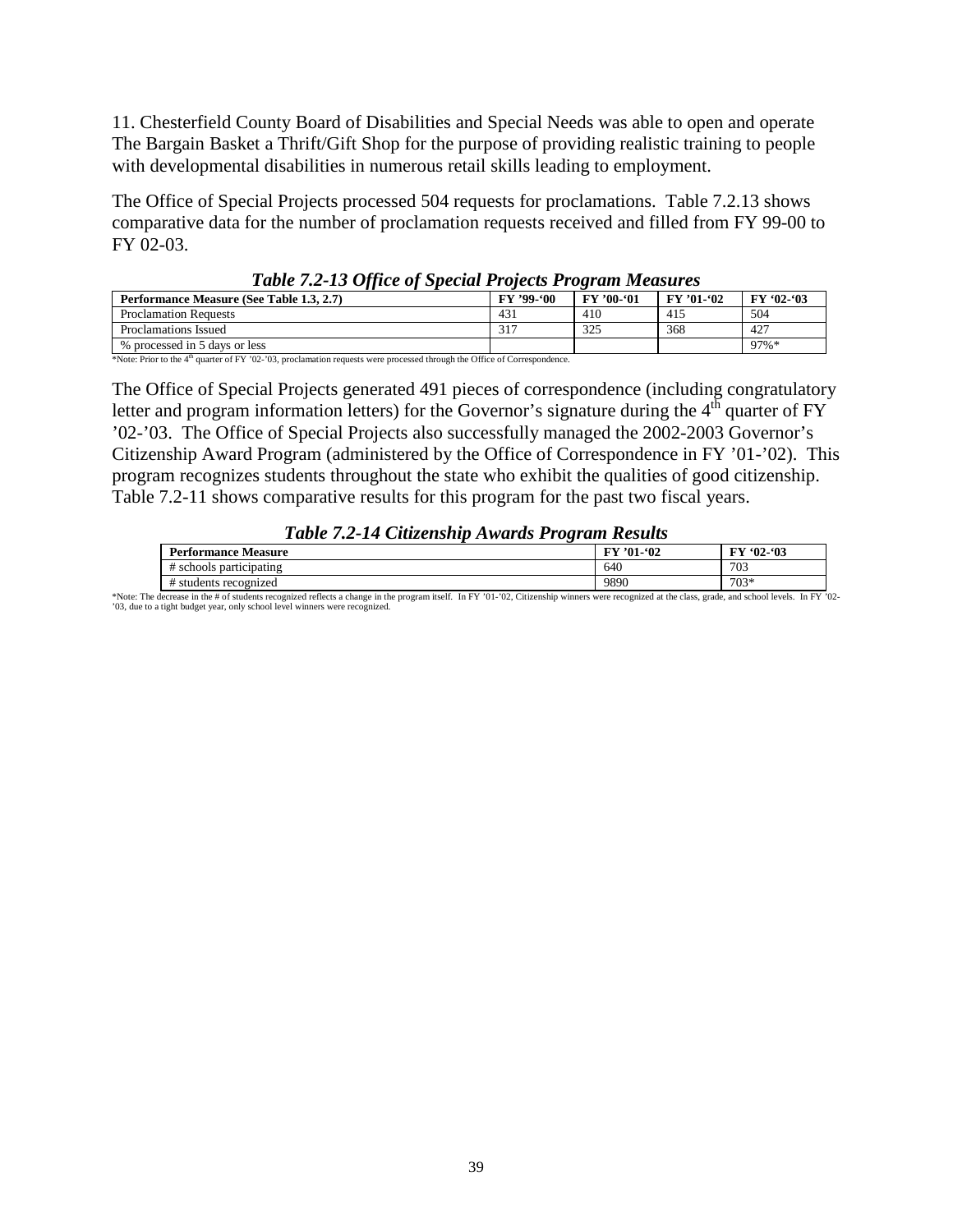11. Chesterfield County Board of Disabilities and Special Needs was able to open and operate The Bargain Basket a Thrift/Gift Shop for the purpose of providing realistic training to people with developmental disabilities in numerous retail skills leading to employment.

The Office of Special Projects processed 504 requests for proclamations. Table 7.2.13 shows comparative data for the number of proclamation requests received and filled from FY 99-00 to FY 02-03.

***Table 7.2-13 Office of Special Projects Program Measures***

| Performance Measure (See Table 1.3, 2.7) | FY '99-'00 | FY '00-'01 | FY '01-'02 | FY '02-'03 |
|---|---|---|---|---|
| Proclamation Requests | 431 | 410 | 415 | 504 |
| Proclamations Issued | 317 | 325 | 368 | 427 |
| % processed in 5 days or less | | | | 97%* |

*Note: Prior to the 4th quarter of FY '02-'03, proclamation requests were processed through the Office of Correspondence.

The Office of Special Projects generated 491 pieces of correspondence (including congratulatory letter and program information letters) for the Governor's signature during the 4th quarter of FY '02-'03. The Office of Special Projects also successfully managed the 2002-2003 Governor's Citizenship Award Program (administered by the Office of Correspondence in FY '01-'02). This program recognizes students throughout the state who exhibit the qualities of good citizenship. Table 7.2-11 shows comparative results for this program for the past two fiscal years.

***Table 7.2-14 Citizenship Awards Program Results***

| Performance Measure | FY '01-'02 | FY '02-'03 |
|---|---|---|
| # schools participating | 640 | 703 |
| # students recognized | 9890 | 703* |

*Note: The decrease in the # of students recognized reflects a change in the program itself. In FY '01-'02, Citizenship winners were recognized at the class, grade, and school levels. In FY '02-'03, due to a tight budget year, only school level winners were recognized.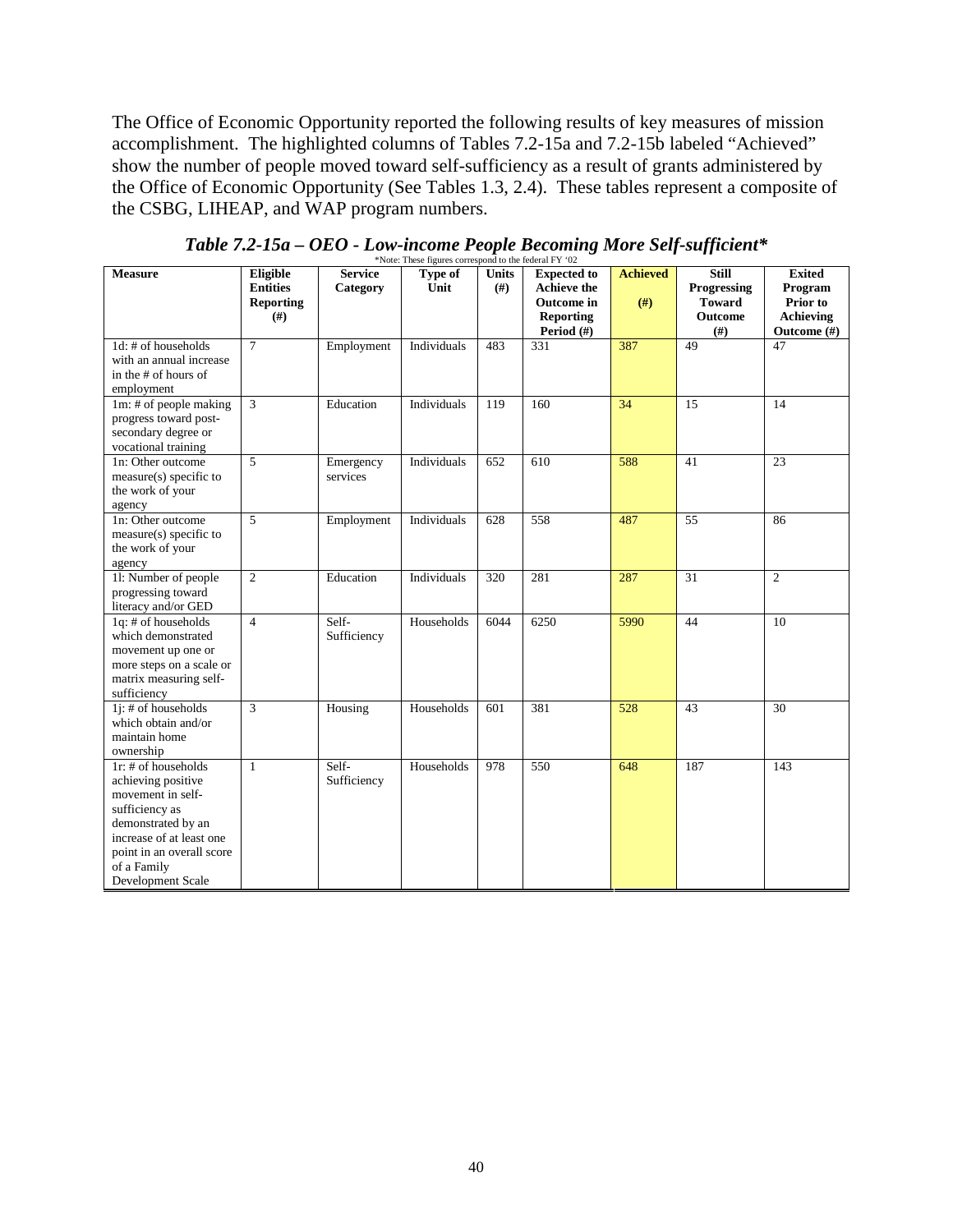The Office of Economic Opportunity reported the following results of key measures of mission accomplishment. The highlighted columns of Tables 7.2-15a and 7.2-15b labeled "Achieved" show the number of people moved toward self-sufficiency as a result of grants administered by the Office of Economic Opportunity (See Tables 1.3, 2.4). These tables represent a composite of the CSBG, LIHEAP, and WAP program numbers.

***Table 7.2-15a – OEO - Low-income People Becoming More Self-sufficient****

*Note: These figures correspond to the federal FY '02

| Measure | Eligible Entities Reporting (#) | Service Category | Type of Unit | Units (#) | Expected to Achieve the Outcome in Reporting Period (#) | Achieved (#) | Still Progressing Toward Outcome (#) | Exited Program Prior to Achieving Outcome (#) |
|---|---|---|---|---|---|---|---|---|
| 1d: # of households with an annual increase in the # of hours of employment | 7 | Employment | Individuals | 483 | 331 | 387 | 49 | 47 |
| 1m: # of people making progress toward post-secondary degree or vocational training | 3 | Education | Individuals | 119 | 160 | 34 | 15 | 14 |
| 1n: Other outcome measure(s) specific to the work of your agency | 5 | Emergency services | Individuals | 652 | 610 | 588 | 41 | 23 |
| 1n: Other outcome measure(s) specific to the work of your agency | 5 | Employment | Individuals | 628 | 558 | 487 | 55 | 86 |
| 1l: Number of people progressing toward literacy and/or GED | 2 | Education | Individuals | 320 | 281 | 287 | 31 | 2 |
| 1q: # of households which demonstrated movement up one or more steps on a scale or matrix measuring self-sufficiency | 4 | Self-Sufficiency | Households | 6044 | 6250 | 5990 | 44 | 10 |
| 1j: # of households which obtain and/or maintain home ownership | 3 | Housing | Households | 601 | 381 | 528 | 43 | 30 |
| 1r: # of households achieving positive movement in self-sufficiency as demonstrated by an increase of at least one point in an overall score of a Family Development Scale | 1 | Self-Sufficiency | Households | 978 | 550 | 648 | 187 | 143 |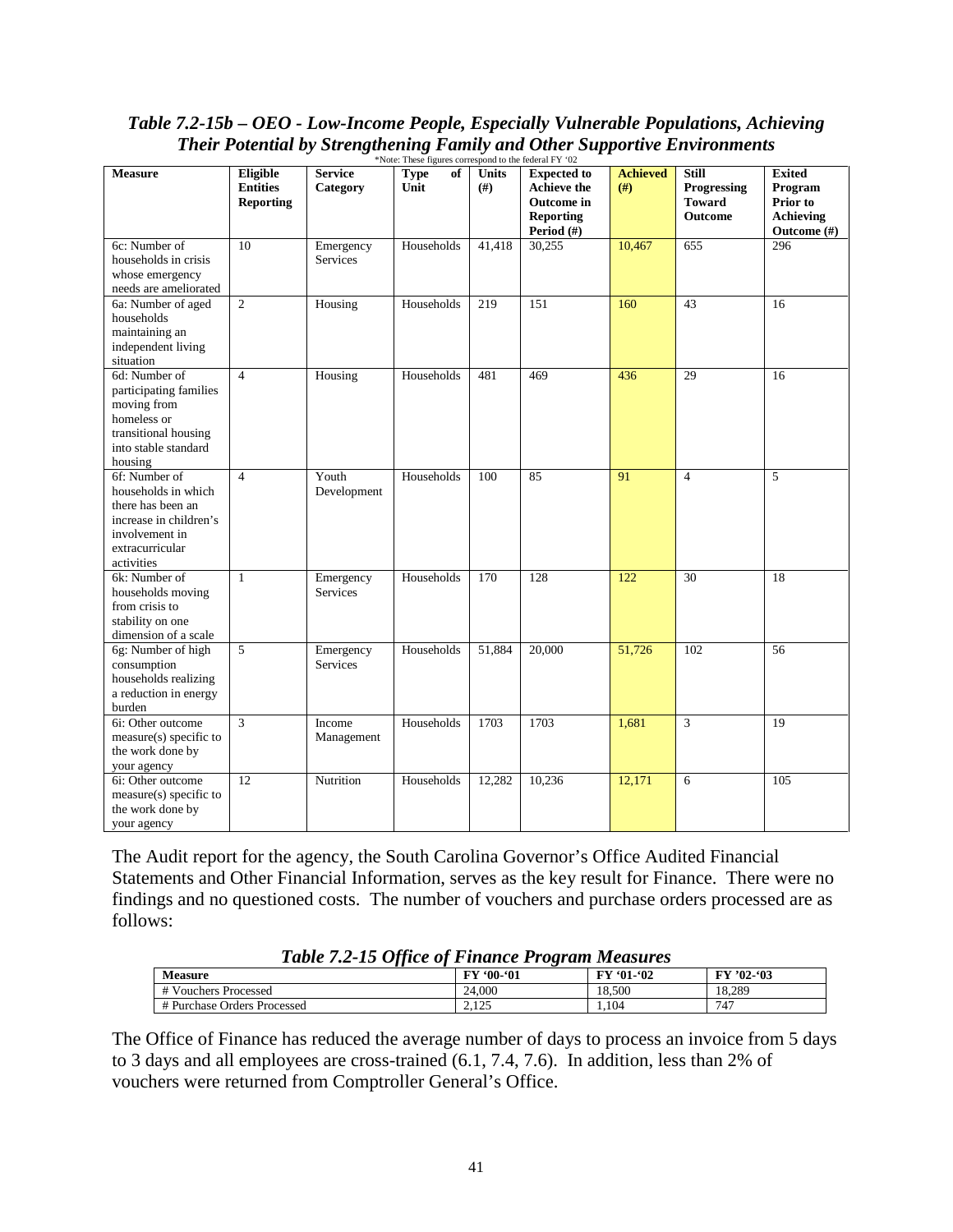### *Table 7.2-15b – OEO - Low-Income People, Especially Vulnerable Populations, Achieving Their Potential by Strengthening Family and Other Supportive Environments*

*Note: These figures correspond to the federal FY '02

| Measure | Eligible Entities Reporting | Service Category | Type of Unit | Units (#) | Expected to Achieve the Outcome in Reporting Period (#) | Achieved (#) | Still Progressing Toward Outcome | Exited Program Prior to Achieving Outcome (#) |
|---|---|---|---|---|---|---|---|---|
| 6c: Number of households in crisis whose emergency needs are ameliorated | 10 | Emergency Services | Households | 41,418 | 30,255 | 10,467 | 655 | 296 |
| 6a: Number of aged households maintaining an independent living situation | 2 | Housing | Households | 219 | 151 | 160 | 43 | 16 |
| 6d: Number of participating families moving from homeless or transitional housing into stable standard housing | 4 | Housing | Households | 481 | 469 | 436 | 29 | 16 |
| 6f: Number of households in which there has been an increase in children's involvement in extracurricular activities | 4 | Youth Development | Households | 100 | 85 | 91 | 4 | 5 |
| 6k: Number of households moving from crisis to stability on one dimension of a scale | 1 | Emergency Services | Households | 170 | 128 | 122 | 30 | 18 |
| 6g: Number of high consumption households realizing a reduction in energy burden | 5 | Emergency Services | Households | 51,884 | 20,000 | 51,726 | 102 | 56 |
| 6i: Other outcome measure(s) specific to the work done by your agency | 3 | Income Management | Households | 1703 | 1703 | 1,681 | 3 | 19 |
| 6i: Other outcome measure(s) specific to the work done by your agency | 12 | Nutrition | Households | 12,282 | 10,236 | 12,171 | 6 | 105 |

The Audit report for the agency, the South Carolina Governor's Office Audited Financial Statements and Other Financial Information, serves as the key result for Finance. There were no findings and no questioned costs. The number of vouchers and purchase orders processed are as follows:

### *Table 7.2-15 Office of Finance Program Measures*

| Measure | FY '00-'01 | FY '01-'02 | FY '02-'03 |
|---|---|---|---|
| # Vouchers Processed | 24,000 | 18,500 | 18,289 |
| # Purchase Orders Processed | 2,125 | 1,104 | 747 |

The Office of Finance has reduced the average number of days to process an invoice from 5 days to 3 days and all employees are cross-trained (6.1, 7.4, 7.6). In addition, less than 2% of vouchers were returned from Comptroller General's Office.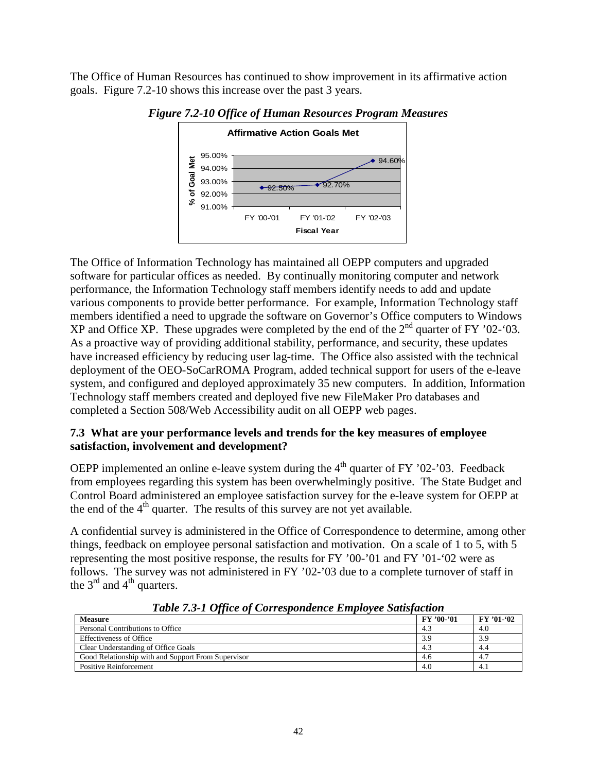The Office of Human Resources has continued to show improvement in its affirmative action goals. Figure 7.2-10 shows this increase over the past 3 years.

***Figure 7.2-10 Office of Human Resources Program Measures***

**Affirmative Action Goals Met**

| Fiscal Year | % of Goal Met |
|---|---|
| FY '00-'01 | 92.50% |
| FY '01-'02 | 92.70% |
| FY '02-'03 | 94.60% |

The Office of Information Technology has maintained all OEPP computers and upgraded software for particular offices as needed. By continually monitoring computer and network performance, the Information Technology staff members identify needs to add and update various components to provide better performance. For example, Information Technology staff members identified a need to upgrade the software on Governor's Office computers to Windows XP and Office XP. These upgrades were completed by the end of the 2nd quarter of FY '02-'03. As a proactive way of providing additional stability, performance, and security, these updates have increased efficiency by reducing user lag-time. The Office also assisted with the technical deployment of the OEO-SoCarROMA Program, added technical support for users of the e-leave system, and configured and deployed approximately 35 new computers. In addition, Information Technology staff members created and deployed five new FileMaker Pro databases and completed a Section 508/Web Accessibility audit on all OEPP web pages.

### 7.3 What are your performance levels and trends for the key measures of employee satisfaction, involvement and development?

OEPP implemented an online e-leave system during the 4th quarter of FY '02-'03. Feedback from employees regarding this system has been overwhelmingly positive. The State Budget and Control Board administered an employee satisfaction survey for the e-leave system for OEPP at the end of the 4th quarter. The results of this survey are not yet available.

A confidential survey is administered in the Office of Correspondence to determine, among other things, feedback on employee personal satisfaction and motivation. On a scale of 1 to 5, with 5 representing the most positive response, the results for FY '00-'01 and FY '01-'02 were as follows. The survey was not administered in FY '02-'03 due to a complete turnover of staff in the 3rd and 4th quarters.

***Table 7.3-1 Office of Correspondence Employee Satisfaction***

| Measure | FY '00-'01 | FY '01-'02 |
|---|---|---|
| Personal Contributions to Office | 4.3 | 4.0 |
| Effectiveness of Office | 3.9 | 3.9 |
| Clear Understanding of Office Goals | 4.3 | 4.4 |
| Good Relationship with and Support From Supervisor | 4.6 | 4.7 |
| Positive Reinforcement | 4.0 | 4.1 |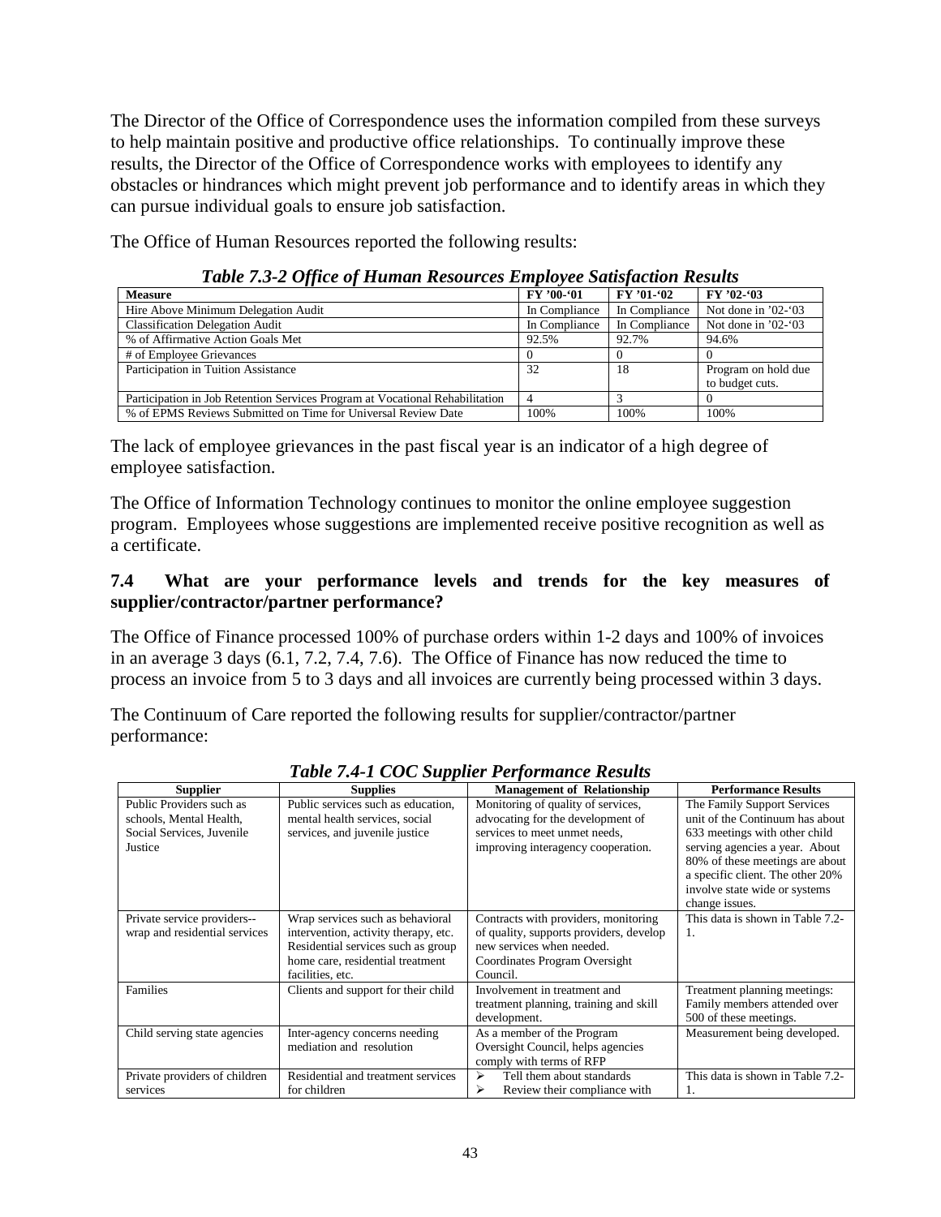The Director of the Office of Correspondence uses the information compiled from these surveys to help maintain positive and productive office relationships. To continually improve these results, the Director of the Office of Correspondence works with employees to identify any obstacles or hindrances which might prevent job performance and to identify areas in which they can pursue individual goals to ensure job satisfaction.

The Office of Human Resources reported the following results:

***Table 7.3-2 Office of Human Resources Employee Satisfaction Results***

| Measure | FY '00-'01 | FY '01-'02 | FY '02-'03 |
|---|---|---|---|
| Hire Above Minimum Delegation Audit | In Compliance | In Compliance | Not done in '02-'03 |
| Classification Delegation Audit | In Compliance | In Compliance | Not done in '02-'03 |
| % of Affirmative Action Goals Met | 92.5% | 92.7% | 94.6% |
| # of Employee Grievances | 0 | 0 | 0 |
| Participation in Tuition Assistance | 32 | 18 | Program on hold due to budget cuts. |
| Participation in Job Retention Services Program at Vocational Rehabilitation | 4 | 3 | 0 |
| % of EPMS Reviews Submitted on Time for Universal Review Date | 100% | 100% | 100% |

The lack of employee grievances in the past fiscal year is an indicator of a high degree of employee satisfaction.

The Office of Information Technology continues to monitor the online employee suggestion program. Employees whose suggestions are implemented receive positive recognition as well as a certificate.

### 7.4 What are your performance levels and trends for the key measures of supplier/contractor/partner performance?

The Office of Finance processed 100% of purchase orders within 1-2 days and 100% of invoices in an average 3 days (6.1, 7.2, 7.4, 7.6). The Office of Finance has now reduced the time to process an invoice from 5 to 3 days and all invoices are currently being processed within 3 days.

The Continuum of Care reported the following results for supplier/contractor/partner performance:

***Table 7.4-1 COC Supplier Performance Results***

| Supplier | Supplies | Management of Relationship | Performance Results |
|---|---|---|---|
| Public Providers such as schools, Mental Health, Social Services, Juvenile Justice | Public services such as education, mental health services, social services, and juvenile justice | Monitoring of quality of services, advocating for the development of services to meet unmet needs, improving interagency cooperation. | The Family Support Services unit of the Continuum has about 633 meetings with other child serving agencies a year. About 80% of these meetings are about a specific client. The other 20% involve state wide or systems change issues. |
| Private service providers--wrap and residential services | Wrap services such as behavioral intervention, activity therapy, etc. Residential services such as group home care, residential treatment facilities, etc. | Contracts with providers, monitoring of quality, supports providers, develop new services when needed. Coordinates Program Oversight Council. | This data is shown in Table 7.2-1. |
| Families | Clients and support for their child | Involvement in treatment and treatment planning, training and skill development. | Treatment planning meetings: Family members attended over 500 of these meetings. |
| Child serving state agencies | Inter-agency concerns needing mediation and resolution | As a member of the Program Oversight Council, helps agencies comply with terms of RFP | Measurement being developed. |
| Private providers of children services | Residential and treatment services for children | ➢ Tell them about standards<br>➢ Review their compliance with | This data is shown in Table 7.2-1. |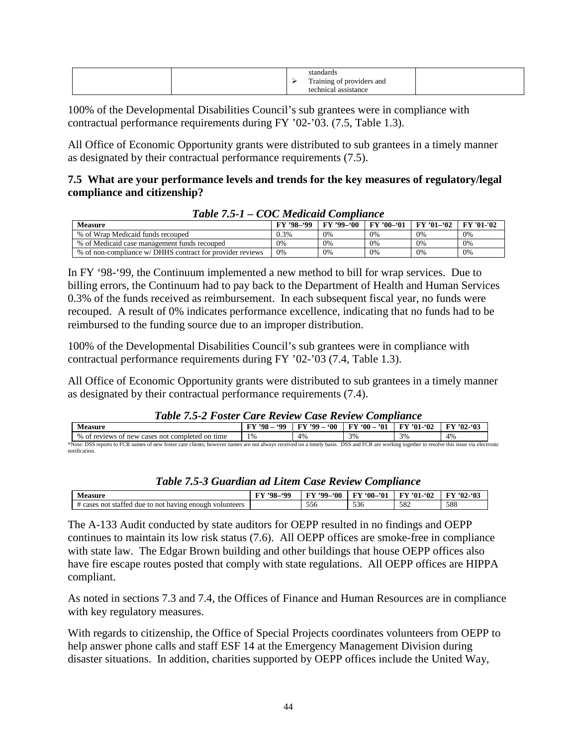| | | standards<br>➢ Training of providers and technical assistance | |
|---|---|---|---|

100% of the Developmental Disabilities Council's sub grantees were in compliance with contractual performance requirements during FY '02-'03. (7.5, Table 1.3).

All Office of Economic Opportunity grants were distributed to sub grantees in a timely manner as designated by their contractual performance requirements (7.5).

### 7.5 What are your performance levels and trends for the key measures of regulatory/legal compliance and citizenship?

*Table 7.5-1 – COC Medicaid Compliance*

| Measure | FY '98–'99 | FY '99–'00 | FY '00–'01 | FY '01–'02 | FY '01-'02 |
|---|---|---|---|---|---|
| % of Wrap Medicaid funds recouped | 0.3% | 0% | 0% | 0% | 0% |
| % of Medicaid case management funds recouped | 0% | 0% | 0% | 0% | 0% |
| % of non-compliance w/ DHHS contract for provider reviews | 0% | 0% | 0% | 0% | 0% |

In FY '98-'99, the Continuum implemented a new method to bill for wrap services. Due to billing errors, the Continuum had to pay back to the Department of Health and Human Services 0.3% of the funds received as reimbursement. In each subsequent fiscal year, no funds were recouped. A result of 0% indicates performance excellence, indicating that no funds had to be reimbursed to the funding source due to an improper distribution.

100% of the Developmental Disabilities Council's sub grantees were in compliance with contractual performance requirements during FY '02-'03 (7.4, Table 1.3).

All Office of Economic Opportunity grants were distributed to sub grantees in a timely manner as designated by their contractual performance requirements (7.4).

*Table 7.5-2 Foster Care Review Case Review Compliance*

| Measure | FY '98 – '99 | FY '99 – '00 | FY '00 – '01 | FY '01-'02 | FY '02-'03 |
|---|---|---|---|---|---|
| % of reviews of new cases not completed on time | 1% | 4% | 3% | 3% | 4% |

*Note: DSS reports to FCR names of new foster care clients; however names are not always received on a timely basis. DSS and FCR are working together to resolve this issue via electronic notification.

*Table 7.5-3 Guardian ad Litem Case Review Compliance*

| Measure | FY '98–'99 | FY '99–'00 | FY '00–'01 | FY '01-'02 | FY '02-'03 |
|---|---|---|---|---|---|
| # cases not staffed due to not having enough volunteers | | 556 | 536 | 582 | 588 |

The A-133 Audit conducted by state auditors for OEPP resulted in no findings and OEPP continues to maintain its low risk status (7.6). All OEPP offices are smoke-free in compliance with state law. The Edgar Brown building and other buildings that house OEPP offices also have fire escape routes posted that comply with state regulations. All OEPP offices are HIPPA compliant.

As noted in sections 7.3 and 7.4, the Offices of Finance and Human Resources are in compliance with key regulatory measures.

With regards to citizenship, the Office of Special Projects coordinates volunteers from OEPP to help answer phone calls and staff ESF 14 at the Emergency Management Division during disaster situations. In addition, charities supported by OEPP offices include the United Way,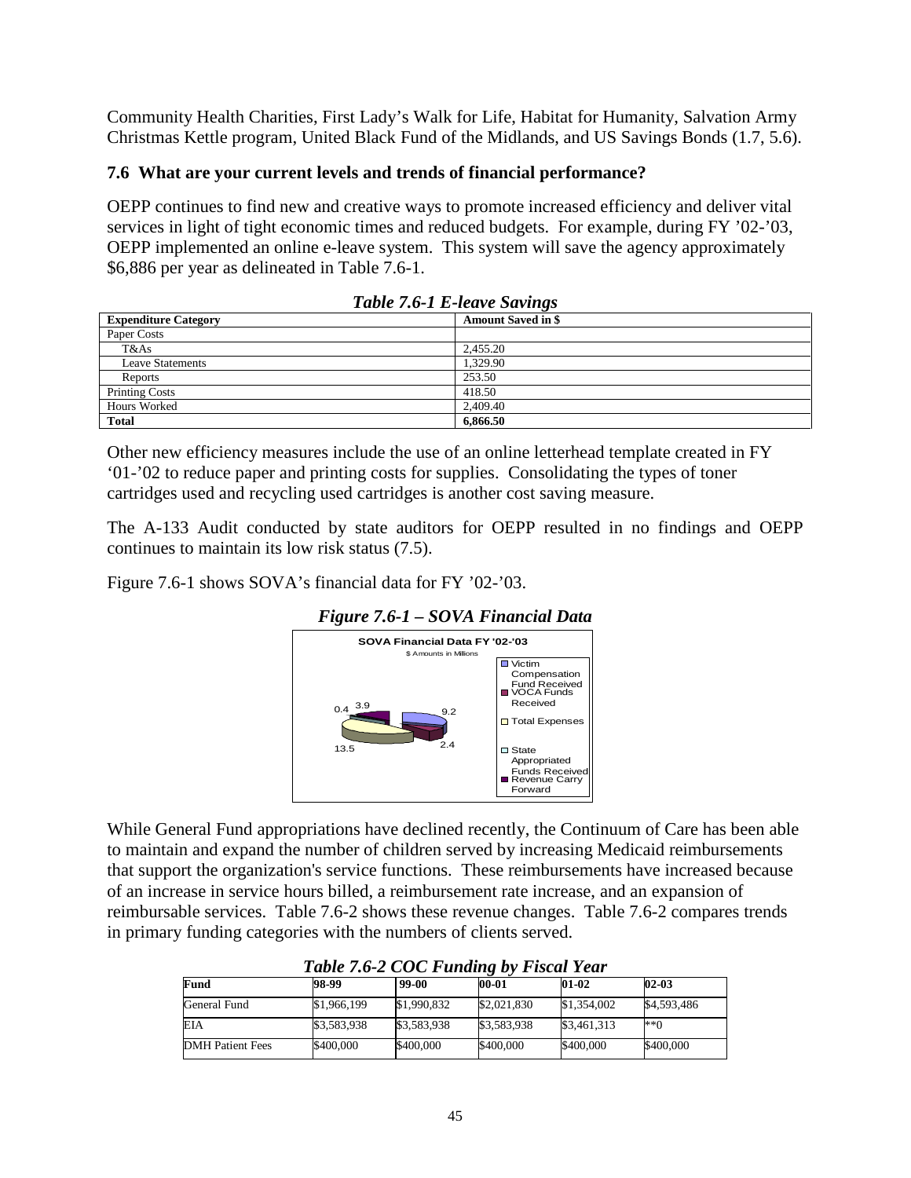Community Health Charities, First Lady's Walk for Life, Habitat for Humanity, Salvation Army Christmas Kettle program, United Black Fund of the Midlands, and US Savings Bonds (1.7, 5.6).

### 7.6 What are your current levels and trends of financial performance?

OEPP continues to find new and creative ways to promote increased efficiency and deliver vital services in light of tight economic times and reduced budgets. For example, during FY '02-'03, OEPP implemented an online e-leave system. This system will save the agency approximately $6,886 per year as delineated in Table 7.6-1.

*Table 7.6-1 E-leave Savings*

| Expenditure Category | Amount Saved in $ |
|---|---|
| Paper Costs | |
| T&As | 2,455.20 |
| Leave Statements | 1,329.90 |
| Reports | 253.50 |
| Printing Costs | 418.50 |
| Hours Worked | 2,409.40 |
| **Total** | **6,866.50** |

Other new efficiency measures include the use of an online letterhead template created in FY '01-'02 to reduce paper and printing costs for supplies. Consolidating the types of toner cartridges used and recycling used cartridges is another cost saving measure.

The A-133 Audit conducted by state auditors for OEPP resulted in no findings and OEPP continues to maintain its low risk status (7.5).

Figure 7.6-1 shows SOVA's financial data for FY '02-'03.

*Figure 7.6-1 – SOVA Financial Data*

SOVA Financial Data FY '02-'03

$ Amounts in Millions

- Victim Compensation Fund Received: 9.2
- VOCA Funds Received: 2.4
- Total Expenses: 13.5
- State Appropriated Funds Received: 0.4
- Revenue Carry Forward: 3.9

While General Fund appropriations have declined recently, the Continuum of Care has been able to maintain and expand the number of children served by increasing Medicaid reimbursements that support the organization's service functions. These reimbursements have increased because of an increase in service hours billed, a reimbursement rate increase, and an expansion of reimbursable services. Table 7.6-2 shows these revenue changes. Table 7.6-2 compares trends in primary funding categories with the numbers of clients served.

*Table 7.6-2 COC Funding by Fiscal Year*

| Fund | 98-99 | 99-00 | 00-01 | 01-02 | 02-03 |
|---|---|---|---|---|---|
| General Fund | $1,966,199 | $1,990,832 | $2,021,830 | $1,354,002 | $4,593,486 |
| EIA | $3,583,938 | $3,583,938 | $3,583,938 | $3,461,313 | **0 |
| DMH Patient Fees | $400,000 | $400,000 | $400,000 | $400,000 | $400,000 |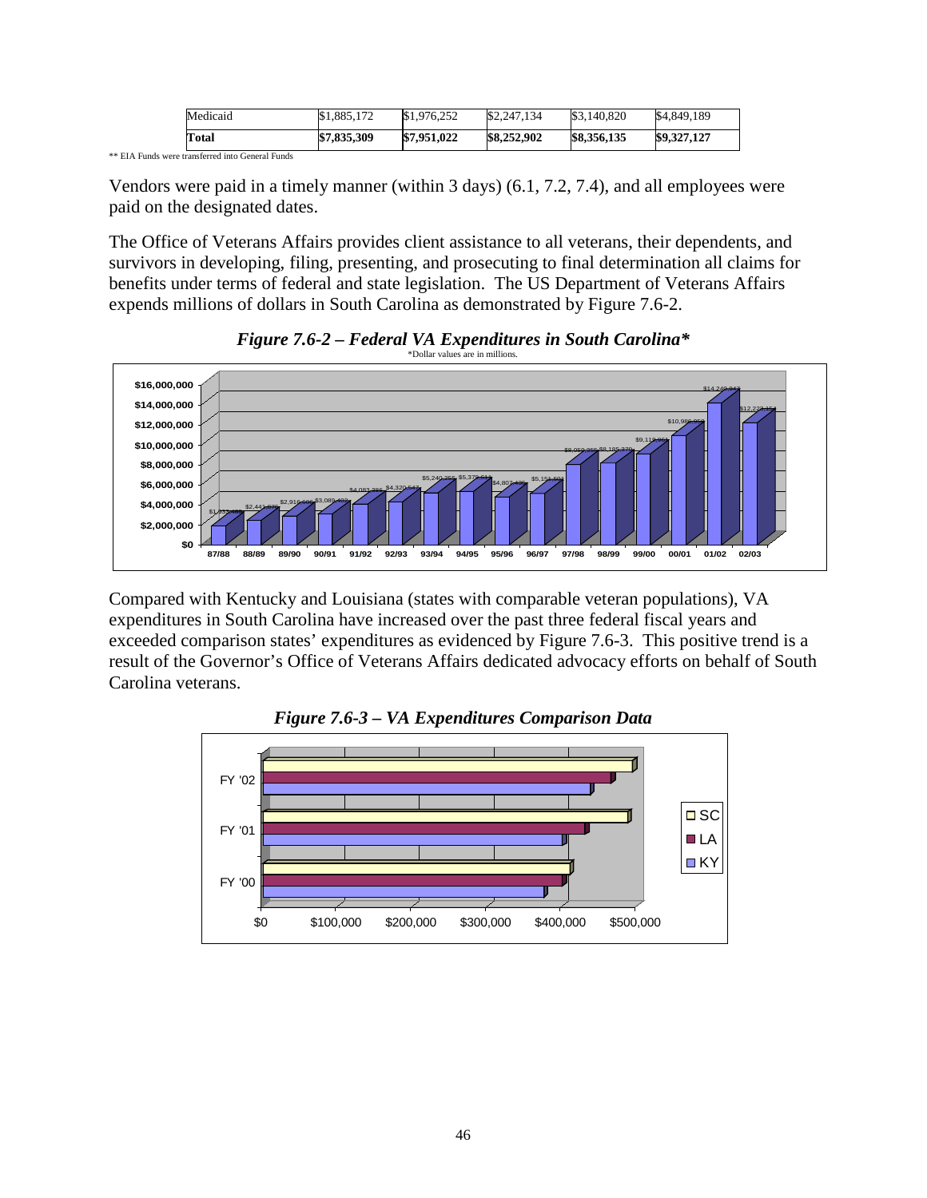| | | | | | |
|---|---|---|---|---|---|
| Medicaid | $1,885,172 | $1,976,252 | $2,247,134 | $3,140,820 | $4,849,189 |
| **Total** | **$7,835,309** | **$7,951,022** | **$8,252,902** | **$8,356,135** | **$9,327,127** |

** EIA Funds were transferred into General Funds

Vendors were paid in a timely manner (within 3 days) (6.1, 7.2, 7.4), and all employees were paid on the designated dates.

The Office of Veterans Affairs provides client assistance to all veterans, their dependents, and survivors in developing, filing, presenting, and prosecuting to final determination all claims for benefits under terms of federal and state legislation. The US Department of Veterans Affairs expends millions of dollars in South Carolina as demonstrated by Figure 7.6-2.

***Figure 7.6-2 – Federal VA Expenditures in South Carolina****

*Dollar values are in millions.

$16,000,000
$14,000,000
$12,000,000
$10,000,000
$8,000,000
$6,000,000
$4,000,000
$2,000,000
$0

87/88 88/89 89/90 90/91 91/92 92/93 93/94 94/95 95/96 96/97 97/98 98/99 99/00 00/01 01/02 02/03

$1,833,498 $2,441,875 $2,916,505 $3,089,402 $4,083,386 $4,320,547 $5,240,355 $5,379,613 $4,807,435 $5,151,591 $8,059,355 $8,185,379 $9,119,951 $10,986,050 $14,240,847 $12,222,154

Compared with Kentucky and Louisiana (states with comparable veteran populations), VA expenditures in South Carolina have increased over the past three federal fiscal years and exceeded comparison states' expenditures as evidenced by Figure 7.6-3. This positive trend is a result of the Governor's Office of Veterans Affairs dedicated advocacy efforts on behalf of South Carolina veterans.

***Figure 7.6-3 – VA Expenditures Comparison Data***

FY '02
FY '01
FY '00

$0 $100,000 $200,000 $300,000 $400,000 $500,000

SC
LA
KY